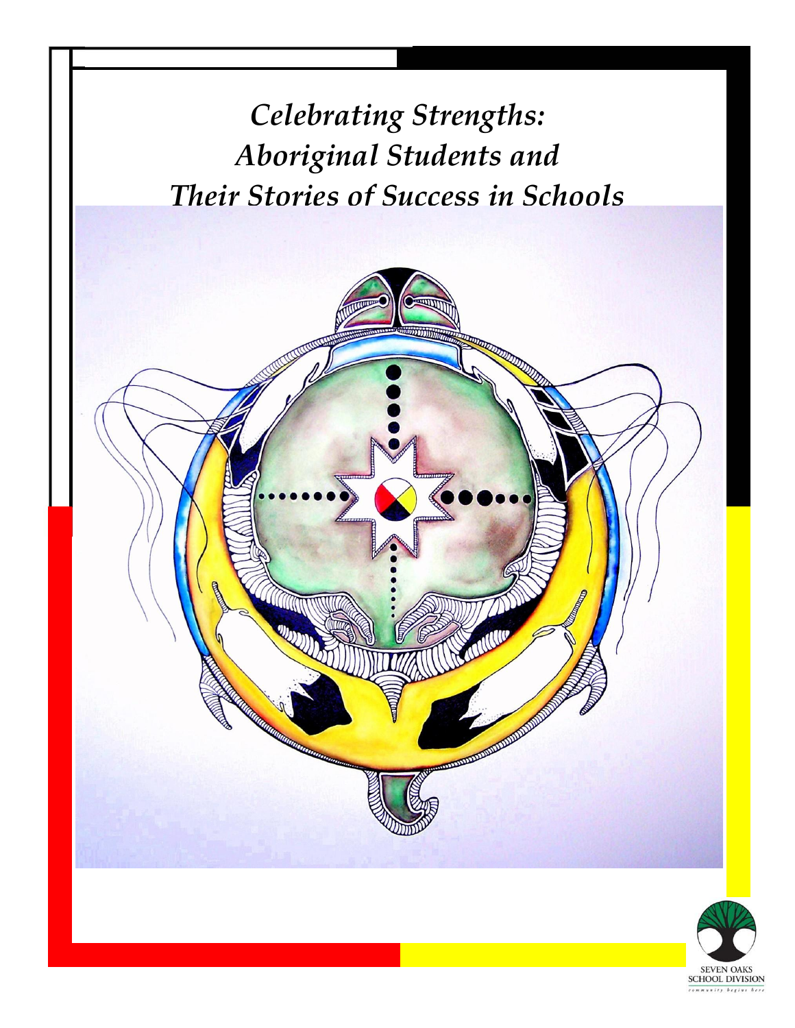# *Celebrating Strengths: Aboriginal Students and Their Stories of Success in Schools*

SEVEN OAKS SCHOOL DIVISION

*community begins here*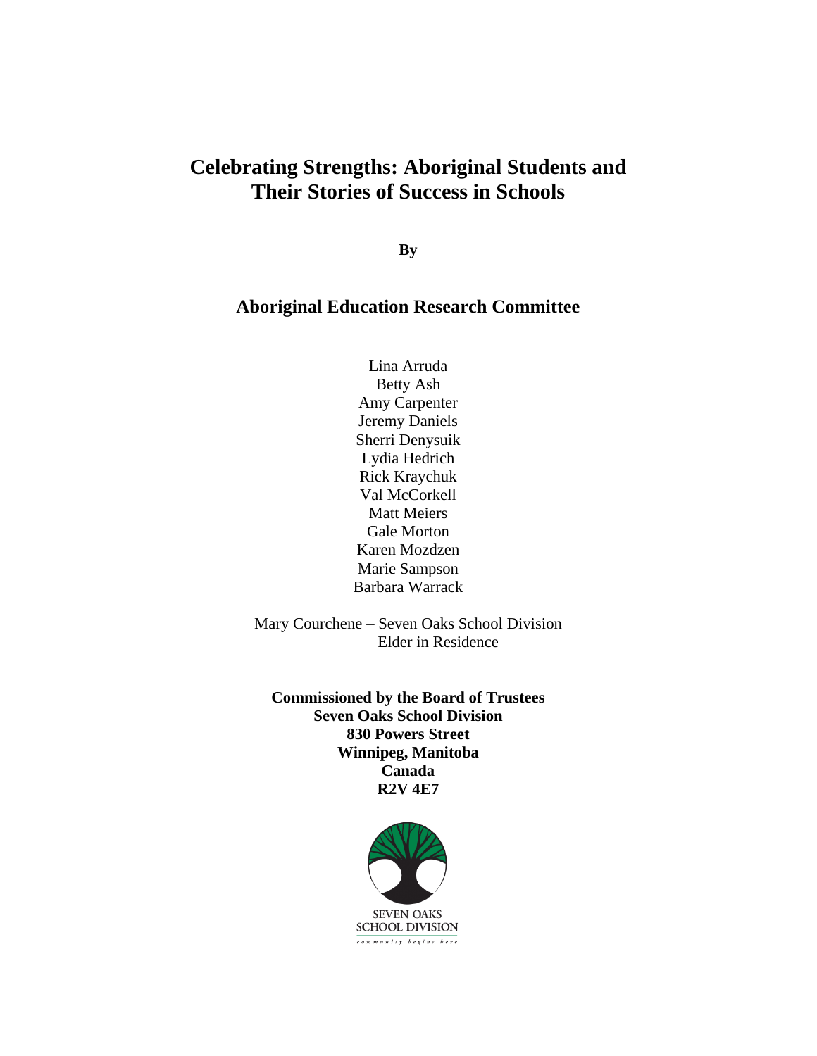# Celebrating Strengths: Aboriginal Students and Their Stories of Success in Schools

**By**

## Aboriginal Education Research Committee

Lina Arruda
Betty Ash
Amy Carpenter
Jeremy Daniels
Sherri Denysuik
Lydia Hedrich
Rick Kraychuk
Val McCorkell
Matt Meiers
Gale Morton
Karen Mozdzen
Marie Sampson
Barbara Warrack

Mary Courchene – Seven Oaks School Division
Elder in Residence

**Commissioned by the Board of Trustees**
**Seven Oaks School Division**
**830 Powers Street**
**Winnipeg, Manitoba**
**Canada**
**R2V 4E7**

SEVEN OAKS
SCHOOL DIVISION
*community begins here*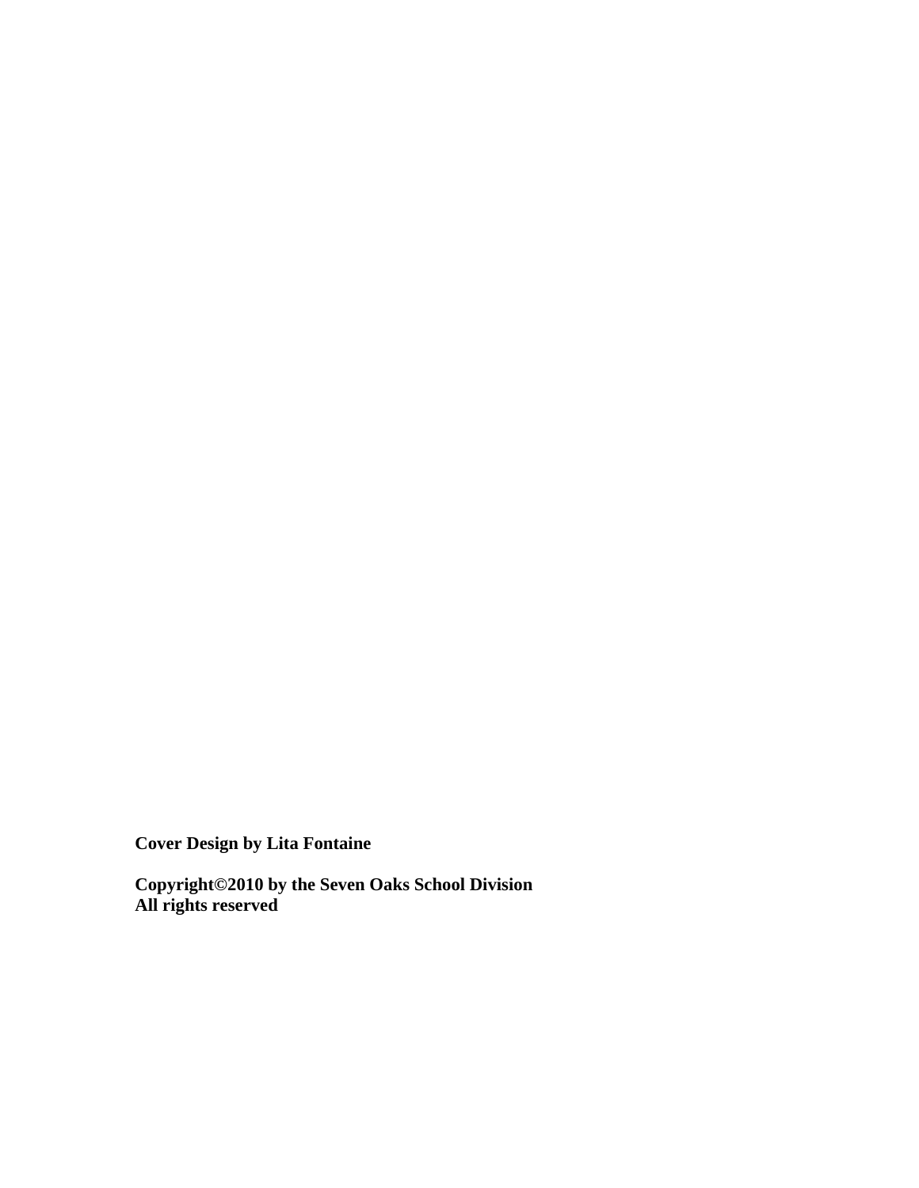**Cover Design by Lita Fontaine**

**Copyright©2010 by the Seven Oaks School Division**
**All rights reserved**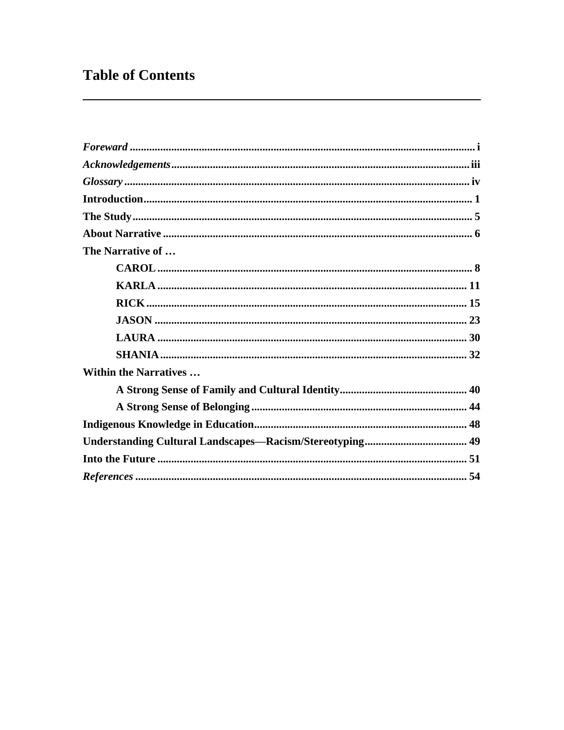# Table of Contents

*Foreward* ..... i

*Acknowledgements* ..... iii

*Glossary* ..... iv

**Introduction** ..... 1

**The Study** ..... 5

**About Narrative** ..... 6

**The Narrative of …**

- **CAROL** ..... 8
- **KARLA** ..... 11
- **RICK** ..... 15
- **JASON** ..... 23
- **LAURA** ..... 30
- **SHANIA** ..... 32

**Within the Narratives …**

- **A Strong Sense of Family and Cultural Identity** ..... 40
- **A Strong Sense of Belonging** ..... 44

**Indigenous Knowledge in Education** ..... 48

**Understanding Cultural Landscapes—Racism/Stereotyping** ..... 49

**Into the Future** ..... 51

*References* ..... 54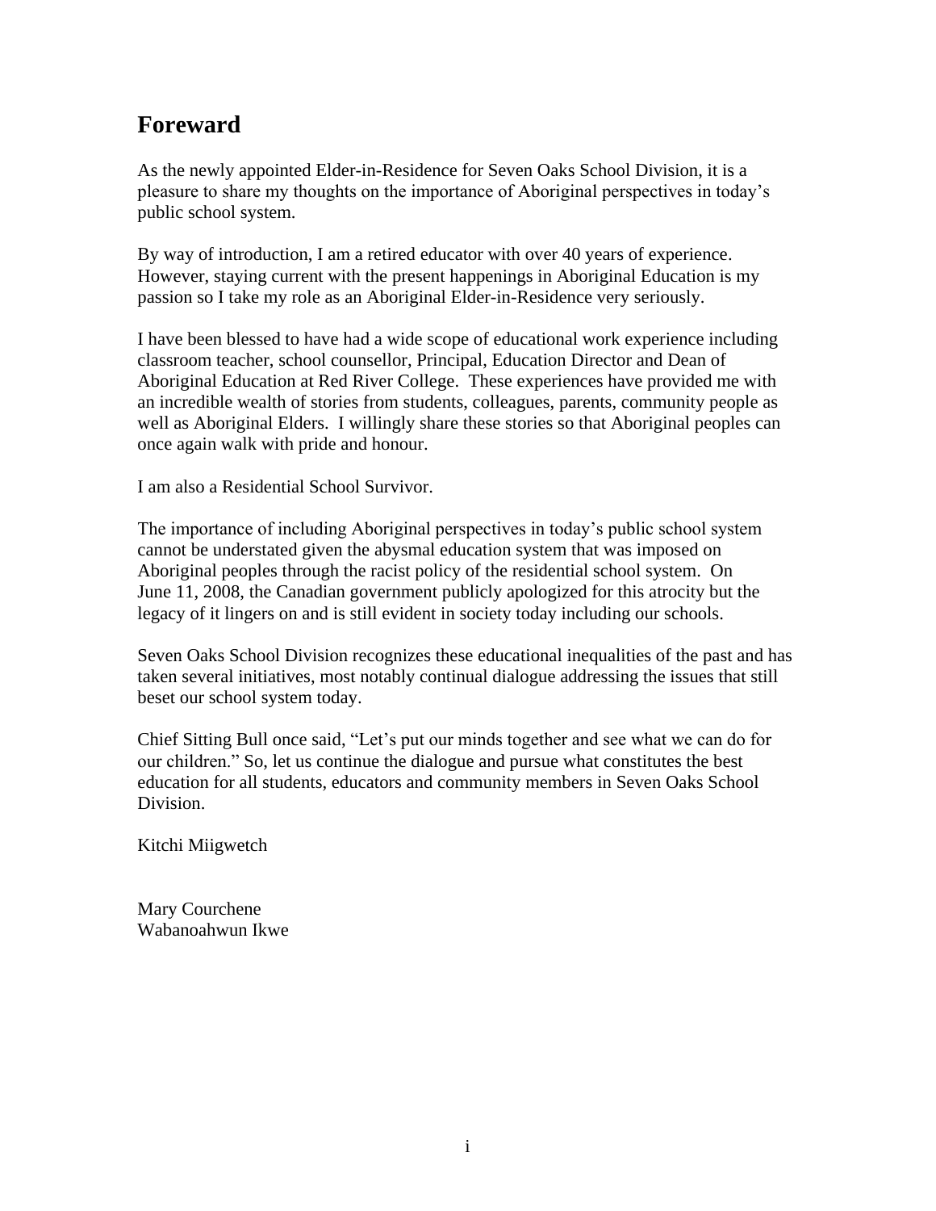# Foreward

As the newly appointed Elder-in-Residence for Seven Oaks School Division, it is a pleasure to share my thoughts on the importance of Aboriginal perspectives in today's public school system.

By way of introduction, I am a retired educator with over 40 years of experience. However, staying current with the present happenings in Aboriginal Education is my passion so I take my role as an Aboriginal Elder-in-Residence very seriously.

I have been blessed to have had a wide scope of educational work experience including classroom teacher, school counsellor, Principal, Education Director and Dean of Aboriginal Education at Red River College. These experiences have provided me with an incredible wealth of stories from students, colleagues, parents, community people as well as Aboriginal Elders. I willingly share these stories so that Aboriginal peoples can once again walk with pride and honour.

I am also a Residential School Survivor.

The importance of including Aboriginal perspectives in today's public school system cannot be understated given the abysmal education system that was imposed on Aboriginal peoples through the racist policy of the residential school system. On June 11, 2008, the Canadian government publicly apologized for this atrocity but the legacy of it lingers on and is still evident in society today including our schools.

Seven Oaks School Division recognizes these educational inequalities of the past and has taken several initiatives, most notably continual dialogue addressing the issues that still beset our school system today.

Chief Sitting Bull once said, "Let's put our minds together and see what we can do for our children." So, let us continue the dialogue and pursue what constitutes the best education for all students, educators and community members in Seven Oaks School Division.

Kitchi Miigwetch

Mary Courchene
Wabanoahwun Ikwe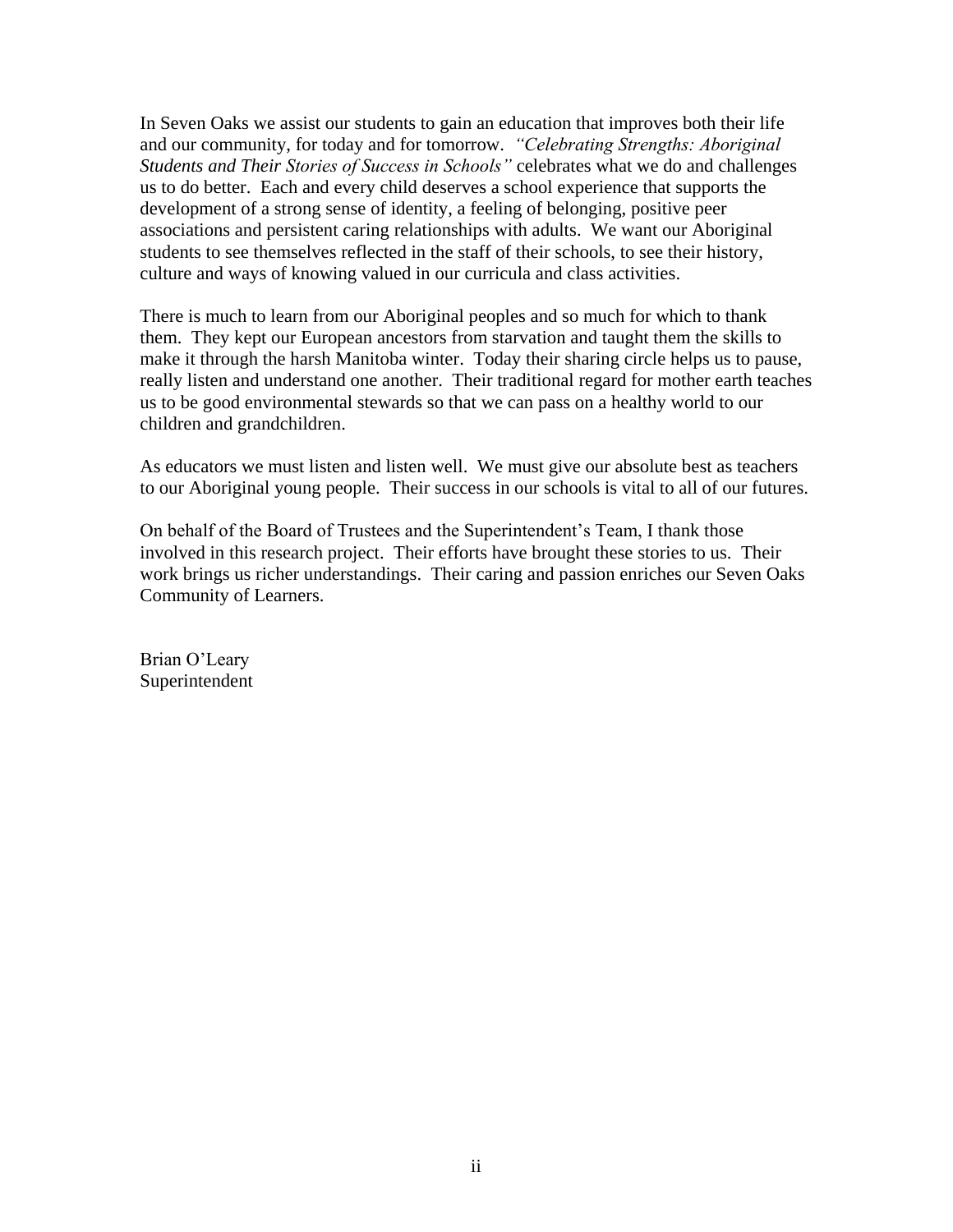In Seven Oaks we assist our students to gain an education that improves both their life and our community, for today and for tomorrow. *"Celebrating Strengths: Aboriginal Students and Their Stories of Success in Schools"* celebrates what we do and challenges us to do better. Each and every child deserves a school experience that supports the development of a strong sense of identity, a feeling of belonging, positive peer associations and persistent caring relationships with adults. We want our Aboriginal students to see themselves reflected in the staff of their schools, to see their history, culture and ways of knowing valued in our curricula and class activities.

There is much to learn from our Aboriginal peoples and so much for which to thank them. They kept our European ancestors from starvation and taught them the skills to make it through the harsh Manitoba winter. Today their sharing circle helps us to pause, really listen and understand one another. Their traditional regard for mother earth teaches us to be good environmental stewards so that we can pass on a healthy world to our children and grandchildren.

As educators we must listen and listen well. We must give our absolute best as teachers to our Aboriginal young people. Their success in our schools is vital to all of our futures.

On behalf of the Board of Trustees and the Superintendent's Team, I thank those involved in this research project. Their efforts have brought these stories to us. Their work brings us richer understandings. Their caring and passion enriches our Seven Oaks Community of Learners.

Brian O'Leary
Superintendent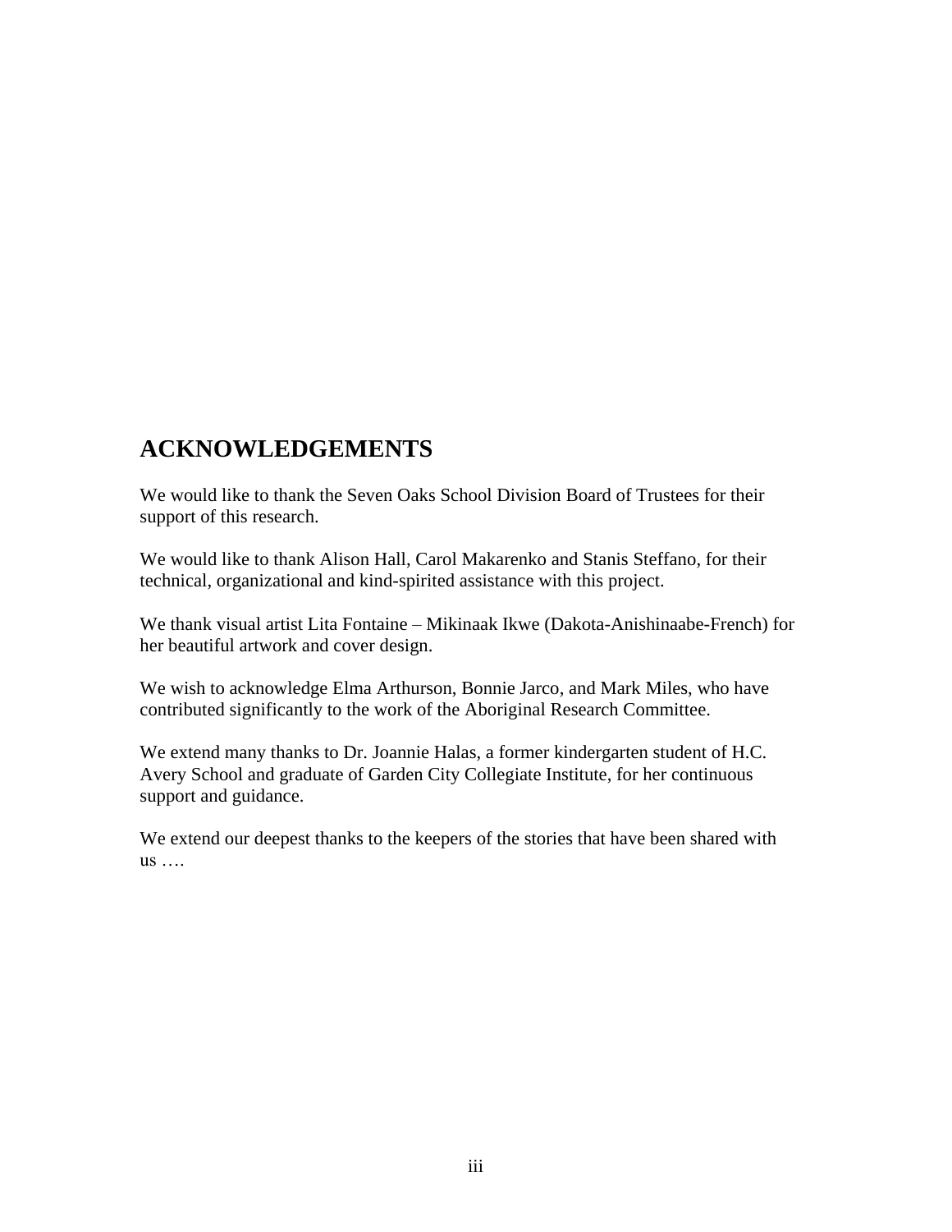## ACKNOWLEDGEMENTS

We would like to thank the Seven Oaks School Division Board of Trustees for their support of this research.

We would like to thank Alison Hall, Carol Makarenko and Stanis Steffano, for their technical, organizational and kind-spirited assistance with this project.

We thank visual artist Lita Fontaine – Mikinaak Ikwe (Dakota-Anishinaabe-French) for her beautiful artwork and cover design.

We wish to acknowledge Elma Arthurson, Bonnie Jarco, and Mark Miles, who have contributed significantly to the work of the Aboriginal Research Committee.

We extend many thanks to Dr. Joannie Halas, a former kindergarten student of H.C. Avery School and graduate of Garden City Collegiate Institute, for her continuous support and guidance.

We extend our deepest thanks to the keepers of the stories that have been shared with us ….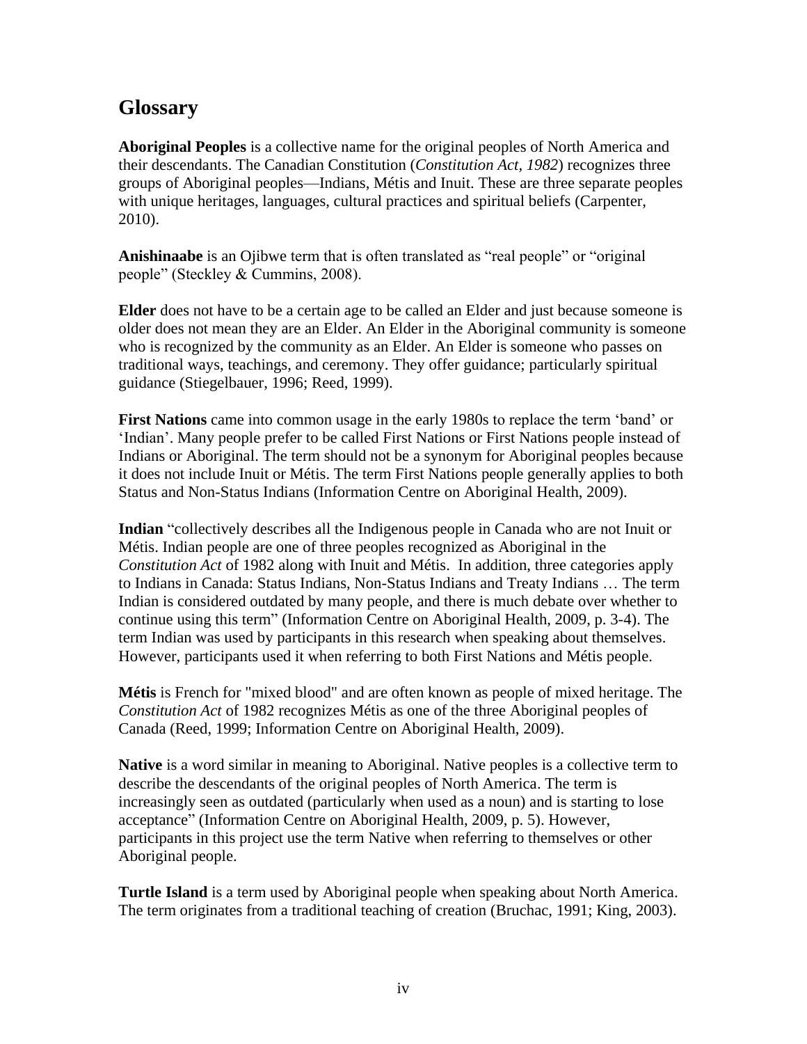## Glossary

**Aboriginal Peoples** is a collective name for the original peoples of North America and their descendants. The Canadian Constitution (*Constitution Act, 1982*) recognizes three groups of Aboriginal peoples—Indians, Métis and Inuit. These are three separate peoples with unique heritages, languages, cultural practices and spiritual beliefs (Carpenter, 2010).

**Anishinaabe** is an Ojibwe term that is often translated as "real people" or "original people" (Steckley & Cummins, 2008).

**Elder** does not have to be a certain age to be called an Elder and just because someone is older does not mean they are an Elder. An Elder in the Aboriginal community is someone who is recognized by the community as an Elder. An Elder is someone who passes on traditional ways, teachings, and ceremony. They offer guidance; particularly spiritual guidance (Stiegelbauer, 1996; Reed, 1999).

**First Nations** came into common usage in the early 1980s to replace the term 'band' or 'Indian'. Many people prefer to be called First Nations or First Nations people instead of Indians or Aboriginal. The term should not be a synonym for Aboriginal peoples because it does not include Inuit or Métis. The term First Nations people generally applies to both Status and Non-Status Indians (Information Centre on Aboriginal Health, 2009).

**Indian** "collectively describes all the Indigenous people in Canada who are not Inuit or Métis. Indian people are one of three peoples recognized as Aboriginal in the *Constitution Act* of 1982 along with Inuit and Métis. In addition, three categories apply to Indians in Canada: Status Indians, Non-Status Indians and Treaty Indians … The term Indian is considered outdated by many people, and there is much debate over whether to continue using this term" (Information Centre on Aboriginal Health, 2009, p. 3-4). The term Indian was used by participants in this research when speaking about themselves. However, participants used it when referring to both First Nations and Métis people.

**Métis** is French for "mixed blood" and are often known as people of mixed heritage. The *Constitution Act* of 1982 recognizes Métis as one of the three Aboriginal peoples of Canada (Reed, 1999; Information Centre on Aboriginal Health, 2009).

**Native** is a word similar in meaning to Aboriginal. Native peoples is a collective term to describe the descendants of the original peoples of North America. The term is increasingly seen as outdated (particularly when used as a noun) and is starting to lose acceptance" (Information Centre on Aboriginal Health, 2009, p. 5). However, participants in this project use the term Native when referring to themselves or other Aboriginal people.

**Turtle Island** is a term used by Aboriginal people when speaking about North America. The term originates from a traditional teaching of creation (Bruchac, 1991; King, 2003).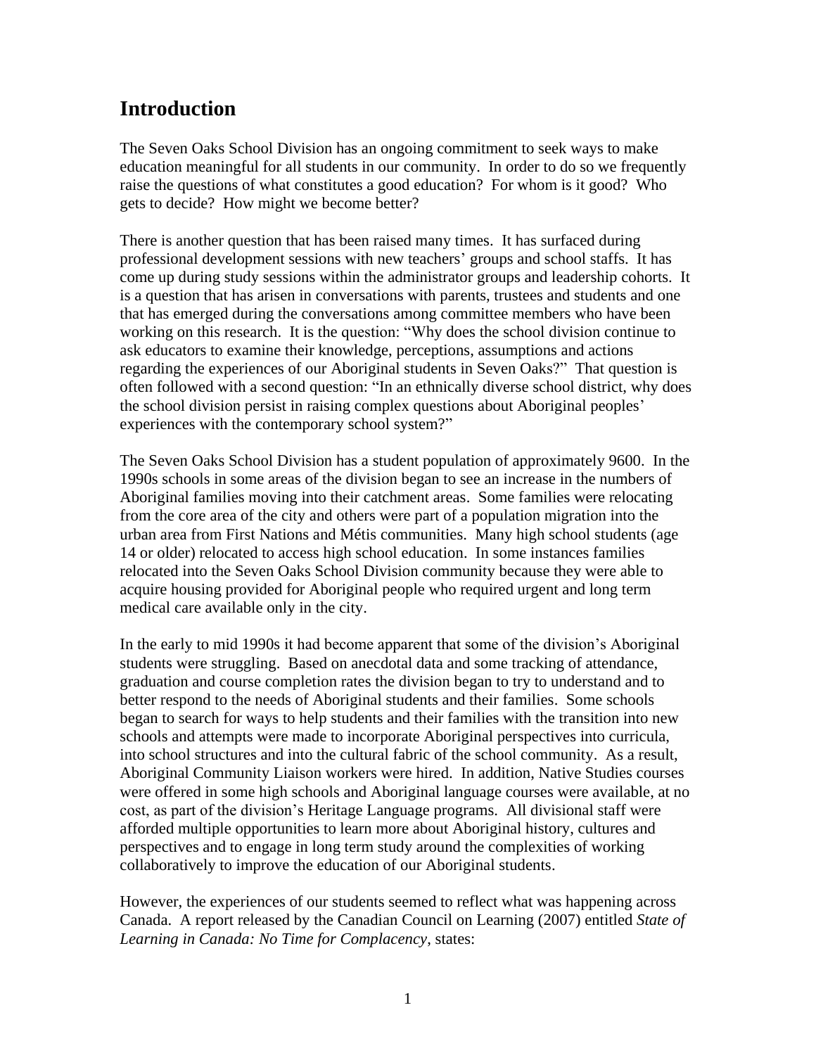## Introduction

The Seven Oaks School Division has an ongoing commitment to seek ways to make education meaningful for all students in our community. In order to do so we frequently raise the questions of what constitutes a good education? For whom is it good? Who gets to decide? How might we become better?

There is another question that has been raised many times. It has surfaced during professional development sessions with new teachers' groups and school staffs. It has come up during study sessions within the administrator groups and leadership cohorts. It is a question that has arisen in conversations with parents, trustees and students and one that has emerged during the conversations among committee members who have been working on this research. It is the question: "Why does the school division continue to ask educators to examine their knowledge, perceptions, assumptions and actions regarding the experiences of our Aboriginal students in Seven Oaks?" That question is often followed with a second question: "In an ethnically diverse school district, why does the school division persist in raising complex questions about Aboriginal peoples' experiences with the contemporary school system?"

The Seven Oaks School Division has a student population of approximately 9600. In the 1990s schools in some areas of the division began to see an increase in the numbers of Aboriginal families moving into their catchment areas. Some families were relocating from the core area of the city and others were part of a population migration into the urban area from First Nations and Métis communities. Many high school students (age 14 or older) relocated to access high school education. In some instances families relocated into the Seven Oaks School Division community because they were able to acquire housing provided for Aboriginal people who required urgent and long term medical care available only in the city.

In the early to mid 1990s it had become apparent that some of the division's Aboriginal students were struggling. Based on anecdotal data and some tracking of attendance, graduation and course completion rates the division began to try to understand and to better respond to the needs of Aboriginal students and their families. Some schools began to search for ways to help students and their families with the transition into new schools and attempts were made to incorporate Aboriginal perspectives into curricula, into school structures and into the cultural fabric of the school community. As a result, Aboriginal Community Liaison workers were hired. In addition, Native Studies courses were offered in some high schools and Aboriginal language courses were available, at no cost, as part of the division's Heritage Language programs. All divisional staff were afforded multiple opportunities to learn more about Aboriginal history, cultures and perspectives and to engage in long term study around the complexities of working collaboratively to improve the education of our Aboriginal students.

However, the experiences of our students seemed to reflect what was happening across Canada. A report released by the Canadian Council on Learning (2007) entitled *State of Learning in Canada: No Time for Complacency*, states: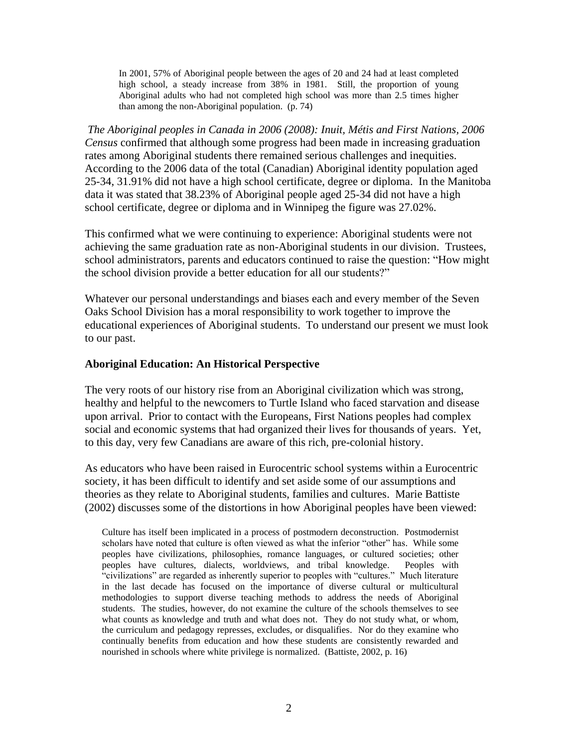> In 2001, 57% of Aboriginal people between the ages of 20 and 24 had at least completed high school, a steady increase from 38% in 1981. Still, the proportion of young Aboriginal adults who had not completed high school was more than 2.5 times higher than among the non-Aboriginal population. (p. 74)

*The Aboriginal peoples in Canada in 2006 (2008): Inuit, Métis and First Nations, 2006 Census* confirmed that although some progress had been made in increasing graduation rates among Aboriginal students there remained serious challenges and inequities. According to the 2006 data of the total (Canadian) Aboriginal identity population aged 25-34, 31.91% did not have a high school certificate, degree or diploma. In the Manitoba data it was stated that 38.23% of Aboriginal people aged 25-34 did not have a high school certificate, degree or diploma and in Winnipeg the figure was 27.02%.

This confirmed what we were continuing to experience: Aboriginal students were not achieving the same graduation rate as non-Aboriginal students in our division. Trustees, school administrators, parents and educators continued to raise the question: "How might the school division provide a better education for all our students?"

Whatever our personal understandings and biases each and every member of the Seven Oaks School Division has a moral responsibility to work together to improve the educational experiences of Aboriginal students. To understand our present we must look to our past.

**Aboriginal Education: An Historical Perspective**

The very roots of our history rise from an Aboriginal civilization which was strong, healthy and helpful to the newcomers to Turtle Island who faced starvation and disease upon arrival. Prior to contact with the Europeans, First Nations peoples had complex social and economic systems that had organized their lives for thousands of years. Yet, to this day, very few Canadians are aware of this rich, pre-colonial history.

As educators who have been raised in Eurocentric school systems within a Eurocentric society, it has been difficult to identify and set aside some of our assumptions and theories as they relate to Aboriginal students, families and cultures. Marie Battiste (2002) discusses some of the distortions in how Aboriginal peoples have been viewed:

> Culture has itself been implicated in a process of postmodern deconstruction. Postmodernist scholars have noted that culture is often viewed as what the inferior "other" has. While some peoples have civilizations, philosophies, romance languages, or cultured societies; other peoples have cultures, dialects, worldviews, and tribal knowledge. Peoples with "civilizations" are regarded as inherently superior to peoples with "cultures." Much literature in the last decade has focused on the importance of diverse cultural or multicultural methodologies to support diverse teaching methods to address the needs of Aboriginal students. The studies, however, do not examine the culture of the schools themselves to see what counts as knowledge and truth and what does not. They do not study what, or whom, the curriculum and pedagogy represses, excludes, or disqualifies. Nor do they examine who continually benefits from education and how these students are consistently rewarded and nourished in schools where white privilege is normalized. (Battiste, 2002, p. 16)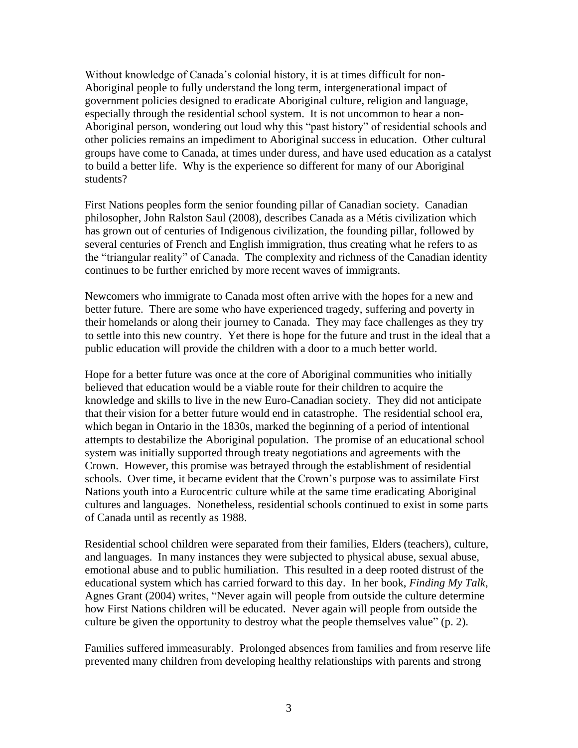Without knowledge of Canada's colonial history, it is at times difficult for non-Aboriginal people to fully understand the long term, intergenerational impact of government policies designed to eradicate Aboriginal culture, religion and language, especially through the residential school system. It is not uncommon to hear a non-Aboriginal person, wondering out loud why this "past history" of residential schools and other policies remains an impediment to Aboriginal success in education. Other cultural groups have come to Canada, at times under duress, and have used education as a catalyst to build a better life. Why is the experience so different for many of our Aboriginal students?

First Nations peoples form the senior founding pillar of Canadian society. Canadian philosopher, John Ralston Saul (2008), describes Canada as a Métis civilization which has grown out of centuries of Indigenous civilization, the founding pillar, followed by several centuries of French and English immigration, thus creating what he refers to as the "triangular reality" of Canada. The complexity and richness of the Canadian identity continues to be further enriched by more recent waves of immigrants.

Newcomers who immigrate to Canada most often arrive with the hopes for a new and better future. There are some who have experienced tragedy, suffering and poverty in their homelands or along their journey to Canada. They may face challenges as they try to settle into this new country. Yet there is hope for the future and trust in the ideal that a public education will provide the children with a door to a much better world.

Hope for a better future was once at the core of Aboriginal communities who initially believed that education would be a viable route for their children to acquire the knowledge and skills to live in the new Euro-Canadian society. They did not anticipate that their vision for a better future would end in catastrophe. The residential school era, which began in Ontario in the 1830s, marked the beginning of a period of intentional attempts to destabilize the Aboriginal population. The promise of an educational school system was initially supported through treaty negotiations and agreements with the Crown. However, this promise was betrayed through the establishment of residential schools. Over time, it became evident that the Crown's purpose was to assimilate First Nations youth into a Eurocentric culture while at the same time eradicating Aboriginal cultures and languages. Nonetheless, residential schools continued to exist in some parts of Canada until as recently as 1988.

Residential school children were separated from their families, Elders (teachers), culture, and languages. In many instances they were subjected to physical abuse, sexual abuse, emotional abuse and to public humiliation. This resulted in a deep rooted distrust of the educational system which has carried forward to this day. In her book, *Finding My Talk*, Agnes Grant (2004) writes, "Never again will people from outside the culture determine how First Nations children will be educated. Never again will people from outside the culture be given the opportunity to destroy what the people themselves value" (p. 2).

Families suffered immeasurably. Prolonged absences from families and from reserve life prevented many children from developing healthy relationships with parents and strong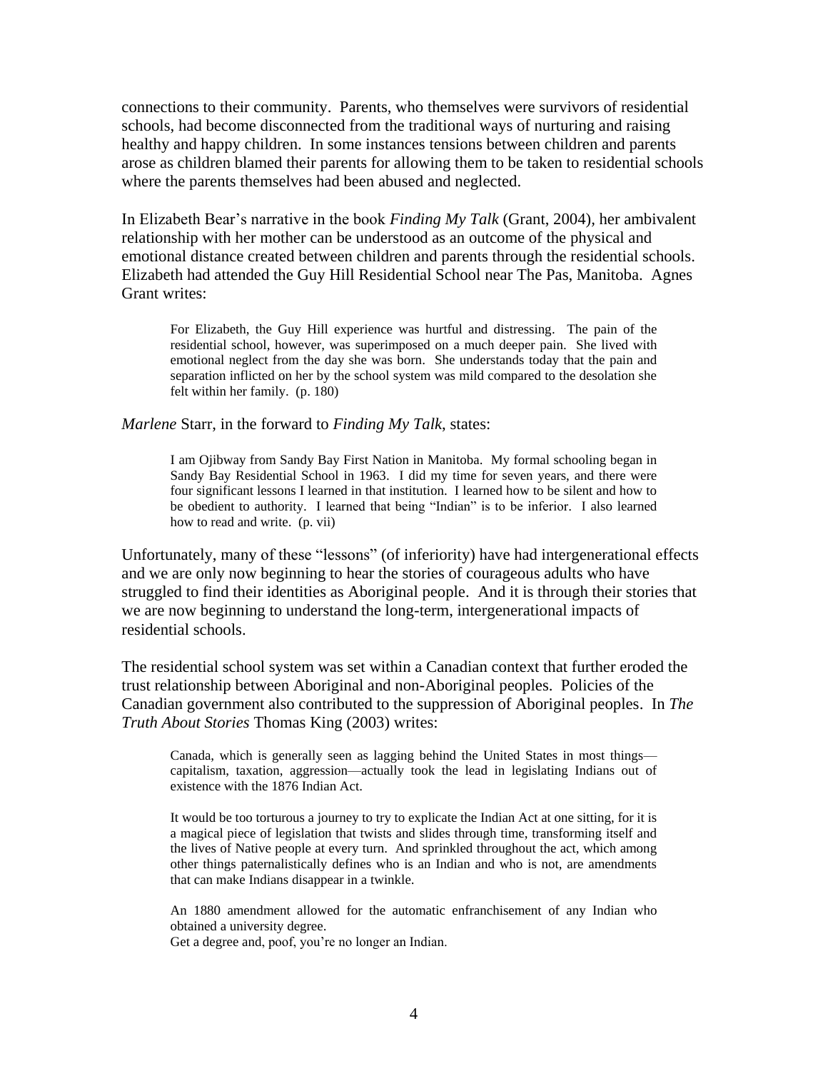connections to their community. Parents, who themselves were survivors of residential schools, had become disconnected from the traditional ways of nurturing and raising healthy and happy children. In some instances tensions between children and parents arose as children blamed their parents for allowing them to be taken to residential schools where the parents themselves had been abused and neglected.

In Elizabeth Bear's narrative in the book *Finding My Talk* (Grant, 2004), her ambivalent relationship with her mother can be understood as an outcome of the physical and emotional distance created between children and parents through the residential schools. Elizabeth had attended the Guy Hill Residential School near The Pas, Manitoba. Agnes Grant writes:

> For Elizabeth, the Guy Hill experience was hurtful and distressing. The pain of the residential school, however, was superimposed on a much deeper pain. She lived with emotional neglect from the day she was born. She understands today that the pain and separation inflicted on her by the school system was mild compared to the desolation she felt within her family. (p. 180)

*Marlene* Starr, in the forward to *Finding My Talk*, states:

> I am Ojibway from Sandy Bay First Nation in Manitoba. My formal schooling began in Sandy Bay Residential School in 1963. I did my time for seven years, and there were four significant lessons I learned in that institution. I learned how to be silent and how to be obedient to authority. I learned that being "Indian" is to be inferior. I also learned how to read and write. (p. vii)

Unfortunately, many of these "lessons" (of inferiority) have had intergenerational effects and we are only now beginning to hear the stories of courageous adults who have struggled to find their identities as Aboriginal people. And it is through their stories that we are now beginning to understand the long-term, intergenerational impacts of residential schools.

The residential school system was set within a Canadian context that further eroded the trust relationship between Aboriginal and non-Aboriginal peoples. Policies of the Canadian government also contributed to the suppression of Aboriginal peoples. In *The Truth About Stories* Thomas King (2003) writes:

> Canada, which is generally seen as lagging behind the United States in most things—capitalism, taxation, aggression—actually took the lead in legislating Indians out of existence with the 1876 Indian Act.
>
> It would be too torturous a journey to try to explicate the Indian Act at one sitting, for it is a magical piece of legislation that twists and slides through time, transforming itself and the lives of Native people at every turn. And sprinkled throughout the act, which among other things paternalistically defines who is an Indian and who is not, are amendments that can make Indians disappear in a twinkle.
>
> An 1880 amendment allowed for the automatic enfranchisement of any Indian who obtained a university degree.
> Get a degree and, poof, you're no longer an Indian.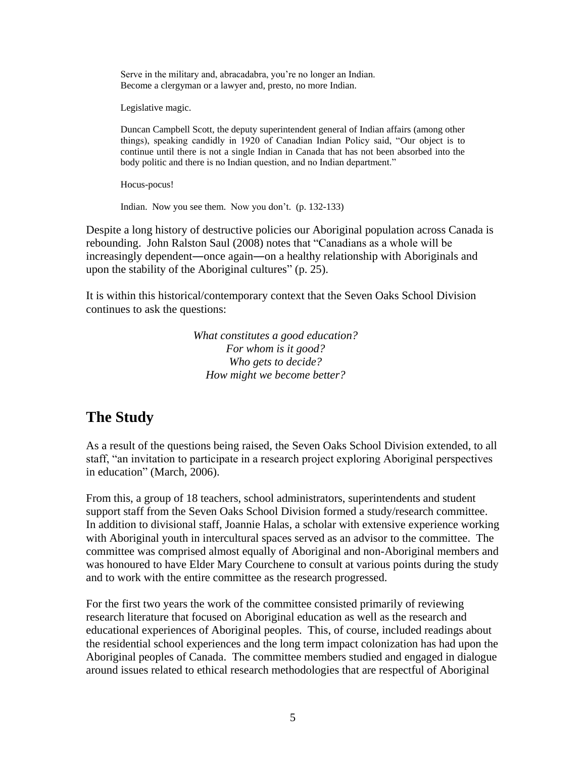> Serve in the military and, abracadabra, you're no longer an Indian. Become a clergyman or a lawyer and, presto, no more Indian.
>
> Legislative magic.
>
> Duncan Campbell Scott, the deputy superintendent general of Indian affairs (among other things), speaking candidly in 1920 of Canadian Indian Policy said, "Our object is to continue until there is not a single Indian in Canada that has not been absorbed into the body politic and there is no Indian question, and no Indian department."
>
> Hocus-pocus!
>
> Indian. Now you see them. Now you don't. (p. 132-133)

Despite a long history of destructive policies our Aboriginal population across Canada is rebounding. John Ralston Saul (2008) notes that "Canadians as a whole will be increasingly dependent—once again—on a healthy relationship with Aboriginals and upon the stability of the Aboriginal cultures" (p. 25).

It is within this historical/contemporary context that the Seven Oaks School Division continues to ask the questions:

*What constitutes a good education?*
*For whom is it good?*
*Who gets to decide?*
*How might we become better?*

## The Study

As a result of the questions being raised, the Seven Oaks School Division extended, to all staff, "an invitation to participate in a research project exploring Aboriginal perspectives in education" (March, 2006).

From this, a group of 18 teachers, school administrators, superintendents and student support staff from the Seven Oaks School Division formed a study/research committee. In addition to divisional staff, Joannie Halas, a scholar with extensive experience working with Aboriginal youth in intercultural spaces served as an advisor to the committee. The committee was comprised almost equally of Aboriginal and non-Aboriginal members and was honoured to have Elder Mary Courchene to consult at various points during the study and to work with the entire committee as the research progressed.

For the first two years the work of the committee consisted primarily of reviewing research literature that focused on Aboriginal education as well as the research and educational experiences of Aboriginal peoples. This, of course, included readings about the residential school experiences and the long term impact colonization has had upon the Aboriginal peoples of Canada. The committee members studied and engaged in dialogue around issues related to ethical research methodologies that are respectful of Aboriginal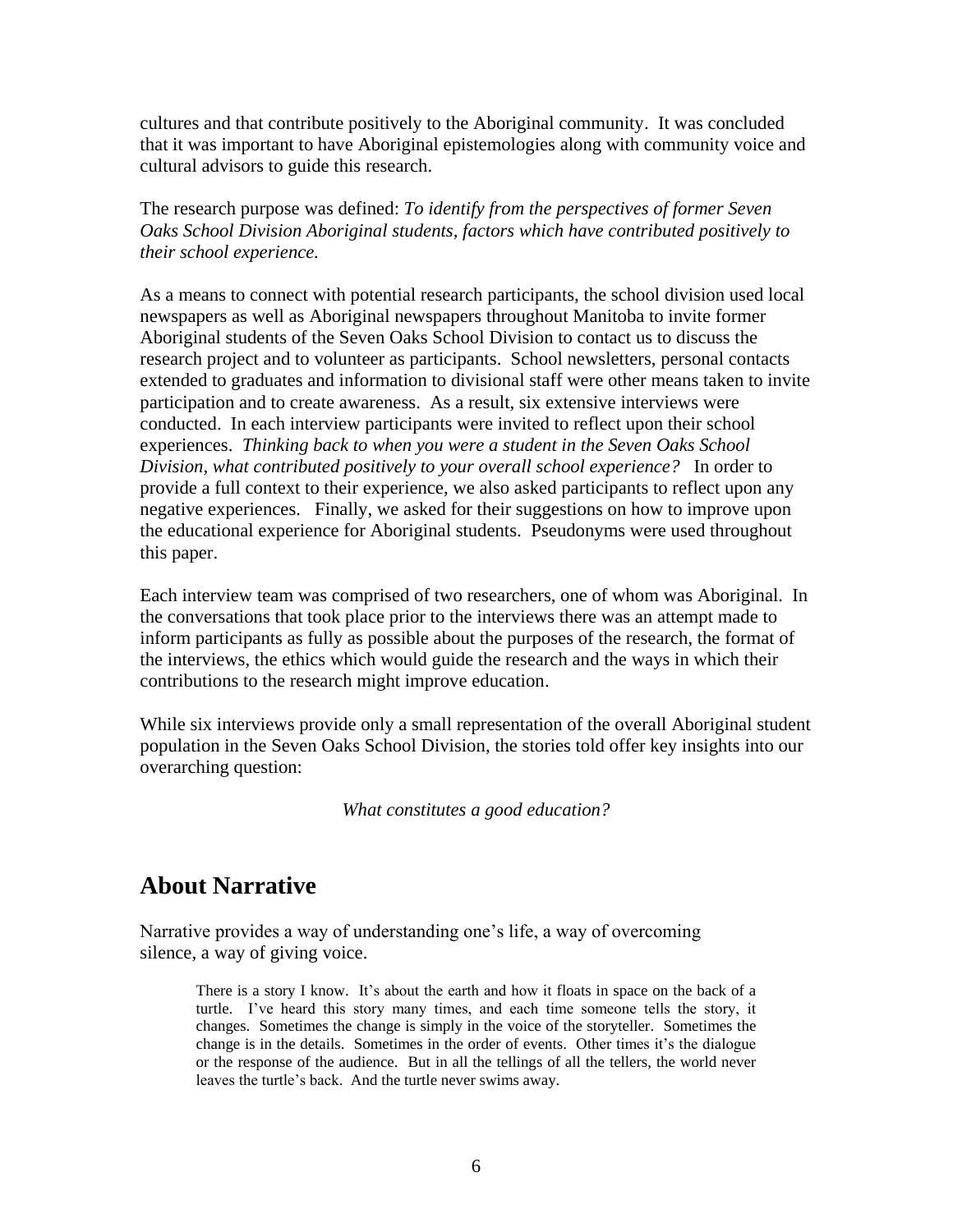cultures and that contribute positively to the Aboriginal community. It was concluded that it was important to have Aboriginal epistemologies along with community voice and cultural advisors to guide this research.

The research purpose was defined: *To identify from the perspectives of former Seven Oaks School Division Aboriginal students, factors which have contributed positively to their school experience.*

As a means to connect with potential research participants, the school division used local newspapers as well as Aboriginal newspapers throughout Manitoba to invite former Aboriginal students of the Seven Oaks School Division to contact us to discuss the research project and to volunteer as participants. School newsletters, personal contacts extended to graduates and information to divisional staff were other means taken to invite participation and to create awareness. As a result, six extensive interviews were conducted. In each interview participants were invited to reflect upon their school experiences. *Thinking back to when you were a student in the Seven Oaks School Division, what contributed positively to your overall school experience?* In order to provide a full context to their experience, we also asked participants to reflect upon any negative experiences. Finally, we asked for their suggestions on how to improve upon the educational experience for Aboriginal students. Pseudonyms were used throughout this paper.

Each interview team was comprised of two researchers, one of whom was Aboriginal. In the conversations that took place prior to the interviews there was an attempt made to inform participants as fully as possible about the purposes of the research, the format of the interviews, the ethics which would guide the research and the ways in which their contributions to the research might improve education.

While six interviews provide only a small representation of the overall Aboriginal student population in the Seven Oaks School Division, the stories told offer key insights into our overarching question:

*What constitutes a good education?*

## About Narrative

Narrative provides a way of understanding one's life, a way of overcoming silence, a way of giving voice.

> There is a story I know. It's about the earth and how it floats in space on the back of a turtle. I've heard this story many times, and each time someone tells the story, it changes. Sometimes the change is simply in the voice of the storyteller. Sometimes the change is in the details. Sometimes in the order of events. Other times it's the dialogue or the response of the audience. But in all the tellings of all the tellers, the world never leaves the turtle's back. And the turtle never swims away.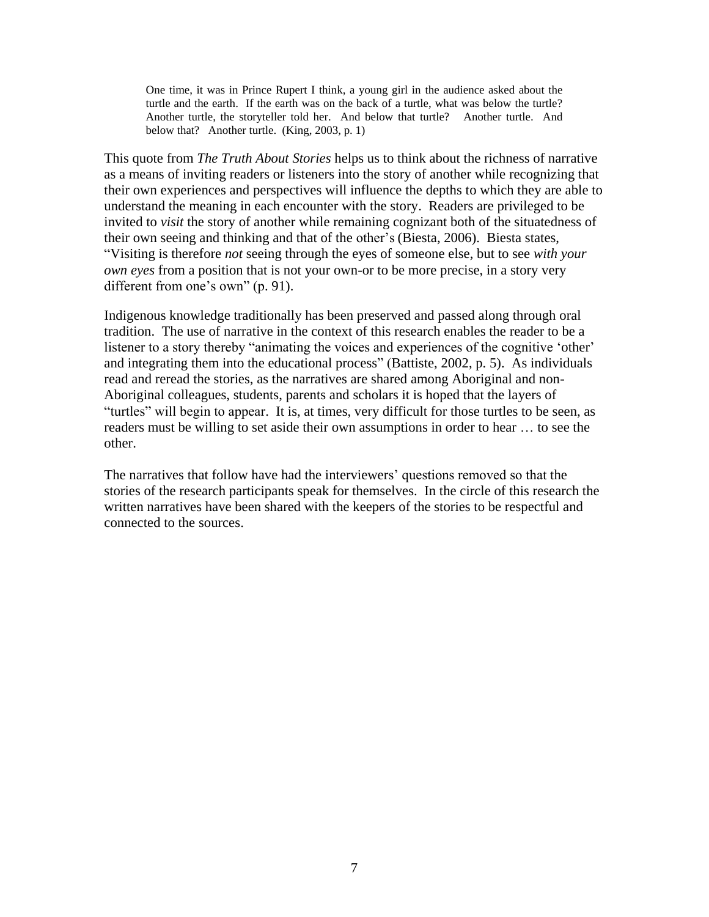> One time, it was in Prince Rupert I think, a young girl in the audience asked about the turtle and the earth. If the earth was on the back of a turtle, what was below the turtle? Another turtle, the storyteller told her. And below that turtle? Another turtle. And below that? Another turtle. (King, 2003, p. 1)

This quote from *The Truth About Stories* helps us to think about the richness of narrative as a means of inviting readers or listeners into the story of another while recognizing that their own experiences and perspectives will influence the depths to which they are able to understand the meaning in each encounter with the story. Readers are privileged to be invited to *visit* the story of another while remaining cognizant both of the situatedness of their own seeing and thinking and that of the other's (Biesta, 2006). Biesta states, "Visiting is therefore *not* seeing through the eyes of someone else, but to see *with your own eyes* from a position that is not your own-or to be more precise, in a story very different from one's own" (p. 91).

Indigenous knowledge traditionally has been preserved and passed along through oral tradition. The use of narrative in the context of this research enables the reader to be a listener to a story thereby "animating the voices and experiences of the cognitive 'other' and integrating them into the educational process" (Battiste, 2002, p. 5). As individuals read and reread the stories, as the narratives are shared among Aboriginal and non-Aboriginal colleagues, students, parents and scholars it is hoped that the layers of "turtles" will begin to appear. It is, at times, very difficult for those turtles to be seen, as readers must be willing to set aside their own assumptions in order to hear … to see the other.

The narratives that follow have had the interviewers' questions removed so that the stories of the research participants speak for themselves. In the circle of this research the written narratives have been shared with the keepers of the stories to be respectful and connected to the sources.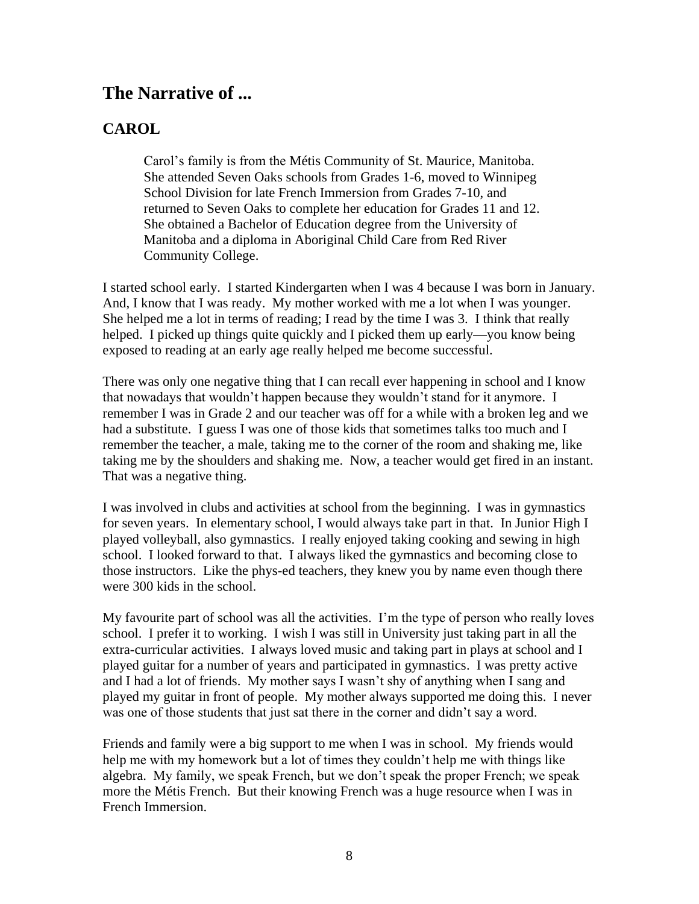## The Narrative of ...

## CAROL

> Carol's family is from the Métis Community of St. Maurice, Manitoba. She attended Seven Oaks schools from Grades 1-6, moved to Winnipeg School Division for late French Immersion from Grades 7-10, and returned to Seven Oaks to complete her education for Grades 11 and 12. She obtained a Bachelor of Education degree from the University of Manitoba and a diploma in Aboriginal Child Care from Red River Community College.

I started school early. I started Kindergarten when I was 4 because I was born in January. And, I know that I was ready. My mother worked with me a lot when I was younger. She helped me a lot in terms of reading; I read by the time I was 3. I think that really helped. I picked up things quite quickly and I picked them up early—you know being exposed to reading at an early age really helped me become successful.

There was only one negative thing that I can recall ever happening in school and I know that nowadays that wouldn't happen because they wouldn't stand for it anymore. I remember I was in Grade 2 and our teacher was off for a while with a broken leg and we had a substitute. I guess I was one of those kids that sometimes talks too much and I remember the teacher, a male, taking me to the corner of the room and shaking me, like taking me by the shoulders and shaking me. Now, a teacher would get fired in an instant. That was a negative thing.

I was involved in clubs and activities at school from the beginning. I was in gymnastics for seven years. In elementary school, I would always take part in that. In Junior High I played volleyball, also gymnastics. I really enjoyed taking cooking and sewing in high school. I looked forward to that. I always liked the gymnastics and becoming close to those instructors. Like the phys-ed teachers, they knew you by name even though there were 300 kids in the school.

My favourite part of school was all the activities. I'm the type of person who really loves school. I prefer it to working. I wish I was still in University just taking part in all the extra-curricular activities. I always loved music and taking part in plays at school and I played guitar for a number of years and participated in gymnastics. I was pretty active and I had a lot of friends. My mother says I wasn't shy of anything when I sang and played my guitar in front of people. My mother always supported me doing this. I never was one of those students that just sat there in the corner and didn't say a word.

Friends and family were a big support to me when I was in school. My friends would help me with my homework but a lot of times they couldn't help me with things like algebra. My family, we speak French, but we don't speak the proper French; we speak more the Métis French. But their knowing French was a huge resource when I was in French Immersion.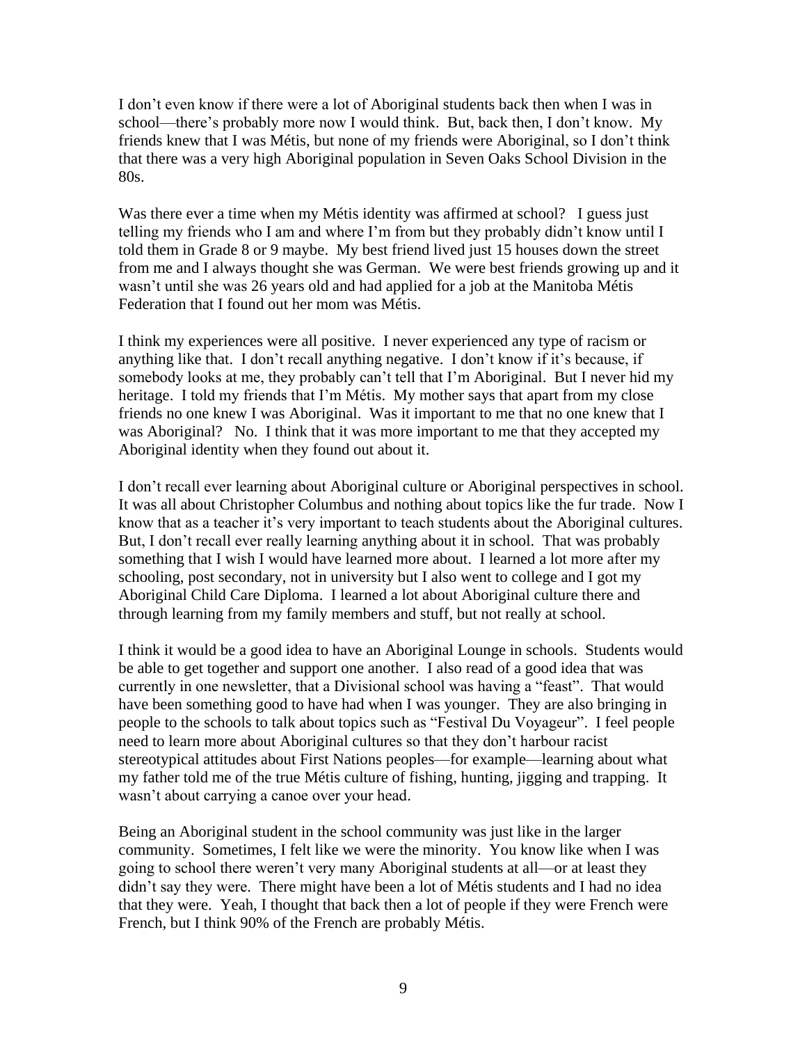I don't even know if there were a lot of Aboriginal students back then when I was in school—there's probably more now I would think. But, back then, I don't know. My friends knew that I was Métis, but none of my friends were Aboriginal, so I don't think that there was a very high Aboriginal population in Seven Oaks School Division in the 80s.

Was there ever a time when my Métis identity was affirmed at school? I guess just telling my friends who I am and where I'm from but they probably didn't know until I told them in Grade 8 or 9 maybe. My best friend lived just 15 houses down the street from me and I always thought she was German. We were best friends growing up and it wasn't until she was 26 years old and had applied for a job at the Manitoba Métis Federation that I found out her mom was Métis.

I think my experiences were all positive. I never experienced any type of racism or anything like that. I don't recall anything negative. I don't know if it's because, if somebody looks at me, they probably can't tell that I'm Aboriginal. But I never hid my heritage. I told my friends that I'm Métis. My mother says that apart from my close friends no one knew I was Aboriginal. Was it important to me that no one knew that I was Aboriginal? No. I think that it was more important to me that they accepted my Aboriginal identity when they found out about it.

I don't recall ever learning about Aboriginal culture or Aboriginal perspectives in school. It was all about Christopher Columbus and nothing about topics like the fur trade. Now I know that as a teacher it's very important to teach students about the Aboriginal cultures. But, I don't recall ever really learning anything about it in school. That was probably something that I wish I would have learned more about. I learned a lot more after my schooling, post secondary, not in university but I also went to college and I got my Aboriginal Child Care Diploma. I learned a lot about Aboriginal culture there and through learning from my family members and stuff, but not really at school.

I think it would be a good idea to have an Aboriginal Lounge in schools. Students would be able to get together and support one another. I also read of a good idea that was currently in one newsletter, that a Divisional school was having a "feast". That would have been something good to have had when I was younger. They are also bringing in people to the schools to talk about topics such as "Festival Du Voyageur". I feel people need to learn more about Aboriginal cultures so that they don't harbour racist stereotypical attitudes about First Nations peoples—for example—learning about what my father told me of the true Métis culture of fishing, hunting, jigging and trapping. It wasn't about carrying a canoe over your head.

Being an Aboriginal student in the school community was just like in the larger community. Sometimes, I felt like we were the minority. You know like when I was going to school there weren't very many Aboriginal students at all—or at least they didn't say they were. There might have been a lot of Métis students and I had no idea that they were. Yeah, I thought that back then a lot of people if they were French were French, but I think 90% of the French are probably Métis.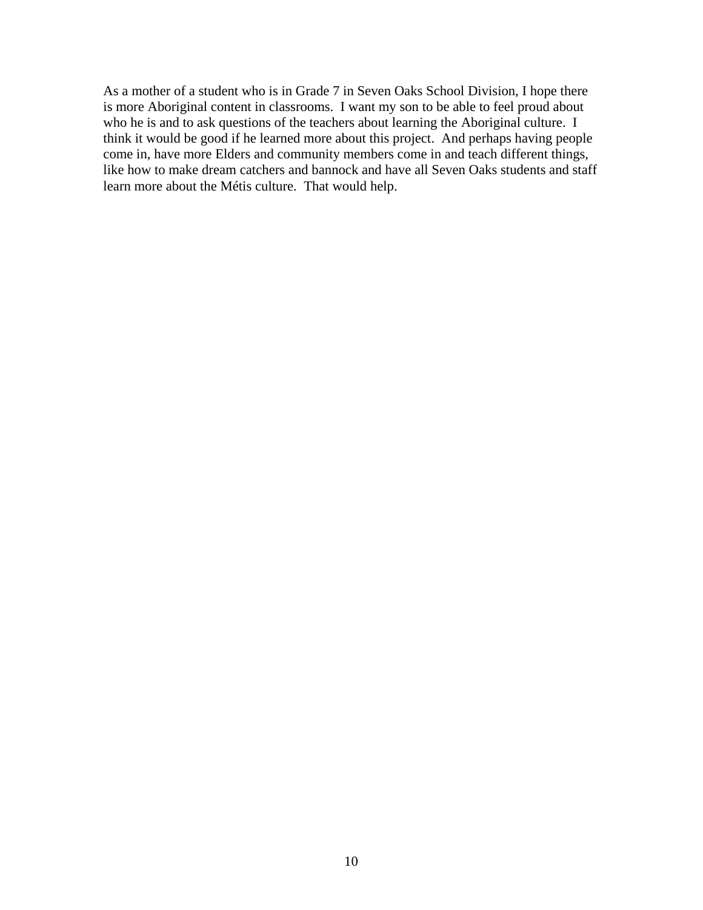As a mother of a student who is in Grade 7 in Seven Oaks School Division, I hope there is more Aboriginal content in classrooms. I want my son to be able to feel proud about who he is and to ask questions of the teachers about learning the Aboriginal culture. I think it would be good if he learned more about this project. And perhaps having people come in, have more Elders and community members come in and teach different things, like how to make dream catchers and bannock and have all Seven Oaks students and staff learn more about the Métis culture. That would help.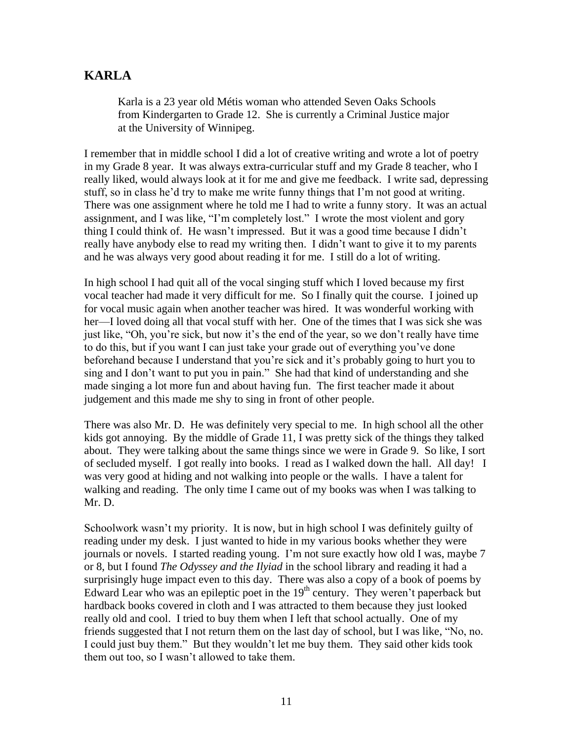## KARLA

> Karla is a 23 year old Métis woman who attended Seven Oaks Schools from Kindergarten to Grade 12. She is currently a Criminal Justice major at the University of Winnipeg.

I remember that in middle school I did a lot of creative writing and wrote a lot of poetry in my Grade 8 year. It was always extra-curricular stuff and my Grade 8 teacher, who I really liked, would always look at it for me and give me feedback. I write sad, depressing stuff, so in class he'd try to make me write funny things that I'm not good at writing. There was one assignment where he told me I had to write a funny story. It was an actual assignment, and I was like, "I'm completely lost." I wrote the most violent and gory thing I could think of. He wasn't impressed. But it was a good time because I didn't really have anybody else to read my writing then. I didn't want to give it to my parents and he was always very good about reading it for me. I still do a lot of writing.

In high school I had quit all of the vocal singing stuff which I loved because my first vocal teacher had made it very difficult for me. So I finally quit the course. I joined up for vocal music again when another teacher was hired. It was wonderful working with her—I loved doing all that vocal stuff with her. One of the times that I was sick she was just like, "Oh, you're sick, but now it's the end of the year, so we don't really have time to do this, but if you want I can just take your grade out of everything you've done beforehand because I understand that you're sick and it's probably going to hurt you to sing and I don't want to put you in pain." She had that kind of understanding and she made singing a lot more fun and about having fun. The first teacher made it about judgement and this made me shy to sing in front of other people.

There was also Mr. D. He was definitely very special to me. In high school all the other kids got annoying. By the middle of Grade 11, I was pretty sick of the things they talked about. They were talking about the same things since we were in Grade 9. So like, I sort of secluded myself. I got really into books. I read as I walked down the hall. All day! I was very good at hiding and not walking into people or the walls. I have a talent for walking and reading. The only time I came out of my books was when I was talking to Mr. D.

Schoolwork wasn't my priority. It is now, but in high school I was definitely guilty of reading under my desk. I just wanted to hide in my various books whether they were journals or novels. I started reading young. I'm not sure exactly how old I was, maybe 7 or 8, but I found *The Odyssey and the Ilyiad* in the school library and reading it had a surprisingly huge impact even to this day. There was also a copy of a book of poems by Edward Lear who was an epileptic poet in the 19th century. They weren't paperback but hardback books covered in cloth and I was attracted to them because they just looked really old and cool. I tried to buy them when I left that school actually. One of my friends suggested that I not return them on the last day of school, but I was like, "No, no. I could just buy them." But they wouldn't let me buy them. They said other kids took them out too, so I wasn't allowed to take them.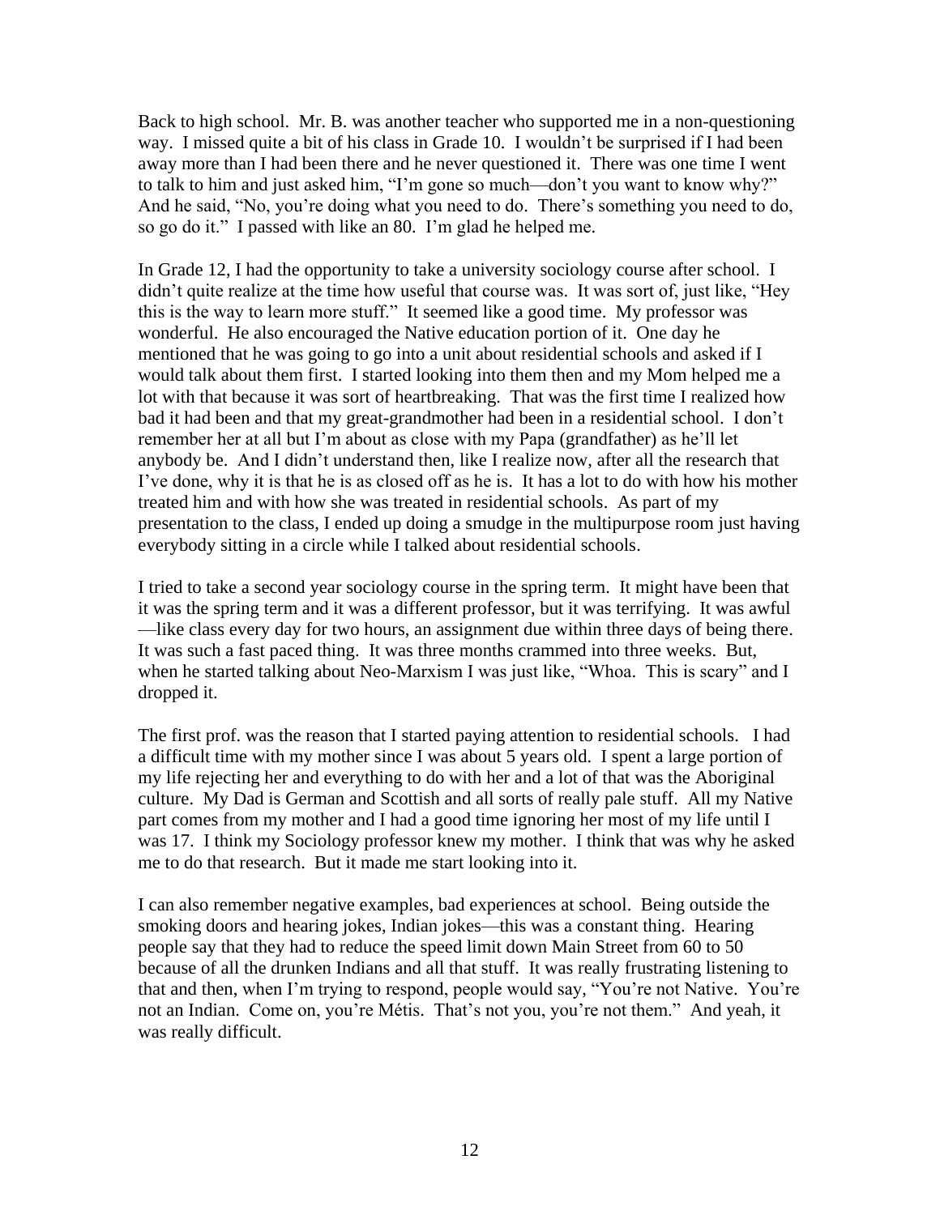Back to high school. Mr. B. was another teacher who supported me in a non-questioning way. I missed quite a bit of his class in Grade 10. I wouldn't be surprised if I had been away more than I had been there and he never questioned it. There was one time I went to talk to him and just asked him, "I'm gone so much—don't you want to know why?" And he said, "No, you're doing what you need to do. There's something you need to do, so go do it." I passed with like an 80. I'm glad he helped me.

In Grade 12, I had the opportunity to take a university sociology course after school. I didn't quite realize at the time how useful that course was. It was sort of, just like, "Hey this is the way to learn more stuff." It seemed like a good time. My professor was wonderful. He also encouraged the Native education portion of it. One day he mentioned that he was going to go into a unit about residential schools and asked if I would talk about them first. I started looking into them then and my Mom helped me a lot with that because it was sort of heartbreaking. That was the first time I realized how bad it had been and that my great-grandmother had been in a residential school. I don't remember her at all but I'm about as close with my Papa (grandfather) as he'll let anybody be. And I didn't understand then, like I realize now, after all the research that I've done, why it is that he is as closed off as he is. It has a lot to do with how his mother treated him and with how she was treated in residential schools. As part of my presentation to the class, I ended up doing a smudge in the multipurpose room just having everybody sitting in a circle while I talked about residential schools.

I tried to take a second year sociology course in the spring term. It might have been that it was the spring term and it was a different professor, but it was terrifying. It was awful —like class every day for two hours, an assignment due within three days of being there. It was such a fast paced thing. It was three months crammed into three weeks. But, when he started talking about Neo-Marxism I was just like, "Whoa. This is scary" and I dropped it.

The first prof. was the reason that I started paying attention to residential schools. I had a difficult time with my mother since I was about 5 years old. I spent a large portion of my life rejecting her and everything to do with her and a lot of that was the Aboriginal culture. My Dad is German and Scottish and all sorts of really pale stuff. All my Native part comes from my mother and I had a good time ignoring her most of my life until I was 17. I think my Sociology professor knew my mother. I think that was why he asked me to do that research. But it made me start looking into it.

I can also remember negative examples, bad experiences at school. Being outside the smoking doors and hearing jokes, Indian jokes—this was a constant thing. Hearing people say that they had to reduce the speed limit down Main Street from 60 to 50 because of all the drunken Indians and all that stuff. It was really frustrating listening to that and then, when I'm trying to respond, people would say, "You're not Native. You're not an Indian. Come on, you're Métis. That's not you, you're not them." And yeah, it was really difficult.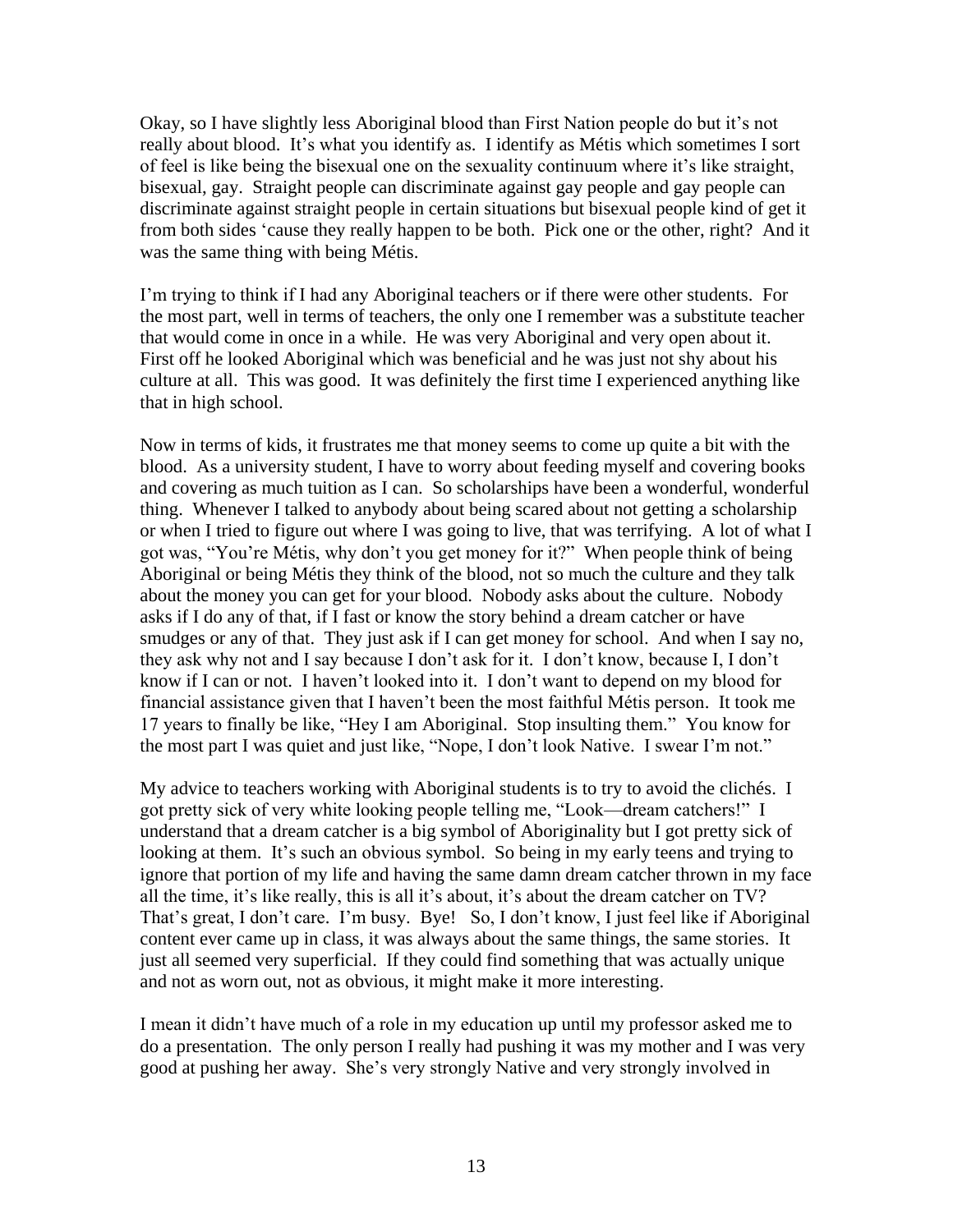Okay, so I have slightly less Aboriginal blood than First Nation people do but it's not really about blood. It's what you identify as. I identify as Métis which sometimes I sort of feel is like being the bisexual one on the sexuality continuum where it's like straight, bisexual, gay. Straight people can discriminate against gay people and gay people can discriminate against straight people in certain situations but bisexual people kind of get it from both sides 'cause they really happen to be both. Pick one or the other, right? And it was the same thing with being Métis.

I'm trying to think if I had any Aboriginal teachers or if there were other students. For the most part, well in terms of teachers, the only one I remember was a substitute teacher that would come in once in a while. He was very Aboriginal and very open about it. First off he looked Aboriginal which was beneficial and he was just not shy about his culture at all. This was good. It was definitely the first time I experienced anything like that in high school.

Now in terms of kids, it frustrates me that money seems to come up quite a bit with the blood. As a university student, I have to worry about feeding myself and covering books and covering as much tuition as I can. So scholarships have been a wonderful, wonderful thing. Whenever I talked to anybody about being scared about not getting a scholarship or when I tried to figure out where I was going to live, that was terrifying. A lot of what I got was, "You're Métis, why don't you get money for it?" When people think of being Aboriginal or being Métis they think of the blood, not so much the culture and they talk about the money you can get for your blood. Nobody asks about the culture. Nobody asks if I do any of that, if I fast or know the story behind a dream catcher or have smudges or any of that. They just ask if I can get money for school. And when I say no, they ask why not and I say because I don't ask for it. I don't know, because I, I don't know if I can or not. I haven't looked into it. I don't want to depend on my blood for financial assistance given that I haven't been the most faithful Métis person. It took me 17 years to finally be like, "Hey I am Aboriginal. Stop insulting them." You know for the most part I was quiet and just like, "Nope, I don't look Native. I swear I'm not."

My advice to teachers working with Aboriginal students is to try to avoid the clichés. I got pretty sick of very white looking people telling me, "Look—dream catchers!" I understand that a dream catcher is a big symbol of Aboriginality but I got pretty sick of looking at them. It's such an obvious symbol. So being in my early teens and trying to ignore that portion of my life and having the same damn dream catcher thrown in my face all the time, it's like really, this is all it's about, it's about the dream catcher on TV? That's great, I don't care. I'm busy. Bye! So, I don't know, I just feel like if Aboriginal content ever came up in class, it was always about the same things, the same stories. It just all seemed very superficial. If they could find something that was actually unique and not as worn out, not as obvious, it might make it more interesting.

I mean it didn't have much of a role in my education up until my professor asked me to do a presentation. The only person I really had pushing it was my mother and I was very good at pushing her away. She's very strongly Native and very strongly involved in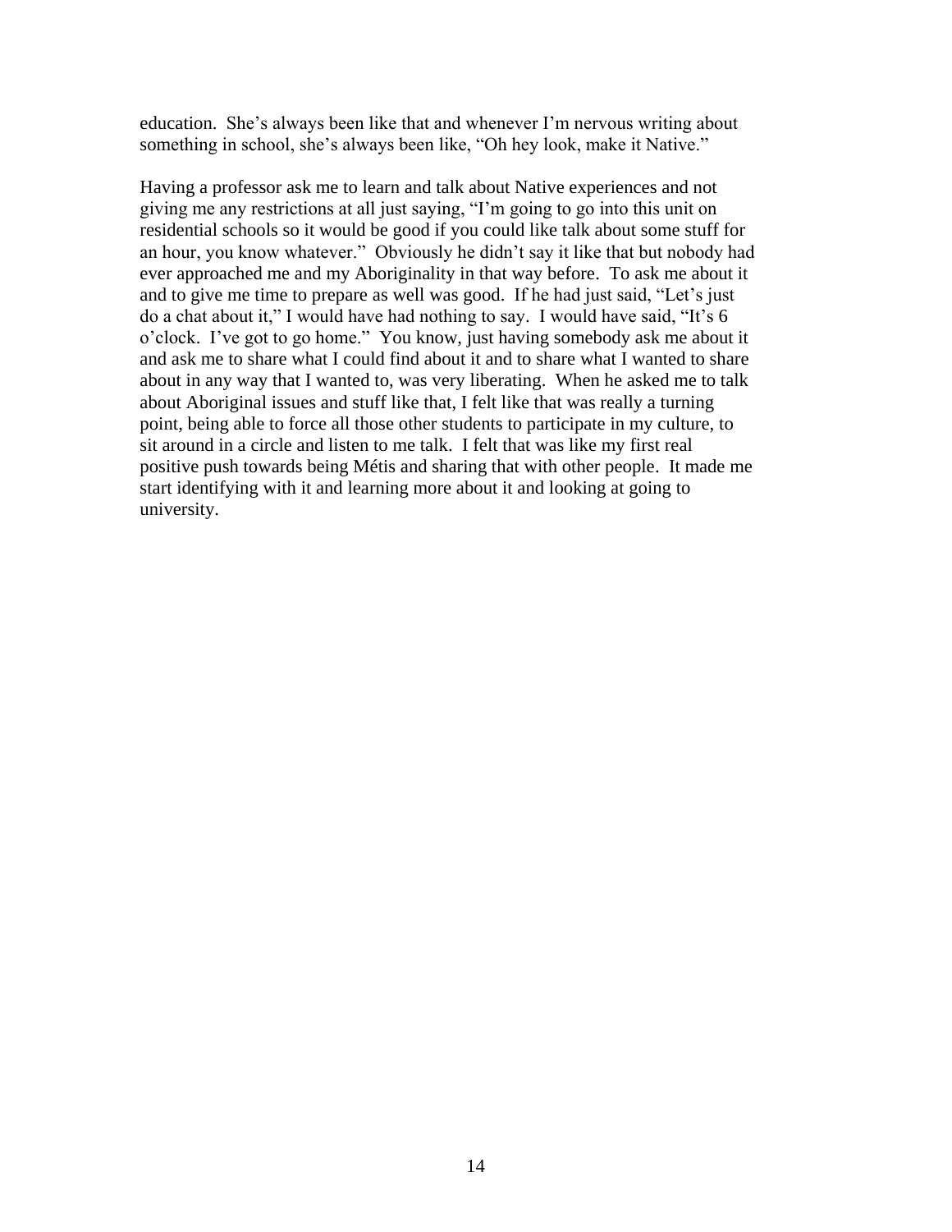education. She's always been like that and whenever I'm nervous writing about something in school, she's always been like, "Oh hey look, make it Native."

Having a professor ask me to learn and talk about Native experiences and not giving me any restrictions at all just saying, "I'm going to go into this unit on residential schools so it would be good if you could like talk about some stuff for an hour, you know whatever." Obviously he didn't say it like that but nobody had ever approached me and my Aboriginality in that way before. To ask me about it and to give me time to prepare as well was good. If he had just said, "Let's just do a chat about it," I would have had nothing to say. I would have said, "It's 6 o'clock. I've got to go home." You know, just having somebody ask me about it and ask me to share what I could find about it and to share what I wanted to share about in any way that I wanted to, was very liberating. When he asked me to talk about Aboriginal issues and stuff like that, I felt like that was really a turning point, being able to force all those other students to participate in my culture, to sit around in a circle and listen to me talk. I felt that was like my first real positive push towards being Métis and sharing that with other people. It made me start identifying with it and learning more about it and looking at going to university.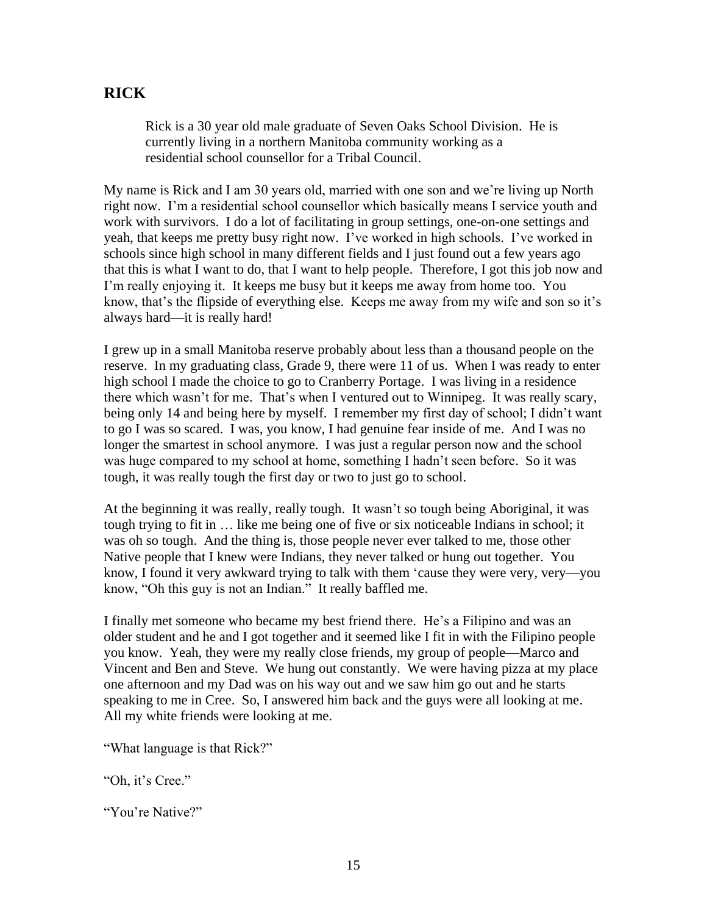## RICK

> Rick is a 30 year old male graduate of Seven Oaks School Division. He is currently living in a northern Manitoba community working as a residential school counsellor for a Tribal Council.

My name is Rick and I am 30 years old, married with one son and we're living up North right now. I'm a residential school counsellor which basically means I service youth and work with survivors. I do a lot of facilitating in group settings, one-on-one settings and yeah, that keeps me pretty busy right now. I've worked in high schools. I've worked in schools since high school in many different fields and I just found out a few years ago that this is what I want to do, that I want to help people. Therefore, I got this job now and I'm really enjoying it. It keeps me busy but it keeps me away from home too. You know, that's the flipside of everything else. Keeps me away from my wife and son so it's always hard—it is really hard!

I grew up in a small Manitoba reserve probably about less than a thousand people on the reserve. In my graduating class, Grade 9, there were 11 of us. When I was ready to enter high school I made the choice to go to Cranberry Portage. I was living in a residence there which wasn't for me. That's when I ventured out to Winnipeg. It was really scary, being only 14 and being here by myself. I remember my first day of school; I didn't want to go I was so scared. I was, you know, I had genuine fear inside of me. And I was no longer the smartest in school anymore. I was just a regular person now and the school was huge compared to my school at home, something I hadn't seen before. So it was tough, it was really tough the first day or two to just go to school.

At the beginning it was really, really tough. It wasn't so tough being Aboriginal, it was tough trying to fit in … like me being one of five or six noticeable Indians in school; it was oh so tough. And the thing is, those people never ever talked to me, those other Native people that I knew were Indians, they never talked or hung out together. You know, I found it very awkward trying to talk with them 'cause they were very, very—you know, "Oh this guy is not an Indian." It really baffled me.

I finally met someone who became my best friend there. He's a Filipino and was an older student and he and I got together and it seemed like I fit in with the Filipino people you know. Yeah, they were my really close friends, my group of people—Marco and Vincent and Ben and Steve. We hung out constantly. We were having pizza at my place one afternoon and my Dad was on his way out and we saw him go out and he starts speaking to me in Cree. So, I answered him back and the guys were all looking at me. All my white friends were looking at me.

"What language is that Rick?"

"Oh, it's Cree."

"You're Native?"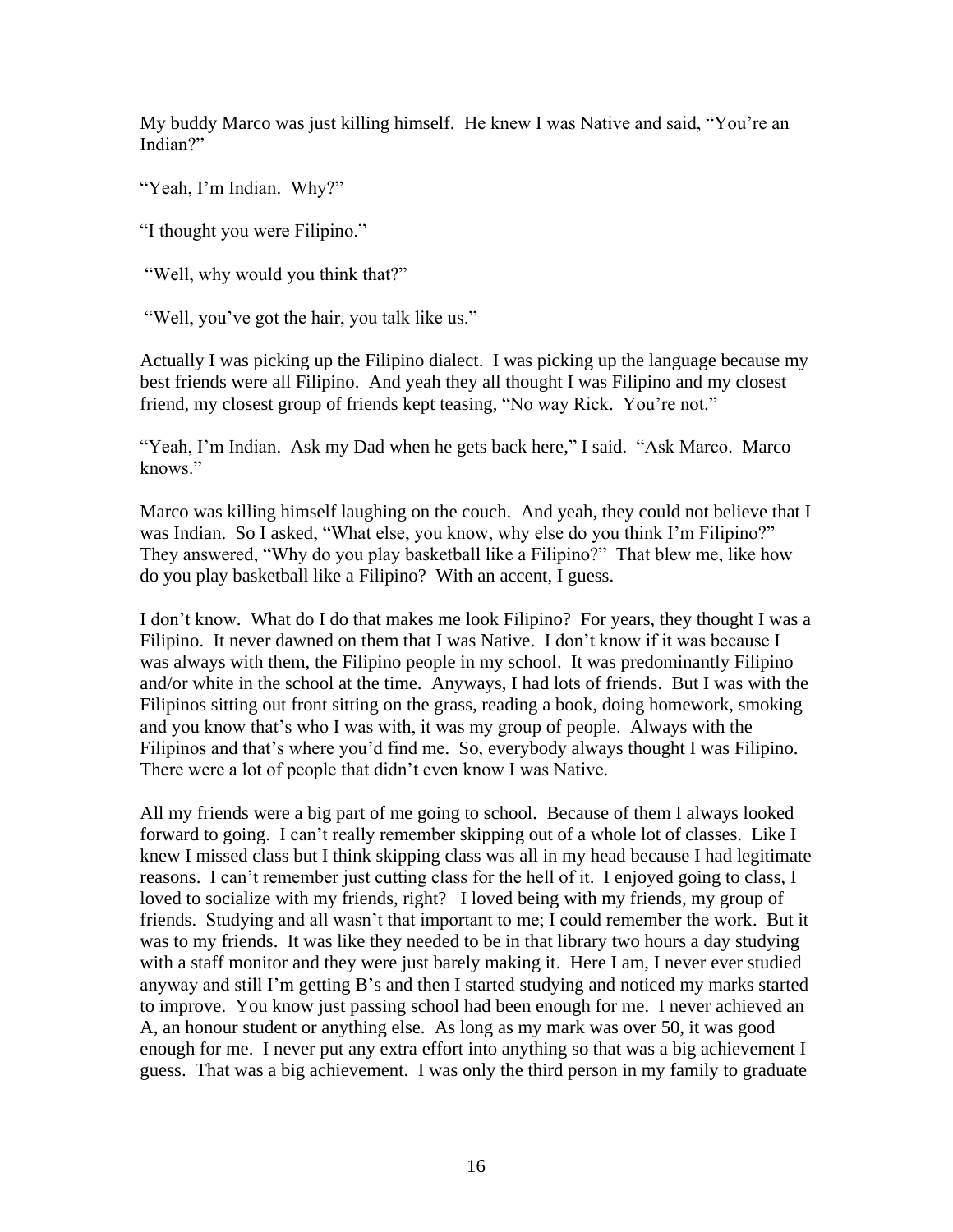My buddy Marco was just killing himself. He knew I was Native and said, "You're an Indian?"

"Yeah, I'm Indian. Why?"

"I thought you were Filipino."

"Well, why would you think that?"

"Well, you've got the hair, you talk like us."

Actually I was picking up the Filipino dialect. I was picking up the language because my best friends were all Filipino. And yeah they all thought I was Filipino and my closest friend, my closest group of friends kept teasing, "No way Rick. You're not."

"Yeah, I'm Indian. Ask my Dad when he gets back here," I said. "Ask Marco. Marco knows."

Marco was killing himself laughing on the couch. And yeah, they could not believe that I was Indian. So I asked, "What else, you know, why else do you think I'm Filipino?" They answered, "Why do you play basketball like a Filipino?" That blew me, like how do you play basketball like a Filipino? With an accent, I guess.

I don't know. What do I do that makes me look Filipino? For years, they thought I was a Filipino. It never dawned on them that I was Native. I don't know if it was because I was always with them, the Filipino people in my school. It was predominantly Filipino and/or white in the school at the time. Anyways, I had lots of friends. But I was with the Filipinos sitting out front sitting on the grass, reading a book, doing homework, smoking and you know that's who I was with, it was my group of people. Always with the Filipinos and that's where you'd find me. So, everybody always thought I was Filipino. There were a lot of people that didn't even know I was Native.

All my friends were a big part of me going to school. Because of them I always looked forward to going. I can't really remember skipping out of a whole lot of classes. Like I knew I missed class but I think skipping class was all in my head because I had legitimate reasons. I can't remember just cutting class for the hell of it. I enjoyed going to class, I loved to socialize with my friends, right? I loved being with my friends, my group of friends. Studying and all wasn't that important to me; I could remember the work. But it was to my friends. It was like they needed to be in that library two hours a day studying with a staff monitor and they were just barely making it. Here I am, I never ever studied anyway and still I'm getting B's and then I started studying and noticed my marks started to improve. You know just passing school had been enough for me. I never achieved an A, an honour student or anything else. As long as my mark was over 50, it was good enough for me. I never put any extra effort into anything so that was a big achievement I guess. That was a big achievement. I was only the third person in my family to graduate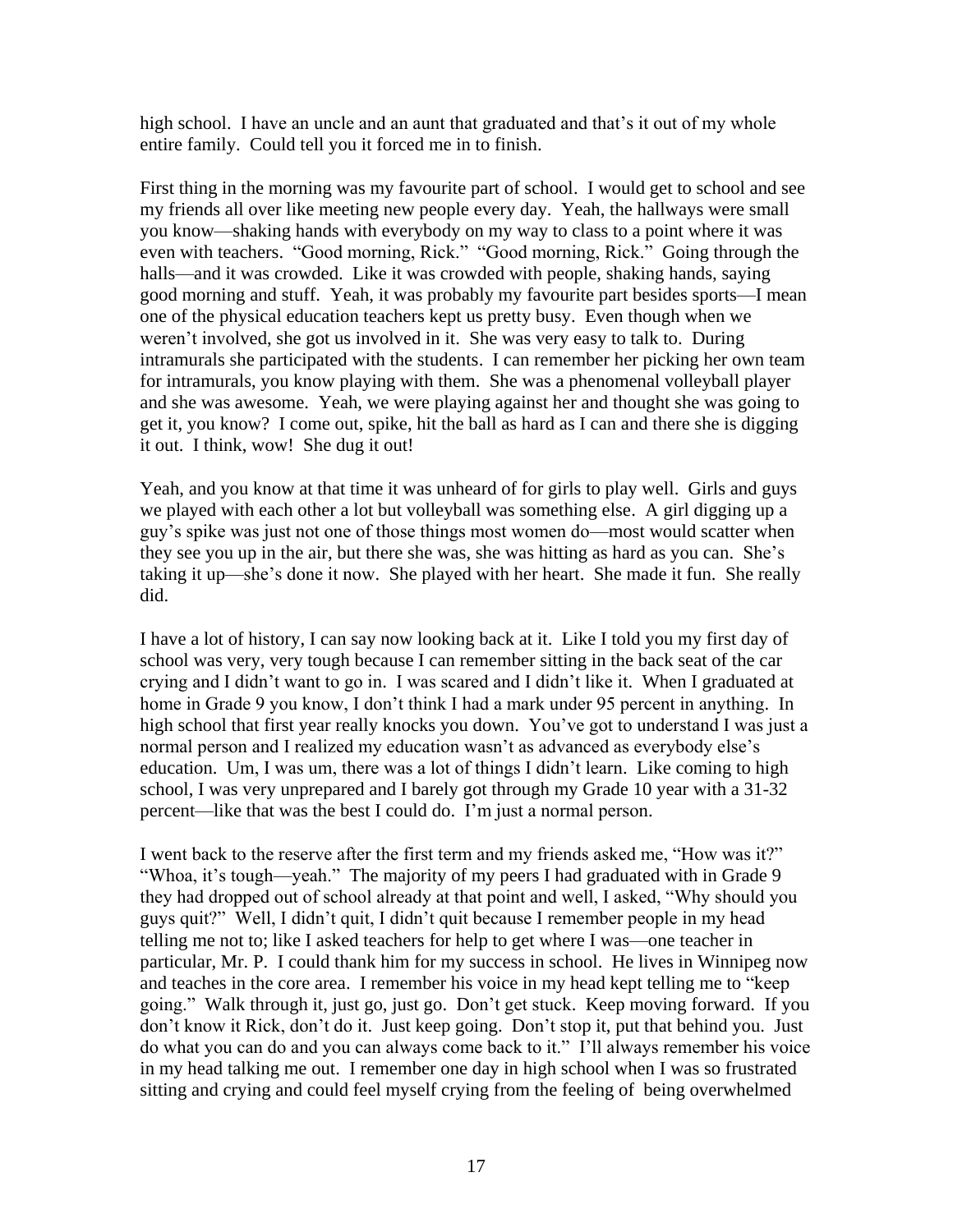high school. I have an uncle and an aunt that graduated and that's it out of my whole entire family. Could tell you it forced me in to finish.

First thing in the morning was my favourite part of school. I would get to school and see my friends all over like meeting new people every day. Yeah, the hallways were small you know—shaking hands with everybody on my way to class to a point where it was even with teachers. "Good morning, Rick." "Good morning, Rick." Going through the halls—and it was crowded. Like it was crowded with people, shaking hands, saying good morning and stuff. Yeah, it was probably my favourite part besides sports—I mean one of the physical education teachers kept us pretty busy. Even though when we weren't involved, she got us involved in it. She was very easy to talk to. During intramurals she participated with the students. I can remember her picking her own team for intramurals, you know playing with them. She was a phenomenal volleyball player and she was awesome. Yeah, we were playing against her and thought she was going to get it, you know? I come out, spike, hit the ball as hard as I can and there she is digging it out. I think, wow! She dug it out!

Yeah, and you know at that time it was unheard of for girls to play well. Girls and guys we played with each other a lot but volleyball was something else. A girl digging up a guy's spike was just not one of those things most women do—most would scatter when they see you up in the air, but there she was, she was hitting as hard as you can. She's taking it up—she's done it now. She played with her heart. She made it fun. She really did.

I have a lot of history, I can say now looking back at it. Like I told you my first day of school was very, very tough because I can remember sitting in the back seat of the car crying and I didn't want to go in. I was scared and I didn't like it. When I graduated at home in Grade 9 you know, I don't think I had a mark under 95 percent in anything. In high school that first year really knocks you down. You've got to understand I was just a normal person and I realized my education wasn't as advanced as everybody else's education. Um, I was um, there was a lot of things I didn't learn. Like coming to high school, I was very unprepared and I barely got through my Grade 10 year with a 31-32 percent—like that was the best I could do. I'm just a normal person.

I went back to the reserve after the first term and my friends asked me, "How was it?" "Whoa, it's tough—yeah." The majority of my peers I had graduated with in Grade 9 they had dropped out of school already at that point and well, I asked, "Why should you guys quit?" Well, I didn't quit, I didn't quit because I remember people in my head telling me not to; like I asked teachers for help to get where I was—one teacher in particular, Mr. P. I could thank him for my success in school. He lives in Winnipeg now and teaches in the core area. I remember his voice in my head kept telling me to "keep going." Walk through it, just go, just go. Don't get stuck. Keep moving forward. If you don't know it Rick, don't do it. Just keep going. Don't stop it, put that behind you. Just do what you can do and you can always come back to it." I'll always remember his voice in my head talking me out. I remember one day in high school when I was so frustrated sitting and crying and could feel myself crying from the feeling of being overwhelmed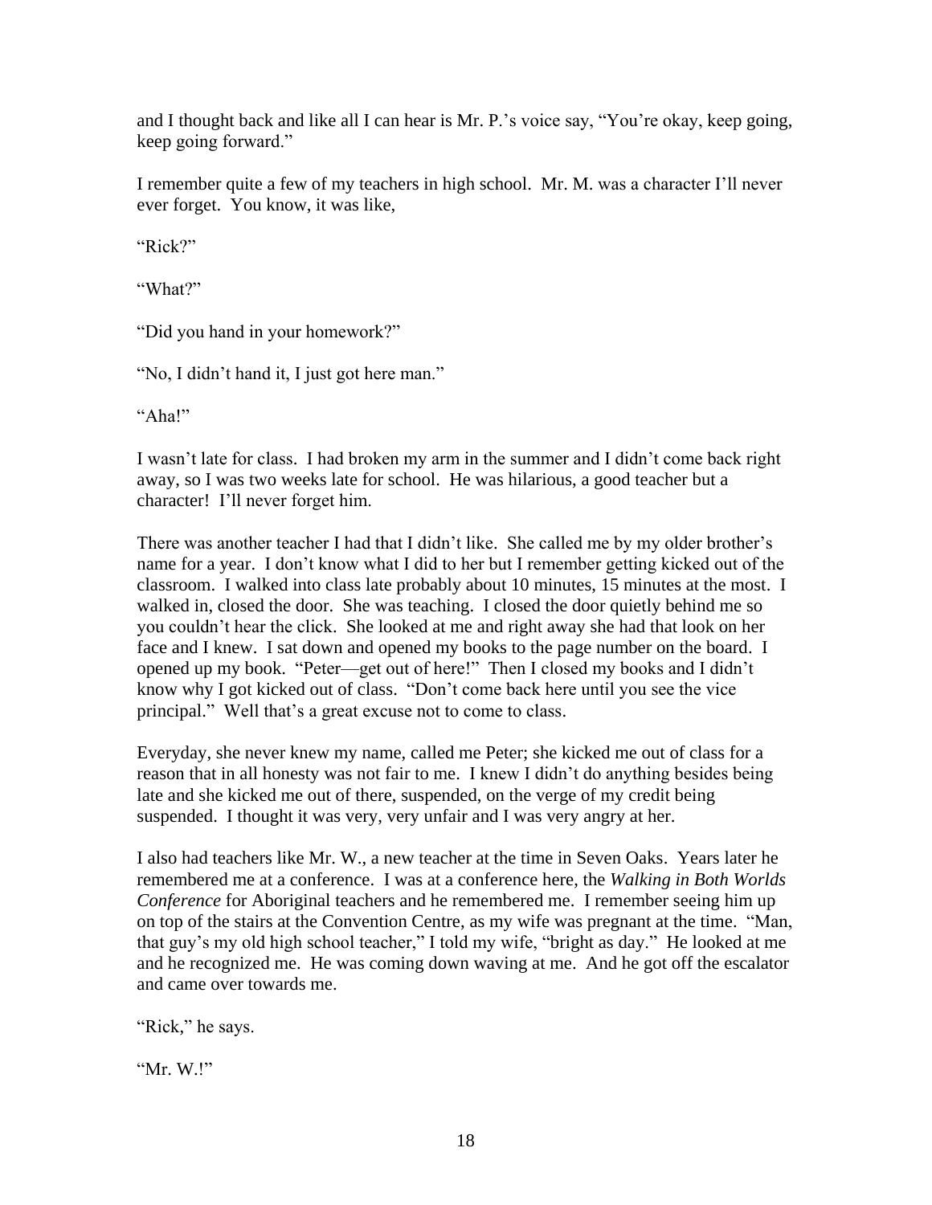and I thought back and like all I can hear is Mr. P.'s voice say, "You're okay, keep going, keep going forward."

I remember quite a few of my teachers in high school. Mr. M. was a character I'll never ever forget. You know, it was like,

"Rick?"

"What?"

"Did you hand in your homework?"

"No, I didn't hand it, I just got here man."

"Aha!"

I wasn't late for class. I had broken my arm in the summer and I didn't come back right away, so I was two weeks late for school. He was hilarious, a good teacher but a character! I'll never forget him.

There was another teacher I had that I didn't like. She called me by my older brother's name for a year. I don't know what I did to her but I remember getting kicked out of the classroom. I walked into class late probably about 10 minutes, 15 minutes at the most. I walked in, closed the door. She was teaching. I closed the door quietly behind me so you couldn't hear the click. She looked at me and right away she had that look on her face and I knew. I sat down and opened my books to the page number on the board. I opened up my book. "Peter—get out of here!" Then I closed my books and I didn't know why I got kicked out of class. "Don't come back here until you see the vice principal." Well that's a great excuse not to come to class.

Everyday, she never knew my name, called me Peter; she kicked me out of class for a reason that in all honesty was not fair to me. I knew I didn't do anything besides being late and she kicked me out of there, suspended, on the verge of my credit being suspended. I thought it was very, very unfair and I was very angry at her.

I also had teachers like Mr. W., a new teacher at the time in Seven Oaks. Years later he remembered me at a conference. I was at a conference here, the *Walking in Both Worlds Conference* for Aboriginal teachers and he remembered me. I remember seeing him up on top of the stairs at the Convention Centre, as my wife was pregnant at the time. "Man, that guy's my old high school teacher," I told my wife, "bright as day." He looked at me and he recognized me. He was coming down waving at me. And he got off the escalator and came over towards me.

"Rick," he says.

"Mr. W.!"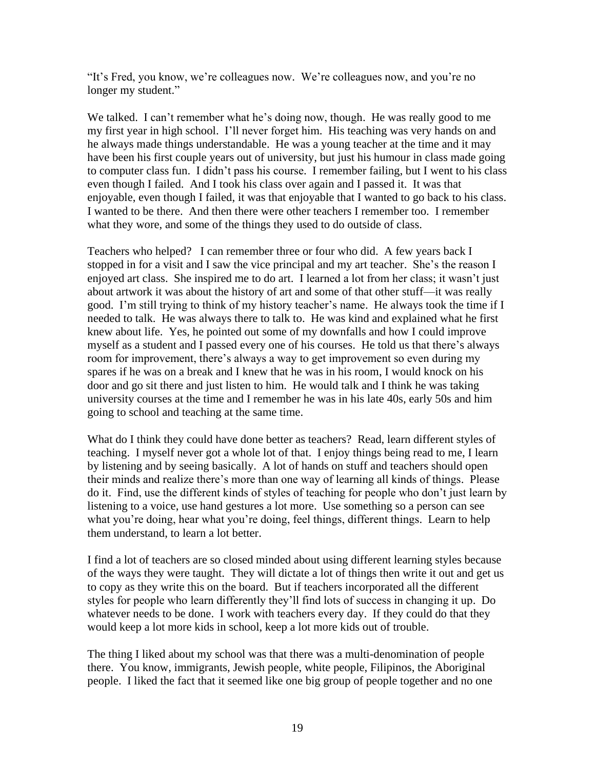"It's Fred, you know, we're colleagues now. We're colleagues now, and you're no longer my student."

We talked. I can't remember what he's doing now, though. He was really good to me my first year in high school. I'll never forget him. His teaching was very hands on and he always made things understandable. He was a young teacher at the time and it may have been his first couple years out of university, but just his humour in class made going to computer class fun. I didn't pass his course. I remember failing, but I went to his class even though I failed. And I took his class over again and I passed it. It was that enjoyable, even though I failed, it was that enjoyable that I wanted to go back to his class. I wanted to be there. And then there were other teachers I remember too. I remember what they wore, and some of the things they used to do outside of class.

Teachers who helped? I can remember three or four who did. A few years back I stopped in for a visit and I saw the vice principal and my art teacher. She's the reason I enjoyed art class. She inspired me to do art. I learned a lot from her class; it wasn't just about artwork it was about the history of art and some of that other stuff—it was really good. I'm still trying to think of my history teacher's name. He always took the time if I needed to talk. He was always there to talk to. He was kind and explained what he first knew about life. Yes, he pointed out some of my downfalls and how I could improve myself as a student and I passed every one of his courses. He told us that there's always room for improvement, there's always a way to get improvement so even during my spares if he was on a break and I knew that he was in his room, I would knock on his door and go sit there and just listen to him. He would talk and I think he was taking university courses at the time and I remember he was in his late 40s, early 50s and him going to school and teaching at the same time.

What do I think they could have done better as teachers? Read, learn different styles of teaching. I myself never got a whole lot of that. I enjoy things being read to me, I learn by listening and by seeing basically. A lot of hands on stuff and teachers should open their minds and realize there's more than one way of learning all kinds of things. Please do it. Find, use the different kinds of styles of teaching for people who don't just learn by listening to a voice, use hand gestures a lot more. Use something so a person can see what you're doing, hear what you're doing, feel things, different things. Learn to help them understand, to learn a lot better.

I find a lot of teachers are so closed minded about using different learning styles because of the ways they were taught. They will dictate a lot of things then write it out and get us to copy as they write this on the board. But if teachers incorporated all the different styles for people who learn differently they'll find lots of success in changing it up. Do whatever needs to be done. I work with teachers every day. If they could do that they would keep a lot more kids in school, keep a lot more kids out of trouble.

The thing I liked about my school was that there was a multi-denomination of people there. You know, immigrants, Jewish people, white people, Filipinos, the Aboriginal people. I liked the fact that it seemed like one big group of people together and no one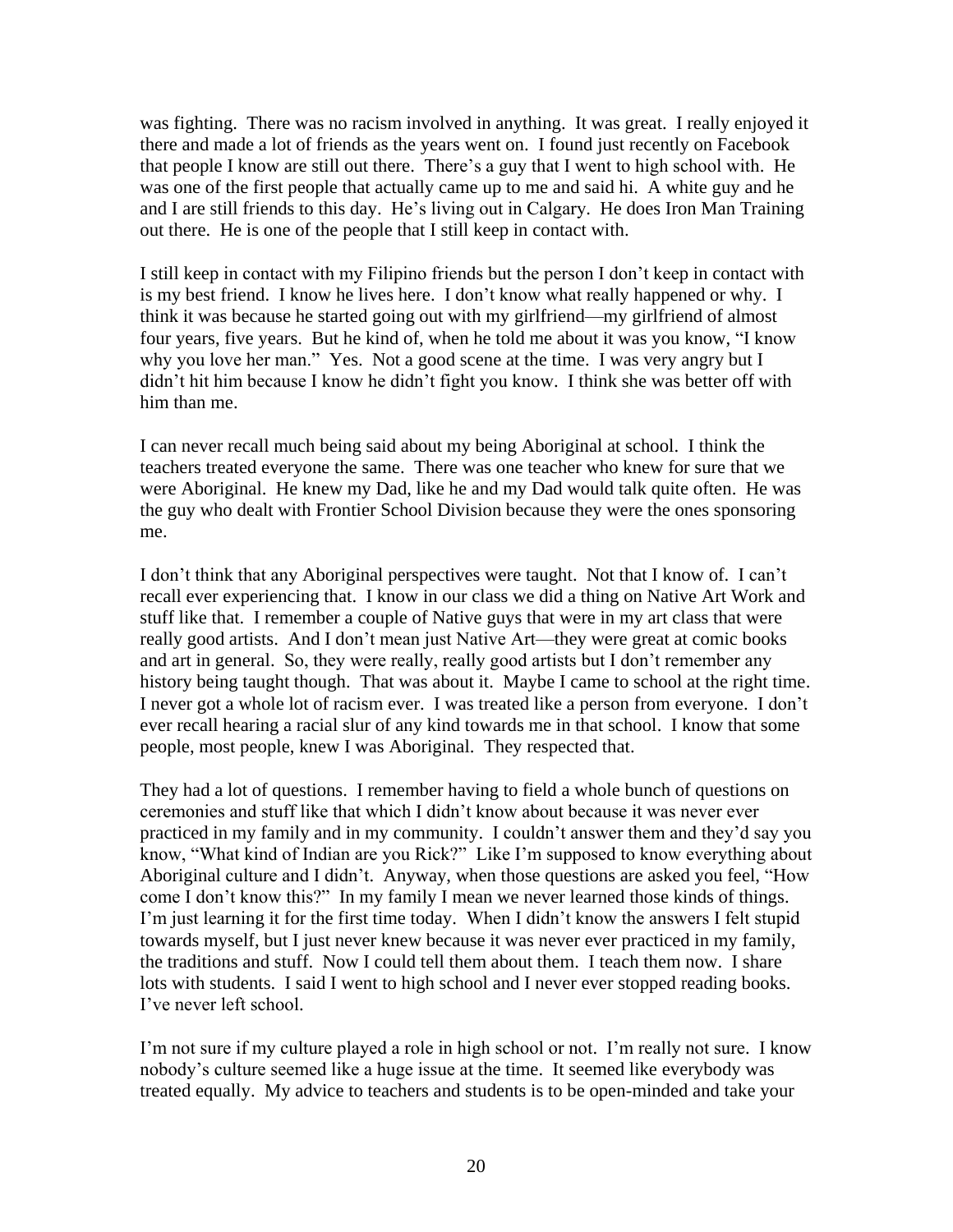was fighting. There was no racism involved in anything. It was great. I really enjoyed it there and made a lot of friends as the years went on. I found just recently on Facebook that people I know are still out there. There's a guy that I went to high school with. He was one of the first people that actually came up to me and said hi. A white guy and he and I are still friends to this day. He's living out in Calgary. He does Iron Man Training out there. He is one of the people that I still keep in contact with.

I still keep in contact with my Filipino friends but the person I don't keep in contact with is my best friend. I know he lives here. I don't know what really happened or why. I think it was because he started going out with my girlfriend—my girlfriend of almost four years, five years. But he kind of, when he told me about it was you know, "I know why you love her man." Yes. Not a good scene at the time. I was very angry but I didn't hit him because I know he didn't fight you know. I think she was better off with him than me.

I can never recall much being said about my being Aboriginal at school. I think the teachers treated everyone the same. There was one teacher who knew for sure that we were Aboriginal. He knew my Dad, like he and my Dad would talk quite often. He was the guy who dealt with Frontier School Division because they were the ones sponsoring me.

I don't think that any Aboriginal perspectives were taught. Not that I know of. I can't recall ever experiencing that. I know in our class we did a thing on Native Art Work and stuff like that. I remember a couple of Native guys that were in my art class that were really good artists. And I don't mean just Native Art—they were great at comic books and art in general. So, they were really, really good artists but I don't remember any history being taught though. That was about it. Maybe I came to school at the right time. I never got a whole lot of racism ever. I was treated like a person from everyone. I don't ever recall hearing a racial slur of any kind towards me in that school. I know that some people, most people, knew I was Aboriginal. They respected that.

They had a lot of questions. I remember having to field a whole bunch of questions on ceremonies and stuff like that which I didn't know about because it was never ever practiced in my family and in my community. I couldn't answer them and they'd say you know, "What kind of Indian are you Rick?" Like I'm supposed to know everything about Aboriginal culture and I didn't. Anyway, when those questions are asked you feel, "How come I don't know this?" In my family I mean we never learned those kinds of things. I'm just learning it for the first time today. When I didn't know the answers I felt stupid towards myself, but I just never knew because it was never ever practiced in my family, the traditions and stuff. Now I could tell them about them. I teach them now. I share lots with students. I said I went to high school and I never ever stopped reading books. I've never left school.

I'm not sure if my culture played a role in high school or not. I'm really not sure. I know nobody's culture seemed like a huge issue at the time. It seemed like everybody was treated equally. My advice to teachers and students is to be open-minded and take your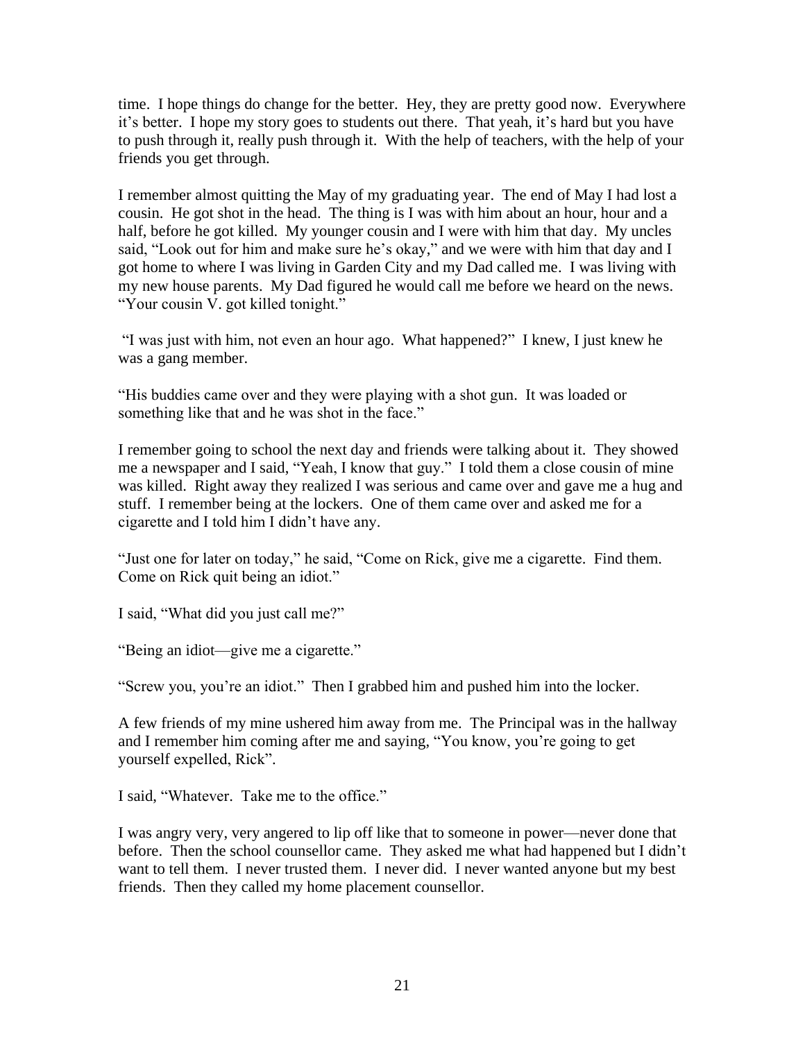time. I hope things do change for the better. Hey, they are pretty good now. Everywhere it's better. I hope my story goes to students out there. That yeah, it's hard but you have to push through it, really push through it. With the help of teachers, with the help of your friends you get through.

I remember almost quitting the May of my graduating year. The end of May I had lost a cousin. He got shot in the head. The thing is I was with him about an hour, hour and a half, before he got killed. My younger cousin and I were with him that day. My uncles said, "Look out for him and make sure he's okay," and we were with him that day and I got home to where I was living in Garden City and my Dad called me. I was living with my new house parents. My Dad figured he would call me before we heard on the news. "Your cousin V. got killed tonight."

"I was just with him, not even an hour ago. What happened?" I knew, I just knew he was a gang member.

"His buddies came over and they were playing with a shot gun. It was loaded or something like that and he was shot in the face."

I remember going to school the next day and friends were talking about it. They showed me a newspaper and I said, "Yeah, I know that guy." I told them a close cousin of mine was killed. Right away they realized I was serious and came over and gave me a hug and stuff. I remember being at the lockers. One of them came over and asked me for a cigarette and I told him I didn't have any.

"Just one for later on today," he said, "Come on Rick, give me a cigarette. Find them. Come on Rick quit being an idiot."

I said, "What did you just call me?"

"Being an idiot—give me a cigarette."

"Screw you, you're an idiot." Then I grabbed him and pushed him into the locker.

A few friends of my mine ushered him away from me. The Principal was in the hallway and I remember him coming after me and saying, "You know, you're going to get yourself expelled, Rick".

I said, "Whatever. Take me to the office."

I was angry very, very angered to lip off like that to someone in power—never done that before. Then the school counsellor came. They asked me what had happened but I didn't want to tell them. I never trusted them. I never did. I never wanted anyone but my best friends. Then they called my home placement counsellor.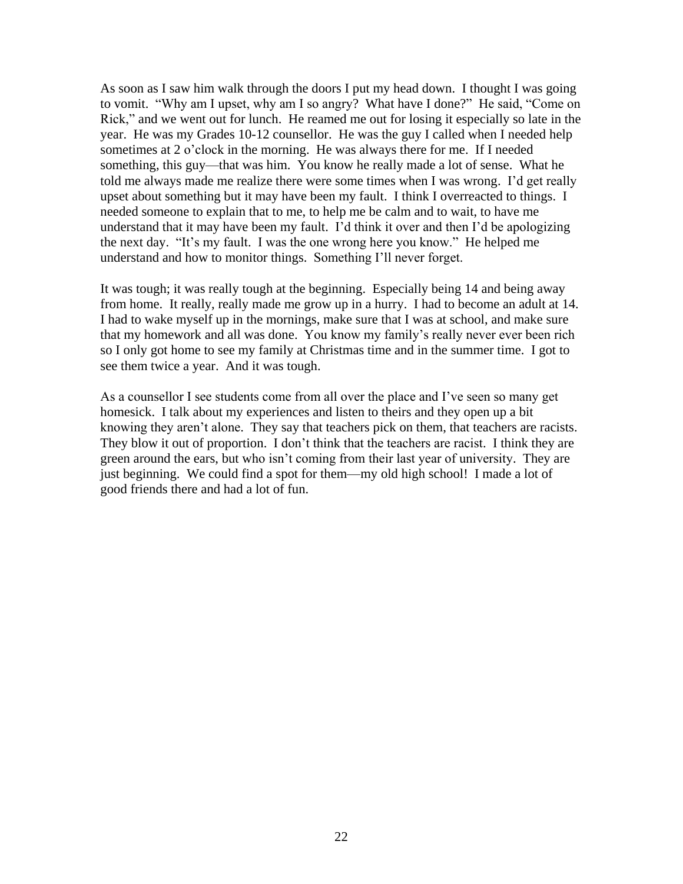As soon as I saw him walk through the doors I put my head down. I thought I was going to vomit. "Why am I upset, why am I so angry? What have I done?" He said, "Come on Rick," and we went out for lunch. He reamed me out for losing it especially so late in the year. He was my Grades 10-12 counsellor. He was the guy I called when I needed help sometimes at 2 o'clock in the morning. He was always there for me. If I needed something, this guy—that was him. You know he really made a lot of sense. What he told me always made me realize there were some times when I was wrong. I'd get really upset about something but it may have been my fault. I think I overreacted to things. I needed someone to explain that to me, to help me be calm and to wait, to have me understand that it may have been my fault. I'd think it over and then I'd be apologizing the next day. "It's my fault. I was the one wrong here you know." He helped me understand and how to monitor things. Something I'll never forget.

It was tough; it was really tough at the beginning. Especially being 14 and being away from home. It really, really made me grow up in a hurry. I had to become an adult at 14. I had to wake myself up in the mornings, make sure that I was at school, and make sure that my homework and all was done. You know my family's really never ever been rich so I only got home to see my family at Christmas time and in the summer time. I got to see them twice a year. And it was tough.

As a counsellor I see students come from all over the place and I've seen so many get homesick. I talk about my experiences and listen to theirs and they open up a bit knowing they aren't alone. They say that teachers pick on them, that teachers are racists. They blow it out of proportion. I don't think that the teachers are racist. I think they are green around the ears, but who isn't coming from their last year of university. They are just beginning. We could find a spot for them—my old high school! I made a lot of good friends there and had a lot of fun.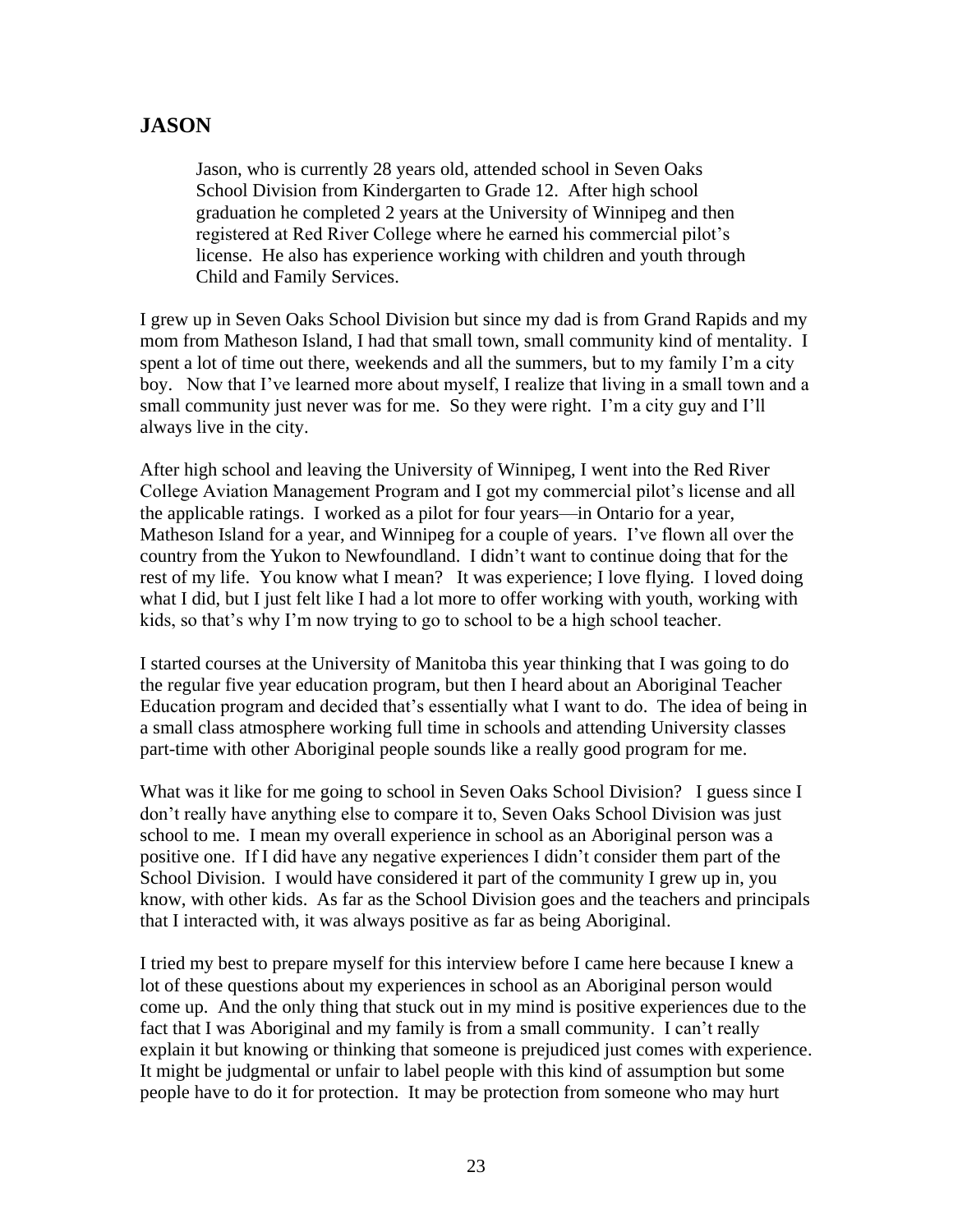## JASON

> Jason, who is currently 28 years old, attended school in Seven Oaks School Division from Kindergarten to Grade 12. After high school graduation he completed 2 years at the University of Winnipeg and then registered at Red River College where he earned his commercial pilot's license. He also has experience working with children and youth through Child and Family Services.

I grew up in Seven Oaks School Division but since my dad is from Grand Rapids and my mom from Matheson Island, I had that small town, small community kind of mentality. I spent a lot of time out there, weekends and all the summers, but to my family I'm a city boy. Now that I've learned more about myself, I realize that living in a small town and a small community just never was for me. So they were right. I'm a city guy and I'll always live in the city.

After high school and leaving the University of Winnipeg, I went into the Red River College Aviation Management Program and I got my commercial pilot's license and all the applicable ratings. I worked as a pilot for four years—in Ontario for a year, Matheson Island for a year, and Winnipeg for a couple of years. I've flown all over the country from the Yukon to Newfoundland. I didn't want to continue doing that for the rest of my life. You know what I mean? It was experience; I love flying. I loved doing what I did, but I just felt like I had a lot more to offer working with youth, working with kids, so that's why I'm now trying to go to school to be a high school teacher.

I started courses at the University of Manitoba this year thinking that I was going to do the regular five year education program, but then I heard about an Aboriginal Teacher Education program and decided that's essentially what I want to do. The idea of being in a small class atmosphere working full time in schools and attending University classes part-time with other Aboriginal people sounds like a really good program for me.

What was it like for me going to school in Seven Oaks School Division? I guess since I don't really have anything else to compare it to, Seven Oaks School Division was just school to me. I mean my overall experience in school as an Aboriginal person was a positive one. If I did have any negative experiences I didn't consider them part of the School Division. I would have considered it part of the community I grew up in, you know, with other kids. As far as the School Division goes and the teachers and principals that I interacted with, it was always positive as far as being Aboriginal.

I tried my best to prepare myself for this interview before I came here because I knew a lot of these questions about my experiences in school as an Aboriginal person would come up. And the only thing that stuck out in my mind is positive experiences due to the fact that I was Aboriginal and my family is from a small community. I can't really explain it but knowing or thinking that someone is prejudiced just comes with experience. It might be judgmental or unfair to label people with this kind of assumption but some people have to do it for protection. It may be protection from someone who may hurt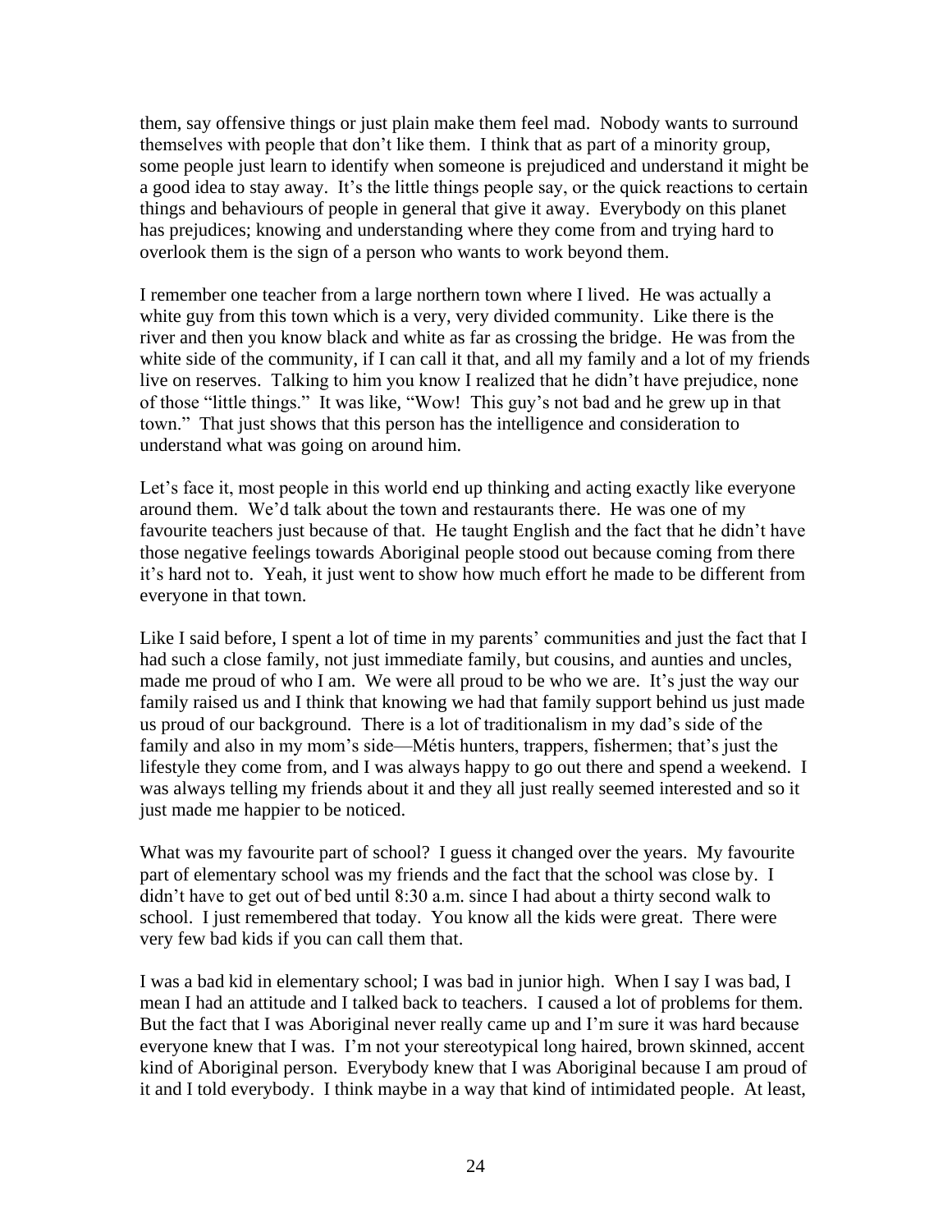them, say offensive things or just plain make them feel mad. Nobody wants to surround themselves with people that don't like them. I think that as part of a minority group, some people just learn to identify when someone is prejudiced and understand it might be a good idea to stay away. It's the little things people say, or the quick reactions to certain things and behaviours of people in general that give it away. Everybody on this planet has prejudices; knowing and understanding where they come from and trying hard to overlook them is the sign of a person who wants to work beyond them.

I remember one teacher from a large northern town where I lived. He was actually a white guy from this town which is a very, very divided community. Like there is the river and then you know black and white as far as crossing the bridge. He was from the white side of the community, if I can call it that, and all my family and a lot of my friends live on reserves. Talking to him you know I realized that he didn't have prejudice, none of those "little things." It was like, "Wow! This guy's not bad and he grew up in that town." That just shows that this person has the intelligence and consideration to understand what was going on around him.

Let's face it, most people in this world end up thinking and acting exactly like everyone around them. We'd talk about the town and restaurants there. He was one of my favourite teachers just because of that. He taught English and the fact that he didn't have those negative feelings towards Aboriginal people stood out because coming from there it's hard not to. Yeah, it just went to show how much effort he made to be different from everyone in that town.

Like I said before, I spent a lot of time in my parents' communities and just the fact that I had such a close family, not just immediate family, but cousins, and aunties and uncles, made me proud of who I am. We were all proud to be who we are. It's just the way our family raised us and I think that knowing we had that family support behind us just made us proud of our background. There is a lot of traditionalism in my dad's side of the family and also in my mom's side—Métis hunters, trappers, fishermen; that's just the lifestyle they come from, and I was always happy to go out there and spend a weekend. I was always telling my friends about it and they all just really seemed interested and so it just made me happier to be noticed.

What was my favourite part of school? I guess it changed over the years. My favourite part of elementary school was my friends and the fact that the school was close by. I didn't have to get out of bed until 8:30 a.m. since I had about a thirty second walk to school. I just remembered that today. You know all the kids were great. There were very few bad kids if you can call them that.

I was a bad kid in elementary school; I was bad in junior high. When I say I was bad, I mean I had an attitude and I talked back to teachers. I caused a lot of problems for them. But the fact that I was Aboriginal never really came up and I'm sure it was hard because everyone knew that I was. I'm not your stereotypical long haired, brown skinned, accent kind of Aboriginal person. Everybody knew that I was Aboriginal because I am proud of it and I told everybody. I think maybe in a way that kind of intimidated people. At least,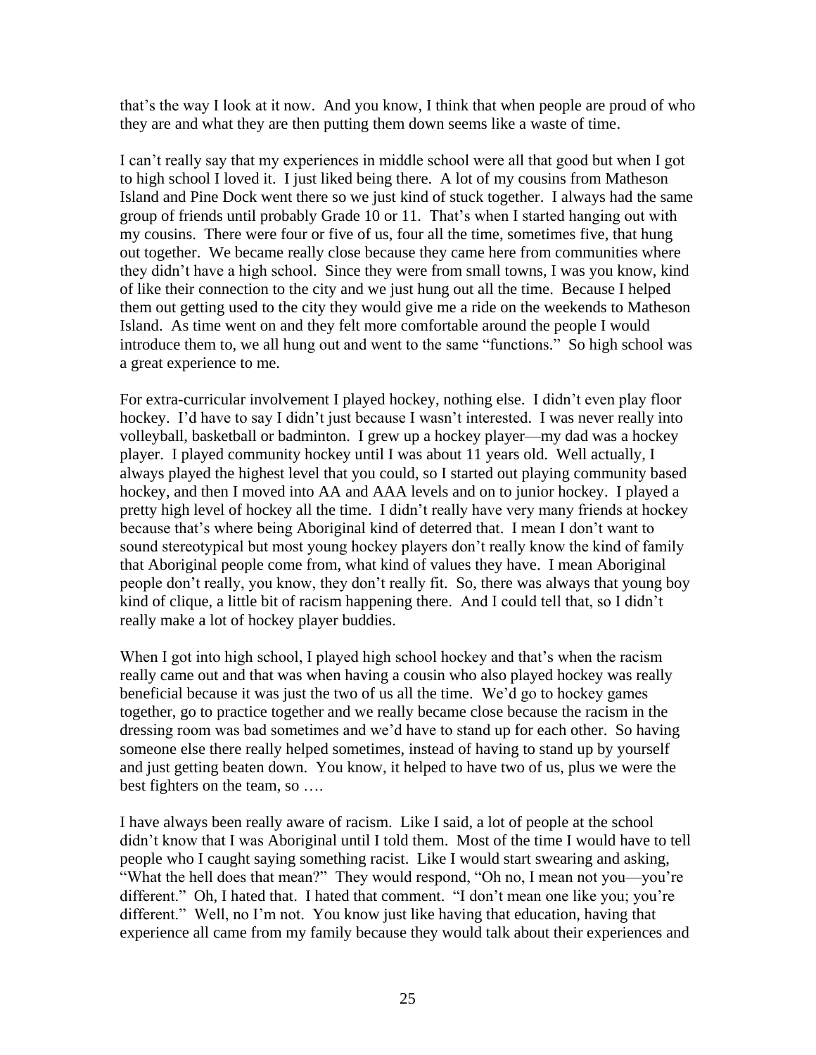that's the way I look at it now. And you know, I think that when people are proud of who they are and what they are then putting them down seems like a waste of time.

I can't really say that my experiences in middle school were all that good but when I got to high school I loved it. I just liked being there. A lot of my cousins from Matheson Island and Pine Dock went there so we just kind of stuck together. I always had the same group of friends until probably Grade 10 or 11. That's when I started hanging out with my cousins. There were four or five of us, four all the time, sometimes five, that hung out together. We became really close because they came here from communities where they didn't have a high school. Since they were from small towns, I was you know, kind of like their connection to the city and we just hung out all the time. Because I helped them out getting used to the city they would give me a ride on the weekends to Matheson Island. As time went on and they felt more comfortable around the people I would introduce them to, we all hung out and went to the same "functions." So high school was a great experience to me.

For extra-curricular involvement I played hockey, nothing else. I didn't even play floor hockey. I'd have to say I didn't just because I wasn't interested. I was never really into volleyball, basketball or badminton. I grew up a hockey player—my dad was a hockey player. I played community hockey until I was about 11 years old. Well actually, I always played the highest level that you could, so I started out playing community based hockey, and then I moved into AA and AAA levels and on to junior hockey. I played a pretty high level of hockey all the time. I didn't really have very many friends at hockey because that's where being Aboriginal kind of deterred that. I mean I don't want to sound stereotypical but most young hockey players don't really know the kind of family that Aboriginal people come from, what kind of values they have. I mean Aboriginal people don't really, you know, they don't really fit. So, there was always that young boy kind of clique, a little bit of racism happening there. And I could tell that, so I didn't really make a lot of hockey player buddies.

When I got into high school, I played high school hockey and that's when the racism really came out and that was when having a cousin who also played hockey was really beneficial because it was just the two of us all the time. We'd go to hockey games together, go to practice together and we really became close because the racism in the dressing room was bad sometimes and we'd have to stand up for each other. So having someone else there really helped sometimes, instead of having to stand up by yourself and just getting beaten down. You know, it helped to have two of us, plus we were the best fighters on the team, so ….

I have always been really aware of racism. Like I said, a lot of people at the school didn't know that I was Aboriginal until I told them. Most of the time I would have to tell people who I caught saying something racist. Like I would start swearing and asking, "What the hell does that mean?" They would respond, "Oh no, I mean not you—you're different." Oh, I hated that. I hated that comment. "I don't mean one like you; you're different." Well, no I'm not. You know just like having that education, having that experience all came from my family because they would talk about their experiences and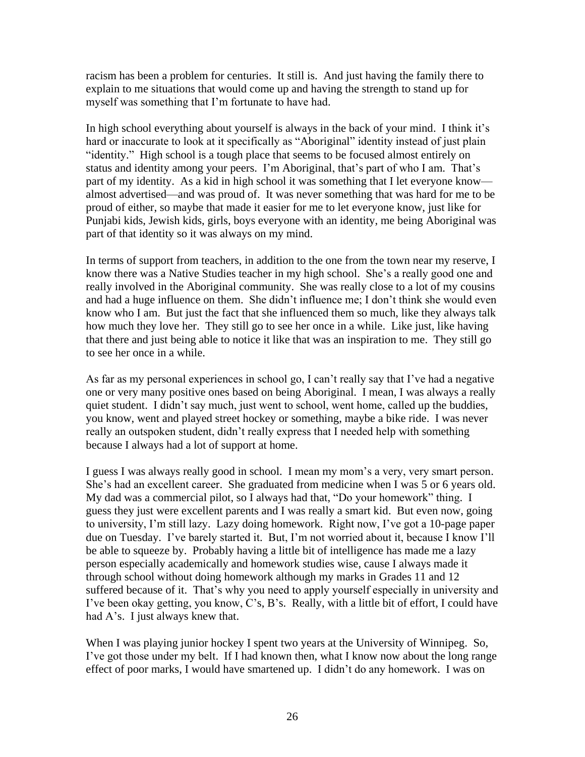racism has been a problem for centuries. It still is. And just having the family there to explain to me situations that would come up and having the strength to stand up for myself was something that I'm fortunate to have had.

In high school everything about yourself is always in the back of your mind. I think it's hard or inaccurate to look at it specifically as "Aboriginal" identity instead of just plain "identity." High school is a tough place that seems to be focused almost entirely on status and identity among your peers. I'm Aboriginal, that's part of who I am. That's part of my identity. As a kid in high school it was something that I let everyone know—almost advertised—and was proud of. It was never something that was hard for me to be proud of either, so maybe that made it easier for me to let everyone know, just like for Punjabi kids, Jewish kids, girls, boys everyone with an identity, me being Aboriginal was part of that identity so it was always on my mind.

In terms of support from teachers, in addition to the one from the town near my reserve, I know there was a Native Studies teacher in my high school. She's a really good one and really involved in the Aboriginal community. She was really close to a lot of my cousins and had a huge influence on them. She didn't influence me; I don't think she would even know who I am. But just the fact that she influenced them so much, like they always talk how much they love her. They still go to see her once in a while. Like just, like having that there and just being able to notice it like that was an inspiration to me. They still go to see her once in a while.

As far as my personal experiences in school go, I can't really say that I've had a negative one or very many positive ones based on being Aboriginal. I mean, I was always a really quiet student. I didn't say much, just went to school, went home, called up the buddies, you know, went and played street hockey or something, maybe a bike ride. I was never really an outspoken student, didn't really express that I needed help with something because I always had a lot of support at home.

I guess I was always really good in school. I mean my mom's a very, very smart person. She's had an excellent career. She graduated from medicine when I was 5 or 6 years old. My dad was a commercial pilot, so I always had that, "Do your homework" thing. I guess they just were excellent parents and I was really a smart kid. But even now, going to university, I'm still lazy. Lazy doing homework. Right now, I've got a 10-page paper due on Tuesday. I've barely started it. But, I'm not worried about it, because I know I'll be able to squeeze by. Probably having a little bit of intelligence has made me a lazy person especially academically and homework studies wise, cause I always made it through school without doing homework although my marks in Grades 11 and 12 suffered because of it. That's why you need to apply yourself especially in university and I've been okay getting, you know, C's, B's. Really, with a little bit of effort, I could have had A's. I just always knew that.

When I was playing junior hockey I spent two years at the University of Winnipeg. So, I've got those under my belt. If I had known then, what I know now about the long range effect of poor marks, I would have smartened up. I didn't do any homework. I was on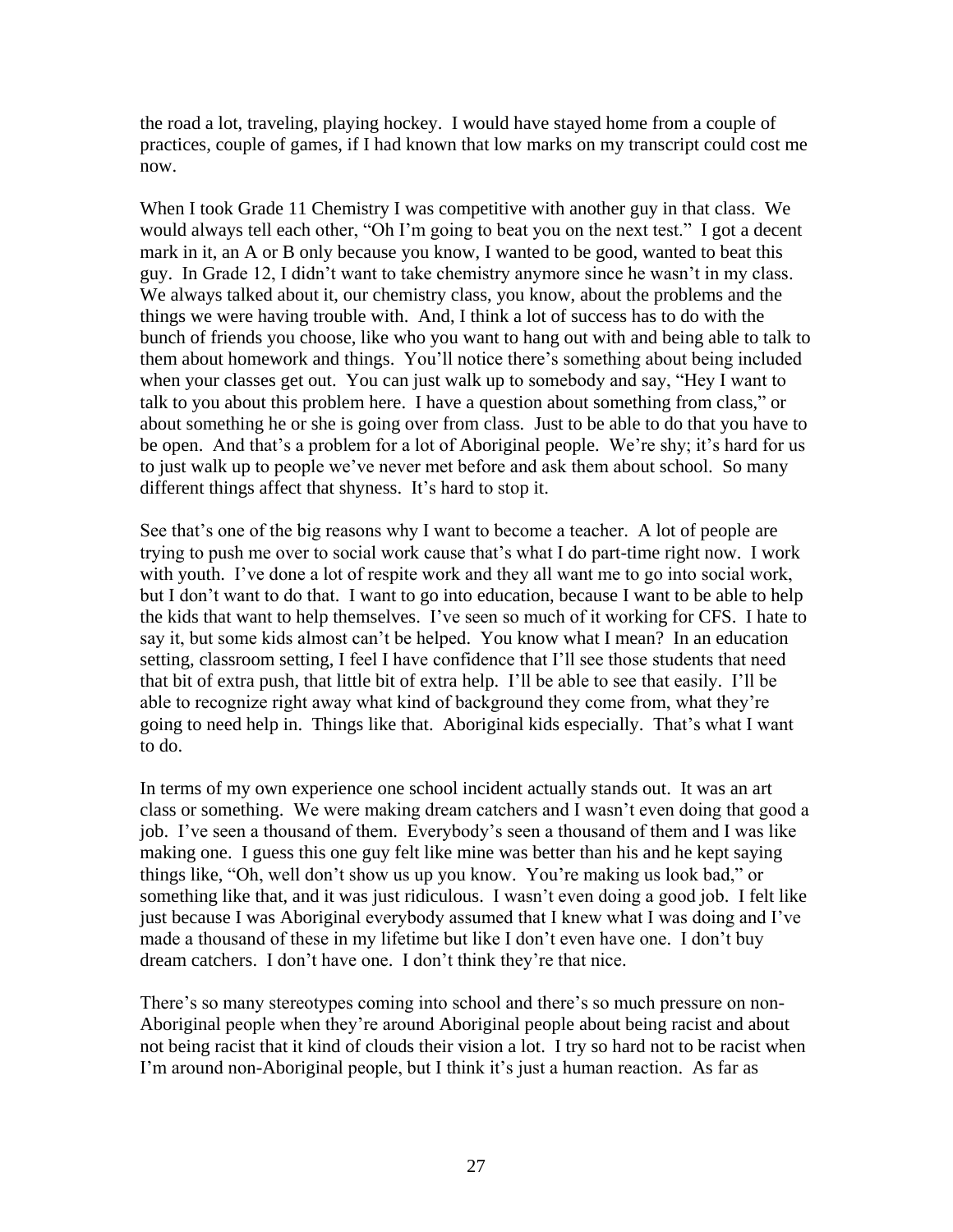the road a lot, traveling, playing hockey. I would have stayed home from a couple of practices, couple of games, if I had known that low marks on my transcript could cost me now.

When I took Grade 11 Chemistry I was competitive with another guy in that class. We would always tell each other, "Oh I'm going to beat you on the next test." I got a decent mark in it, an A or B only because you know, I wanted to be good, wanted to beat this guy. In Grade 12, I didn't want to take chemistry anymore since he wasn't in my class. We always talked about it, our chemistry class, you know, about the problems and the things we were having trouble with. And, I think a lot of success has to do with the bunch of friends you choose, like who you want to hang out with and being able to talk to them about homework and things. You'll notice there's something about being included when your classes get out. You can just walk up to somebody and say, "Hey I want to talk to you about this problem here. I have a question about something from class," or about something he or she is going over from class. Just to be able to do that you have to be open. And that's a problem for a lot of Aboriginal people. We're shy; it's hard for us to just walk up to people we've never met before and ask them about school. So many different things affect that shyness. It's hard to stop it.

See that's one of the big reasons why I want to become a teacher. A lot of people are trying to push me over to social work cause that's what I do part-time right now. I work with youth. I've done a lot of respite work and they all want me to go into social work, but I don't want to do that. I want to go into education, because I want to be able to help the kids that want to help themselves. I've seen so much of it working for CFS. I hate to say it, but some kids almost can't be helped. You know what I mean? In an education setting, classroom setting, I feel I have confidence that I'll see those students that need that bit of extra push, that little bit of extra help. I'll be able to see that easily. I'll be able to recognize right away what kind of background they come from, what they're going to need help in. Things like that. Aboriginal kids especially. That's what I want to do.

In terms of my own experience one school incident actually stands out. It was an art class or something. We were making dream catchers and I wasn't even doing that good a job. I've seen a thousand of them. Everybody's seen a thousand of them and I was like making one. I guess this one guy felt like mine was better than his and he kept saying things like, "Oh, well don't show us up you know. You're making us look bad," or something like that, and it was just ridiculous. I wasn't even doing a good job. I felt like just because I was Aboriginal everybody assumed that I knew what I was doing and I've made a thousand of these in my lifetime but like I don't even have one. I don't buy dream catchers. I don't have one. I don't think they're that nice.

There's so many stereotypes coming into school and there's so much pressure on non-Aboriginal people when they're around Aboriginal people about being racist and about not being racist that it kind of clouds their vision a lot. I try so hard not to be racist when I'm around non-Aboriginal people, but I think it's just a human reaction. As far as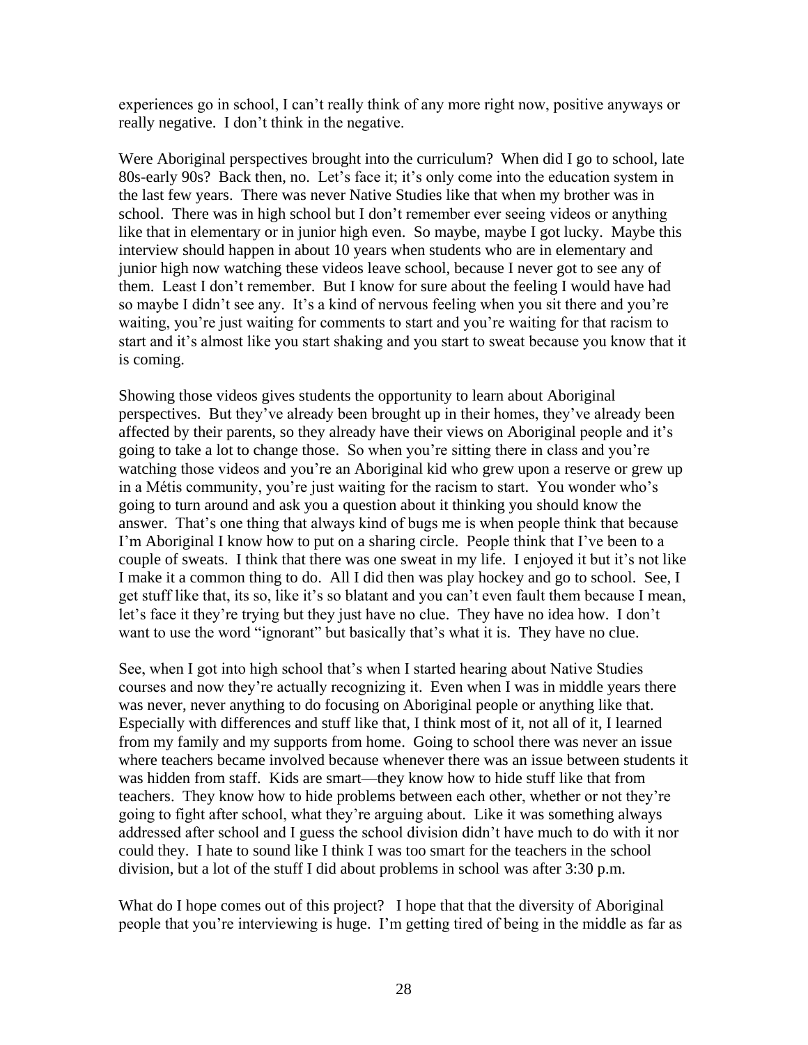experiences go in school, I can't really think of any more right now, positive anyways or really negative. I don't think in the negative.

Were Aboriginal perspectives brought into the curriculum? When did I go to school, late 80s-early 90s? Back then, no. Let's face it; it's only come into the education system in the last few years. There was never Native Studies like that when my brother was in school. There was in high school but I don't remember ever seeing videos or anything like that in elementary or in junior high even. So maybe, maybe I got lucky. Maybe this interview should happen in about 10 years when students who are in elementary and junior high now watching these videos leave school, because I never got to see any of them. Least I don't remember. But I know for sure about the feeling I would have had so maybe I didn't see any. It's a kind of nervous feeling when you sit there and you're waiting, you're just waiting for comments to start and you're waiting for that racism to start and it's almost like you start shaking and you start to sweat because you know that it is coming.

Showing those videos gives students the opportunity to learn about Aboriginal perspectives. But they've already been brought up in their homes, they've already been affected by their parents, so they already have their views on Aboriginal people and it's going to take a lot to change those. So when you're sitting there in class and you're watching those videos and you're an Aboriginal kid who grew upon a reserve or grew up in a Métis community, you're just waiting for the racism to start. You wonder who's going to turn around and ask you a question about it thinking you should know the answer. That's one thing that always kind of bugs me is when people think that because I'm Aboriginal I know how to put on a sharing circle. People think that I've been to a couple of sweats. I think that there was one sweat in my life. I enjoyed it but it's not like I make it a common thing to do. All I did then was play hockey and go to school. See, I get stuff like that, its so, like it's so blatant and you can't even fault them because I mean, let's face it they're trying but they just have no clue. They have no idea how. I don't want to use the word "ignorant" but basically that's what it is. They have no clue.

See, when I got into high school that's when I started hearing about Native Studies courses and now they're actually recognizing it. Even when I was in middle years there was never, never anything to do focusing on Aboriginal people or anything like that. Especially with differences and stuff like that, I think most of it, not all of it, I learned from my family and my supports from home. Going to school there was never an issue where teachers became involved because whenever there was an issue between students it was hidden from staff. Kids are smart—they know how to hide stuff like that from teachers. They know how to hide problems between each other, whether or not they're going to fight after school, what they're arguing about. Like it was something always addressed after school and I guess the school division didn't have much to do with it nor could they. I hate to sound like I think I was too smart for the teachers in the school division, but a lot of the stuff I did about problems in school was after 3:30 p.m.

What do I hope comes out of this project? I hope that that the diversity of Aboriginal people that you're interviewing is huge. I'm getting tired of being in the middle as far as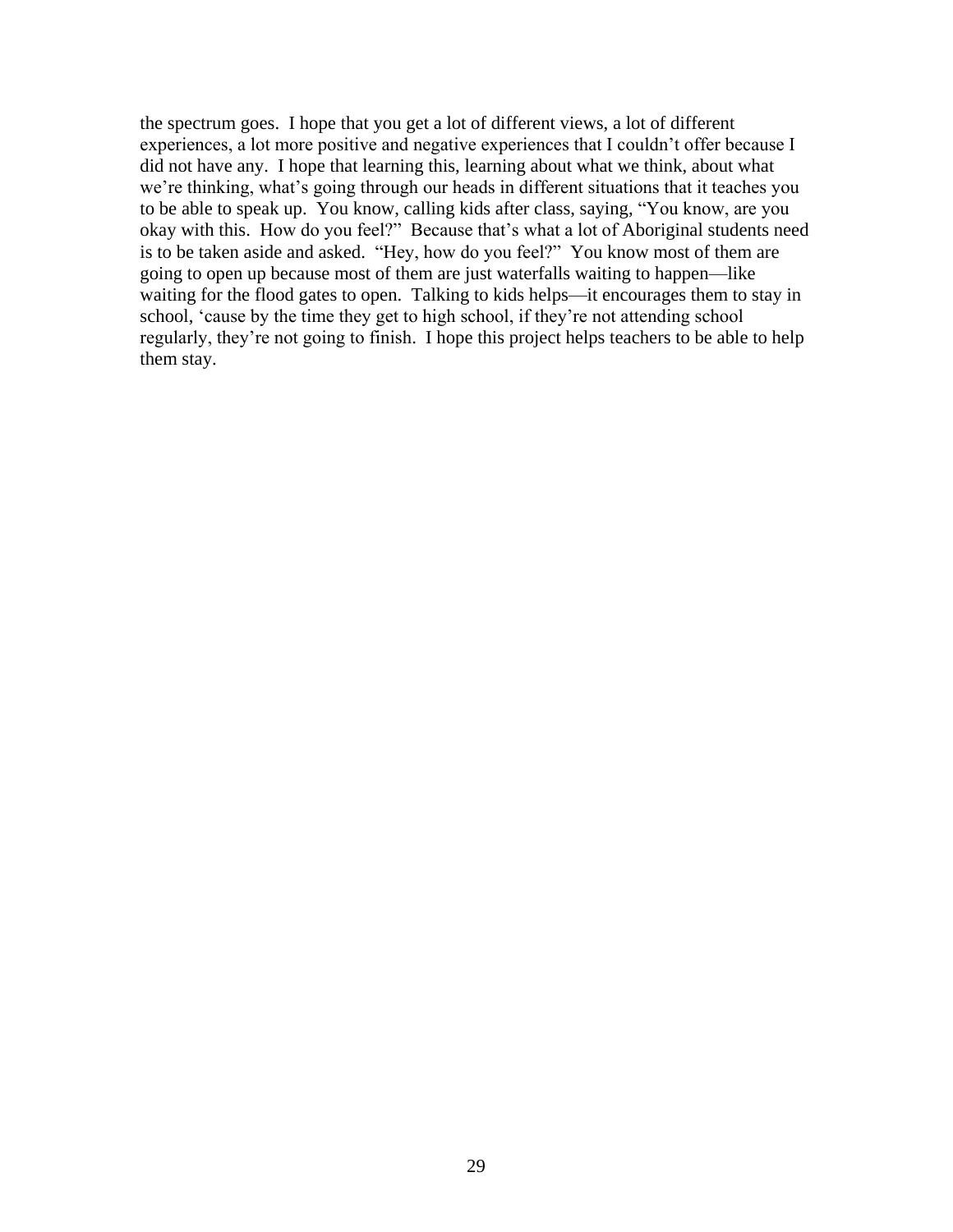the spectrum goes. I hope that you get a lot of different views, a lot of different experiences, a lot more positive and negative experiences that I couldn't offer because I did not have any. I hope that learning this, learning about what we think, about what we're thinking, what's going through our heads in different situations that it teaches you to be able to speak up. You know, calling kids after class, saying, "You know, are you okay with this. How do you feel?" Because that's what a lot of Aboriginal students need is to be taken aside and asked. "Hey, how do you feel?" You know most of them are going to open up because most of them are just waterfalls waiting to happen—like waiting for the flood gates to open. Talking to kids helps—it encourages them to stay in school, 'cause by the time they get to high school, if they're not attending school regularly, they're not going to finish. I hope this project helps teachers to be able to help them stay.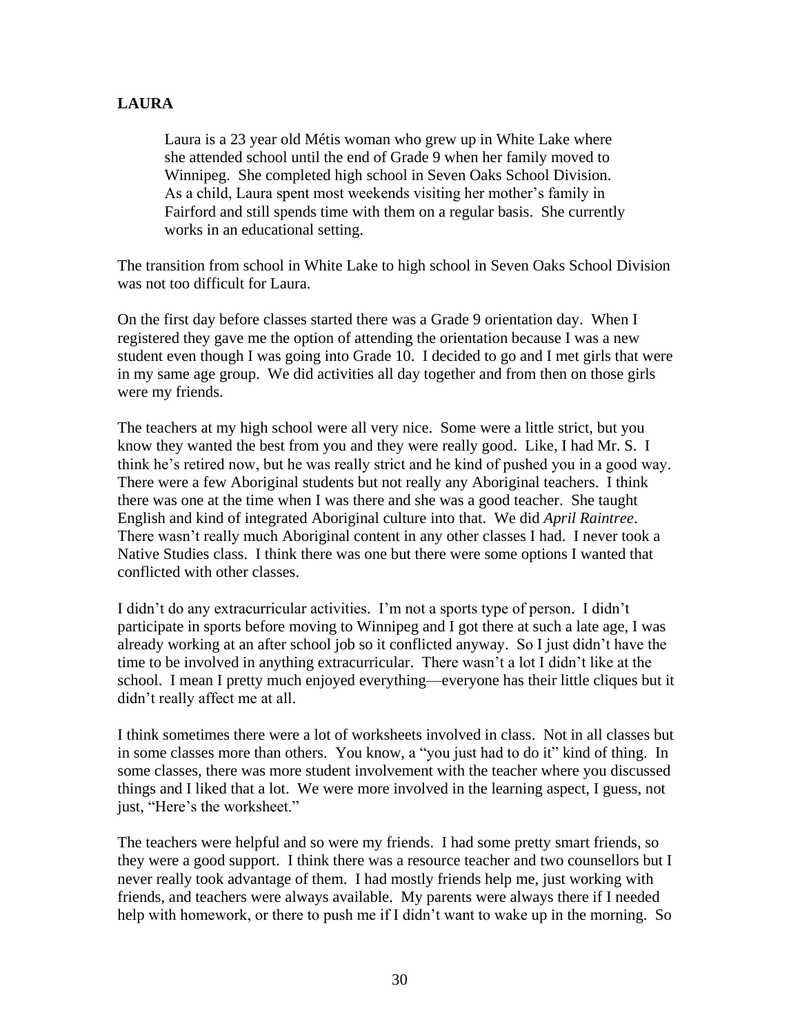## LAURA

> Laura is a 23 year old Métis woman who grew up in White Lake where she attended school until the end of Grade 9 when her family moved to Winnipeg. She completed high school in Seven Oaks School Division. As a child, Laura spent most weekends visiting her mother's family in Fairford and still spends time with them on a regular basis. She currently works in an educational setting.

The transition from school in White Lake to high school in Seven Oaks School Division was not too difficult for Laura.

On the first day before classes started there was a Grade 9 orientation day. When I registered they gave me the option of attending the orientation because I was a new student even though I was going into Grade 10. I decided to go and I met girls that were in my same age group. We did activities all day together and from then on those girls were my friends.

The teachers at my high school were all very nice. Some were a little strict, but you know they wanted the best from you and they were really good. Like, I had Mr. S. I think he's retired now, but he was really strict and he kind of pushed you in a good way. There were a few Aboriginal students but not really any Aboriginal teachers. I think there was one at the time when I was there and she was a good teacher. She taught English and kind of integrated Aboriginal culture into that. We did *April Raintree*. There wasn't really much Aboriginal content in any other classes I had. I never took a Native Studies class. I think there was one but there were some options I wanted that conflicted with other classes.

I didn't do any extracurricular activities. I'm not a sports type of person. I didn't participate in sports before moving to Winnipeg and I got there at such a late age, I was already working at an after school job so it conflicted anyway. So I just didn't have the time to be involved in anything extracurricular. There wasn't a lot I didn't like at the school. I mean I pretty much enjoyed everything—everyone has their little cliques but it didn't really affect me at all.

I think sometimes there were a lot of worksheets involved in class. Not in all classes but in some classes more than others. You know, a "you just had to do it" kind of thing. In some classes, there was more student involvement with the teacher where you discussed things and I liked that a lot. We were more involved in the learning aspect, I guess, not just, "Here's the worksheet."

The teachers were helpful and so were my friends. I had some pretty smart friends, so they were a good support. I think there was a resource teacher and two counsellors but I never really took advantage of them. I had mostly friends help me, just working with friends, and teachers were always available. My parents were always there if I needed help with homework, or there to push me if I didn't want to wake up in the morning. So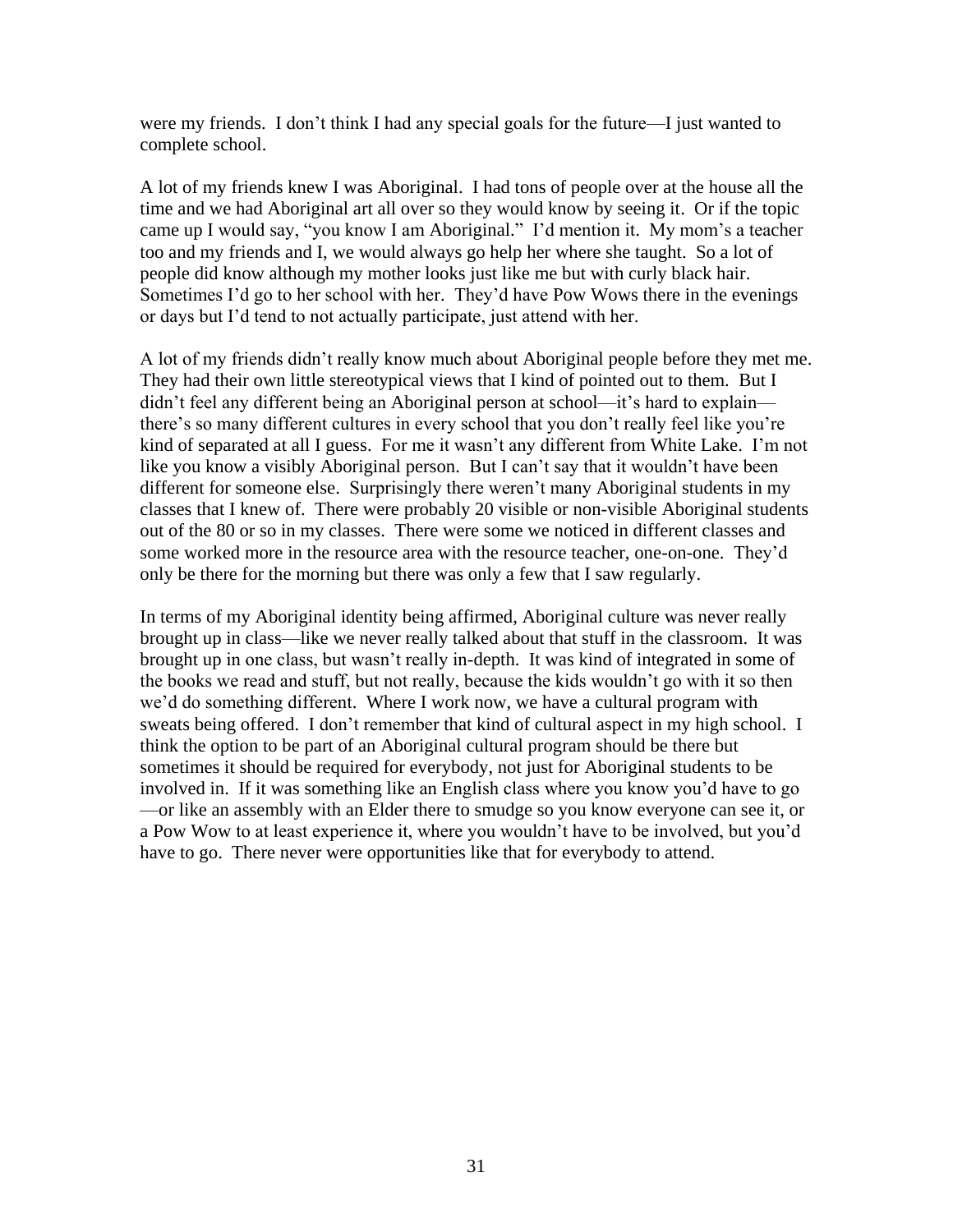were my friends. I don't think I had any special goals for the future—I just wanted to complete school.

A lot of my friends knew I was Aboriginal. I had tons of people over at the house all the time and we had Aboriginal art all over so they would know by seeing it. Or if the topic came up I would say, "you know I am Aboriginal." I'd mention it. My mom's a teacher too and my friends and I, we would always go help her where she taught. So a lot of people did know although my mother looks just like me but with curly black hair. Sometimes I'd go to her school with her. They'd have Pow Wows there in the evenings or days but I'd tend to not actually participate, just attend with her.

A lot of my friends didn't really know much about Aboriginal people before they met me. They had their own little stereotypical views that I kind of pointed out to them. But I didn't feel any different being an Aboriginal person at school—it's hard to explain—there's so many different cultures in every school that you don't really feel like you're kind of separated at all I guess. For me it wasn't any different from White Lake. I'm not like you know a visibly Aboriginal person. But I can't say that it wouldn't have been different for someone else. Surprisingly there weren't many Aboriginal students in my classes that I knew of. There were probably 20 visible or non-visible Aboriginal students out of the 80 or so in my classes. There were some we noticed in different classes and some worked more in the resource area with the resource teacher, one-on-one. They'd only be there for the morning but there was only a few that I saw regularly.

In terms of my Aboriginal identity being affirmed, Aboriginal culture was never really brought up in class—like we never really talked about that stuff in the classroom. It was brought up in one class, but wasn't really in-depth. It was kind of integrated in some of the books we read and stuff, but not really, because the kids wouldn't go with it so then we'd do something different. Where I work now, we have a cultural program with sweats being offered. I don't remember that kind of cultural aspect in my high school. I think the option to be part of an Aboriginal cultural program should be there but sometimes it should be required for everybody, not just for Aboriginal students to be involved in. If it was something like an English class where you know you'd have to go—or like an assembly with an Elder there to smudge so you know everyone can see it, or a Pow Wow to at least experience it, where you wouldn't have to be involved, but you'd have to go. There never were opportunities like that for everybody to attend.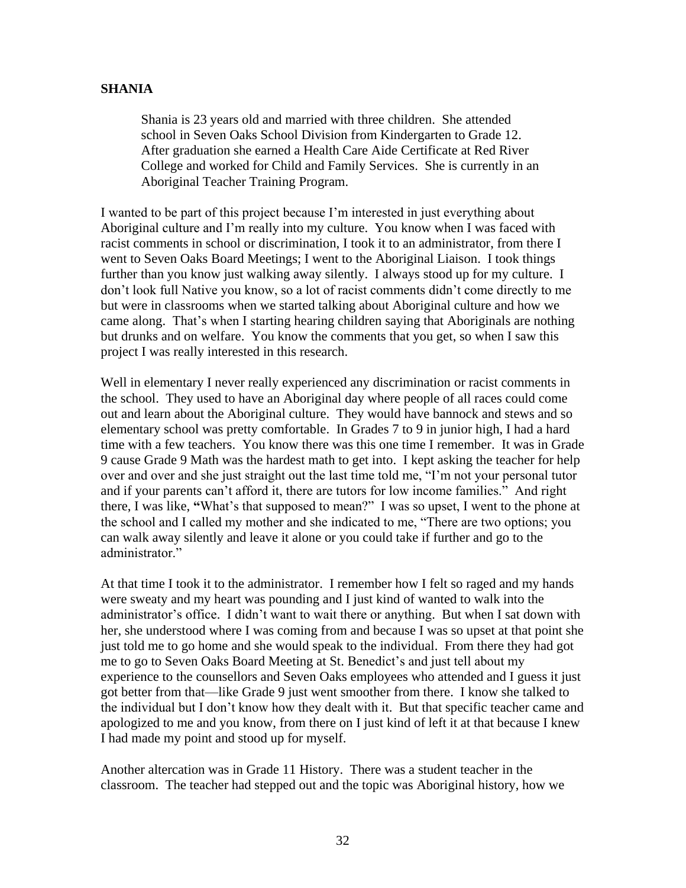**SHANIA**

> Shania is 23 years old and married with three children. She attended school in Seven Oaks School Division from Kindergarten to Grade 12. After graduation she earned a Health Care Aide Certificate at Red River College and worked for Child and Family Services. She is currently in an Aboriginal Teacher Training Program.

I wanted to be part of this project because I'm interested in just everything about Aboriginal culture and I'm really into my culture. You know when I was faced with racist comments in school or discrimination, I took it to an administrator, from there I went to Seven Oaks Board Meetings; I went to the Aboriginal Liaison. I took things further than you know just walking away silently. I always stood up for my culture. I don't look full Native you know, so a lot of racist comments didn't come directly to me but were in classrooms when we started talking about Aboriginal culture and how we came along. That's when I starting hearing children saying that Aboriginals are nothing but drunks and on welfare. You know the comments that you get, so when I saw this project I was really interested in this research.

Well in elementary I never really experienced any discrimination or racist comments in the school. They used to have an Aboriginal day where people of all races could come out and learn about the Aboriginal culture. They would have bannock and stews and so elementary school was pretty comfortable. In Grades 7 to 9 in junior high, I had a hard time with a few teachers. You know there was this one time I remember. It was in Grade 9 cause Grade 9 Math was the hardest math to get into. I kept asking the teacher for help over and over and she just straight out the last time told me, "I'm not your personal tutor and if your parents can't afford it, there are tutors for low income families." And right there, I was like, **"**What's that supposed to mean?" I was so upset, I went to the phone at the school and I called my mother and she indicated to me, "There are two options; you can walk away silently and leave it alone or you could take if further and go to the administrator."

At that time I took it to the administrator. I remember how I felt so raged and my hands were sweaty and my heart was pounding and I just kind of wanted to walk into the administrator's office. I didn't want to wait there or anything. But when I sat down with her, she understood where I was coming from and because I was so upset at that point she just told me to go home and she would speak to the individual. From there they had got me to go to Seven Oaks Board Meeting at St. Benedict's and just tell about my experience to the counsellors and Seven Oaks employees who attended and I guess it just got better from that—like Grade 9 just went smoother from there. I know she talked to the individual but I don't know how they dealt with it. But that specific teacher came and apologized to me and you know, from there on I just kind of left it at that because I knew I had made my point and stood up for myself.

Another altercation was in Grade 11 History. There was a student teacher in the classroom. The teacher had stepped out and the topic was Aboriginal history, how we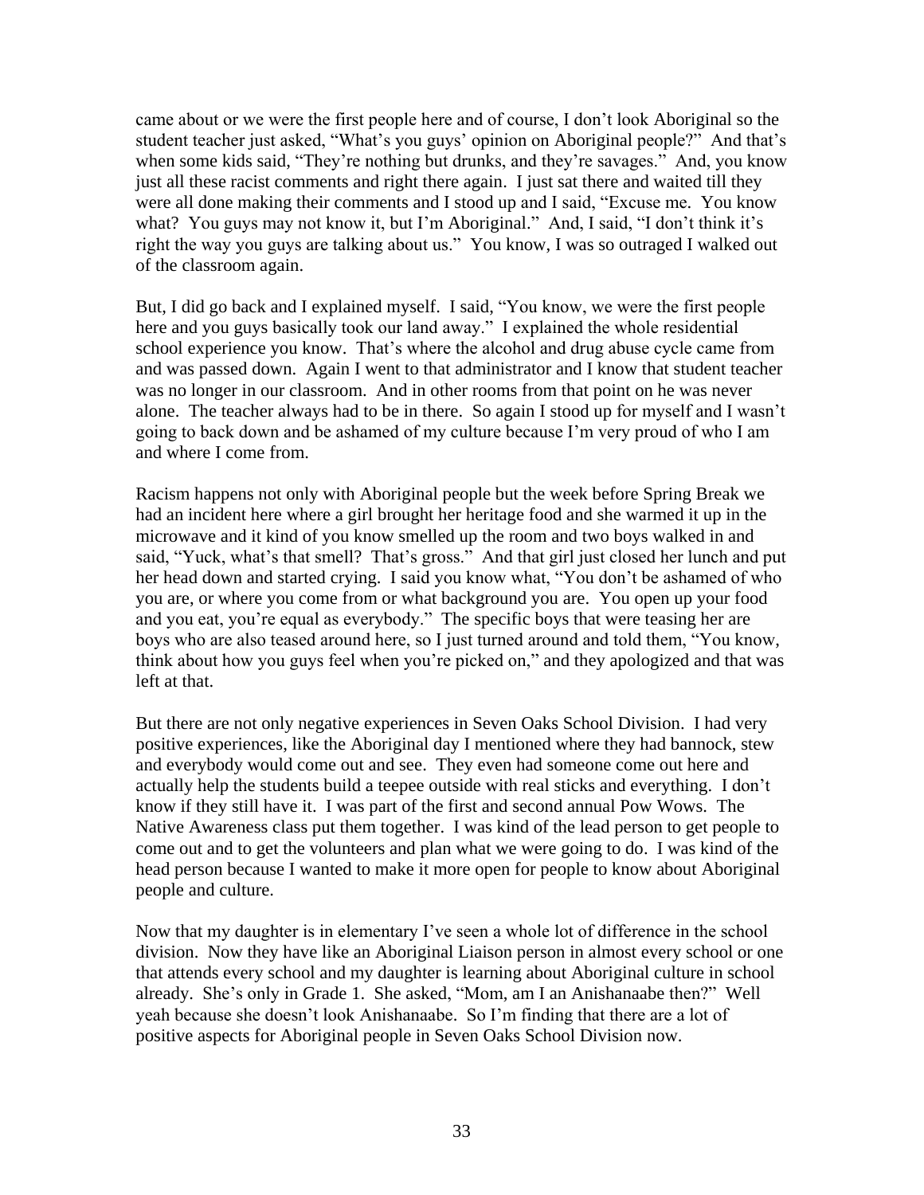came about or we were the first people here and of course, I don't look Aboriginal so the student teacher just asked, "What's you guys' opinion on Aboriginal people?" And that's when some kids said, "They're nothing but drunks, and they're savages." And, you know just all these racist comments and right there again. I just sat there and waited till they were all done making their comments and I stood up and I said, "Excuse me. You know what? You guys may not know it, but I'm Aboriginal." And, I said, "I don't think it's right the way you guys are talking about us." You know, I was so outraged I walked out of the classroom again.

But, I did go back and I explained myself. I said, "You know, we were the first people here and you guys basically took our land away." I explained the whole residential school experience you know. That's where the alcohol and drug abuse cycle came from and was passed down. Again I went to that administrator and I know that student teacher was no longer in our classroom. And in other rooms from that point on he was never alone. The teacher always had to be in there. So again I stood up for myself and I wasn't going to back down and be ashamed of my culture because I'm very proud of who I am and where I come from.

Racism happens not only with Aboriginal people but the week before Spring Break we had an incident here where a girl brought her heritage food and she warmed it up in the microwave and it kind of you know smelled up the room and two boys walked in and said, "Yuck, what's that smell? That's gross." And that girl just closed her lunch and put her head down and started crying. I said you know what, "You don't be ashamed of who you are, or where you come from or what background you are. You open up your food and you eat, you're equal as everybody." The specific boys that were teasing her are boys who are also teased around here, so I just turned around and told them, "You know, think about how you guys feel when you're picked on," and they apologized and that was left at that.

But there are not only negative experiences in Seven Oaks School Division. I had very positive experiences, like the Aboriginal day I mentioned where they had bannock, stew and everybody would come out and see. They even had someone come out here and actually help the students build a teepee outside with real sticks and everything. I don't know if they still have it. I was part of the first and second annual Pow Wows. The Native Awareness class put them together. I was kind of the lead person to get people to come out and to get the volunteers and plan what we were going to do. I was kind of the head person because I wanted to make it more open for people to know about Aboriginal people and culture.

Now that my daughter is in elementary I've seen a whole lot of difference in the school division. Now they have like an Aboriginal Liaison person in almost every school or one that attends every school and my daughter is learning about Aboriginal culture in school already. She's only in Grade 1. She asked, "Mom, am I an Anishanaabe then?" Well yeah because she doesn't look Anishanaabe. So I'm finding that there are a lot of positive aspects for Aboriginal people in Seven Oaks School Division now.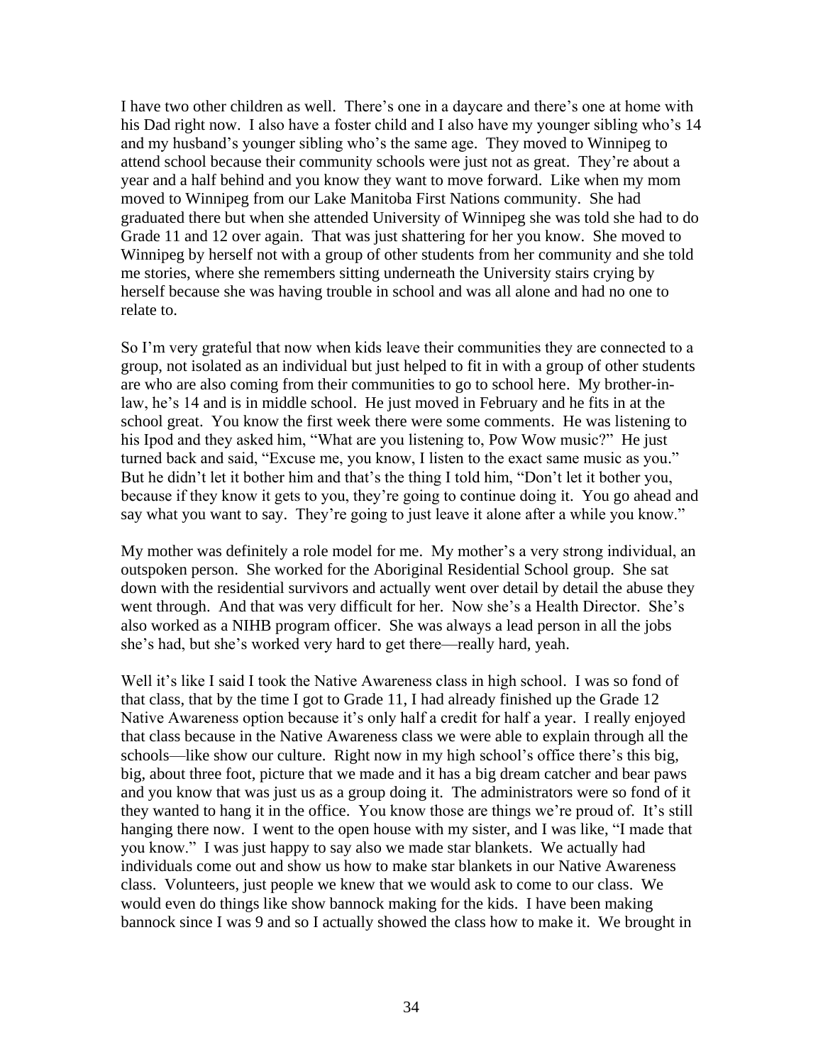I have two other children as well. There's one in a daycare and there's one at home with his Dad right now. I also have a foster child and I also have my younger sibling who's 14 and my husband's younger sibling who's the same age. They moved to Winnipeg to attend school because their community schools were just not as great. They're about a year and a half behind and you know they want to move forward. Like when my mom moved to Winnipeg from our Lake Manitoba First Nations community. She had graduated there but when she attended University of Winnipeg she was told she had to do Grade 11 and 12 over again. That was just shattering for her you know. She moved to Winnipeg by herself not with a group of other students from her community and she told me stories, where she remembers sitting underneath the University stairs crying by herself because she was having trouble in school and was all alone and had no one to relate to.

So I'm very grateful that now when kids leave their communities they are connected to a group, not isolated as an individual but just helped to fit in with a group of other students are who are also coming from their communities to go to school here. My brother-in-law, he's 14 and is in middle school. He just moved in February and he fits in at the school great. You know the first week there were some comments. He was listening to his Ipod and they asked him, "What are you listening to, Pow Wow music?" He just turned back and said, "Excuse me, you know, I listen to the exact same music as you." But he didn't let it bother him and that's the thing I told him, "Don't let it bother you, because if they know it gets to you, they're going to continue doing it. You go ahead and say what you want to say. They're going to just leave it alone after a while you know."

My mother was definitely a role model for me. My mother's a very strong individual, an outspoken person. She worked for the Aboriginal Residential School group. She sat down with the residential survivors and actually went over detail by detail the abuse they went through. And that was very difficult for her. Now she's a Health Director. She's also worked as a NIHB program officer. She was always a lead person in all the jobs she's had, but she's worked very hard to get there—really hard, yeah.

Well it's like I said I took the Native Awareness class in high school. I was so fond of that class, that by the time I got to Grade 11, I had already finished up the Grade 12 Native Awareness option because it's only half a credit for half a year. I really enjoyed that class because in the Native Awareness class we were able to explain through all the schools—like show our culture. Right now in my high school's office there's this big, big, about three foot, picture that we made and it has a big dream catcher and bear paws and you know that was just us as a group doing it. The administrators were so fond of it they wanted to hang it in the office. You know those are things we're proud of. It's still hanging there now. I went to the open house with my sister, and I was like, "I made that you know." I was just happy to say also we made star blankets. We actually had individuals come out and show us how to make star blankets in our Native Awareness class. Volunteers, just people we knew that we would ask to come to our class. We would even do things like show bannock making for the kids. I have been making bannock since I was 9 and so I actually showed the class how to make it. We brought in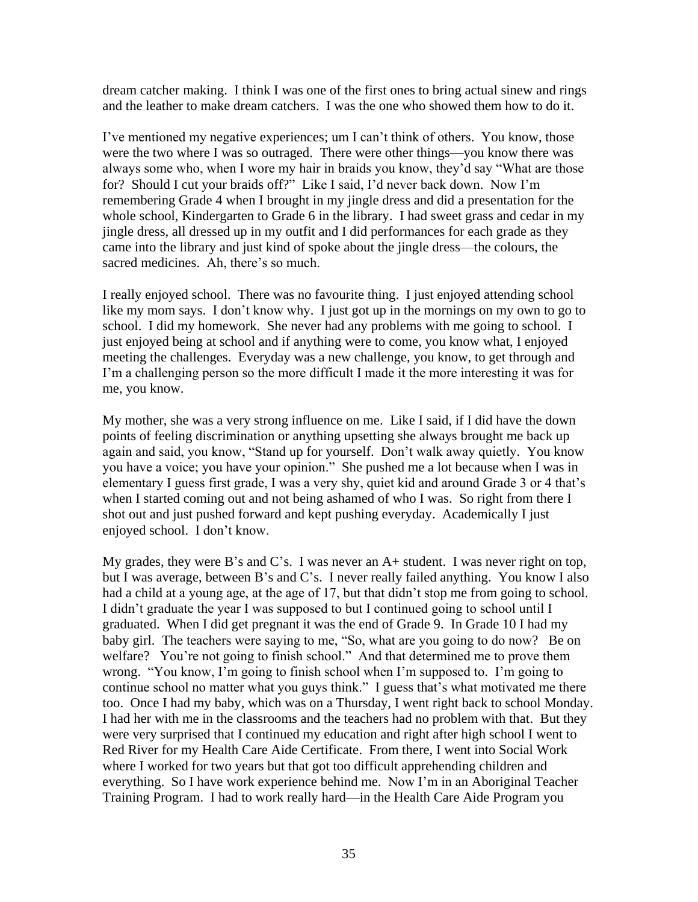dream catcher making. I think I was one of the first ones to bring actual sinew and rings and the leather to make dream catchers. I was the one who showed them how to do it.

I've mentioned my negative experiences; um I can't think of others. You know, those were the two where I was so outraged. There were other things—you know there was always some who, when I wore my hair in braids you know, they'd say "What are those for? Should I cut your braids off?" Like I said, I'd never back down. Now I'm remembering Grade 4 when I brought in my jingle dress and did a presentation for the whole school, Kindergarten to Grade 6 in the library. I had sweet grass and cedar in my jingle dress, all dressed up in my outfit and I did performances for each grade as they came into the library and just kind of spoke about the jingle dress—the colours, the sacred medicines. Ah, there's so much.

I really enjoyed school. There was no favourite thing. I just enjoyed attending school like my mom says. I don't know why. I just got up in the mornings on my own to go to school. I did my homework. She never had any problems with me going to school. I just enjoyed being at school and if anything were to come, you know what, I enjoyed meeting the challenges. Everyday was a new challenge, you know, to get through and I'm a challenging person so the more difficult I made it the more interesting it was for me, you know.

My mother, she was a very strong influence on me. Like I said, if I did have the down points of feeling discrimination or anything upsetting she always brought me back up again and said, you know, "Stand up for yourself. Don't walk away quietly. You know you have a voice; you have your opinion." She pushed me a lot because when I was in elementary I guess first grade, I was a very shy, quiet kid and around Grade 3 or 4 that's when I started coming out and not being ashamed of who I was. So right from there I shot out and just pushed forward and kept pushing everyday. Academically I just enjoyed school. I don't know.

My grades, they were B's and C's. I was never an A+ student. I was never right on top, but I was average, between B's and C's. I never really failed anything. You know I also had a child at a young age, at the age of 17, but that didn't stop me from going to school. I didn't graduate the year I was supposed to but I continued going to school until I graduated. When I did get pregnant it was the end of Grade 9. In Grade 10 I had my baby girl. The teachers were saying to me, "So, what are you going to do now? Be on welfare? You're not going to finish school." And that determined me to prove them wrong. "You know, I'm going to finish school when I'm supposed to. I'm going to continue school no matter what you guys think." I guess that's what motivated me there too. Once I had my baby, which was on a Thursday, I went right back to school Monday. I had her with me in the classrooms and the teachers had no problem with that. But they were very surprised that I continued my education and right after high school I went to Red River for my Health Care Aide Certificate. From there, I went into Social Work where I worked for two years but that got too difficult apprehending children and everything. So I have work experience behind me. Now I'm in an Aboriginal Teacher Training Program. I had to work really hard—in the Health Care Aide Program you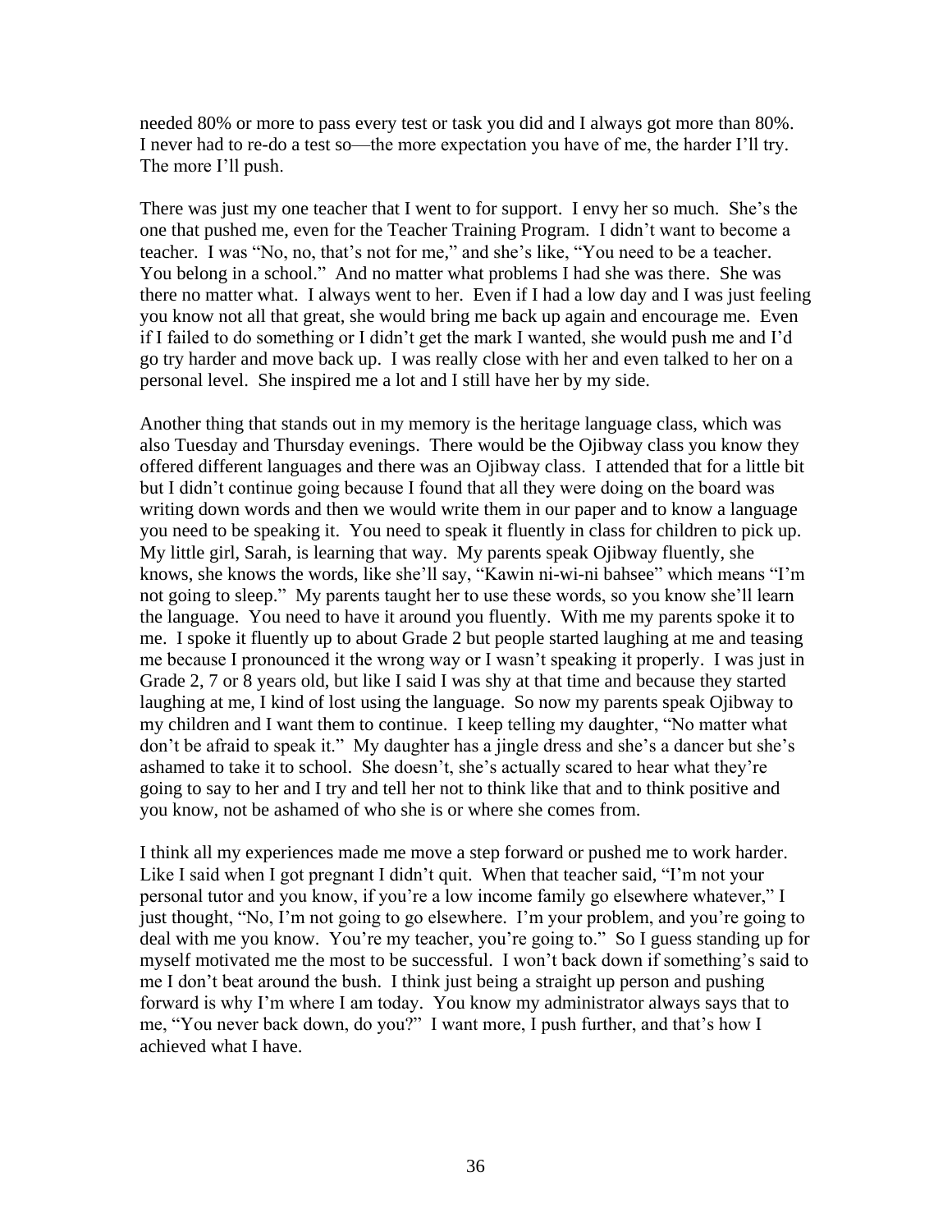needed 80% or more to pass every test or task you did and I always got more than 80%. I never had to re-do a test so—the more expectation you have of me, the harder I'll try. The more I'll push.

There was just my one teacher that I went to for support. I envy her so much. She's the one that pushed me, even for the Teacher Training Program. I didn't want to become a teacher. I was "No, no, that's not for me," and she's like, "You need to be a teacher. You belong in a school." And no matter what problems I had she was there. She was there no matter what. I always went to her. Even if I had a low day and I was just feeling you know not all that great, she would bring me back up again and encourage me. Even if I failed to do something or I didn't get the mark I wanted, she would push me and I'd go try harder and move back up. I was really close with her and even talked to her on a personal level. She inspired me a lot and I still have her by my side.

Another thing that stands out in my memory is the heritage language class, which was also Tuesday and Thursday evenings. There would be the Ojibway class you know they offered different languages and there was an Ojibway class. I attended that for a little bit but I didn't continue going because I found that all they were doing on the board was writing down words and then we would write them in our paper and to know a language you need to be speaking it. You need to speak it fluently in class for children to pick up. My little girl, Sarah, is learning that way. My parents speak Ojibway fluently, she knows, she knows the words, like she'll say, "Kawin ni-wi-ni bahsee" which means "I'm not going to sleep." My parents taught her to use these words, so you know she'll learn the language. You need to have it around you fluently. With me my parents spoke it to me. I spoke it fluently up to about Grade 2 but people started laughing at me and teasing me because I pronounced it the wrong way or I wasn't speaking it properly. I was just in Grade 2, 7 or 8 years old, but like I said I was shy at that time and because they started laughing at me, I kind of lost using the language. So now my parents speak Ojibway to my children and I want them to continue. I keep telling my daughter, "No matter what don't be afraid to speak it." My daughter has a jingle dress and she's a dancer but she's ashamed to take it to school. She doesn't, she's actually scared to hear what they're going to say to her and I try and tell her not to think like that and to think positive and you know, not be ashamed of who she is or where she comes from.

I think all my experiences made me move a step forward or pushed me to work harder. Like I said when I got pregnant I didn't quit. When that teacher said, "I'm not your personal tutor and you know, if you're a low income family go elsewhere whatever," I just thought, "No, I'm not going to go elsewhere. I'm your problem, and you're going to deal with me you know. You're my teacher, you're going to." So I guess standing up for myself motivated me the most to be successful. I won't back down if something's said to me I don't beat around the bush. I think just being a straight up person and pushing forward is why I'm where I am today. You know my administrator always says that to me, "You never back down, do you?" I want more, I push further, and that's how I achieved what I have.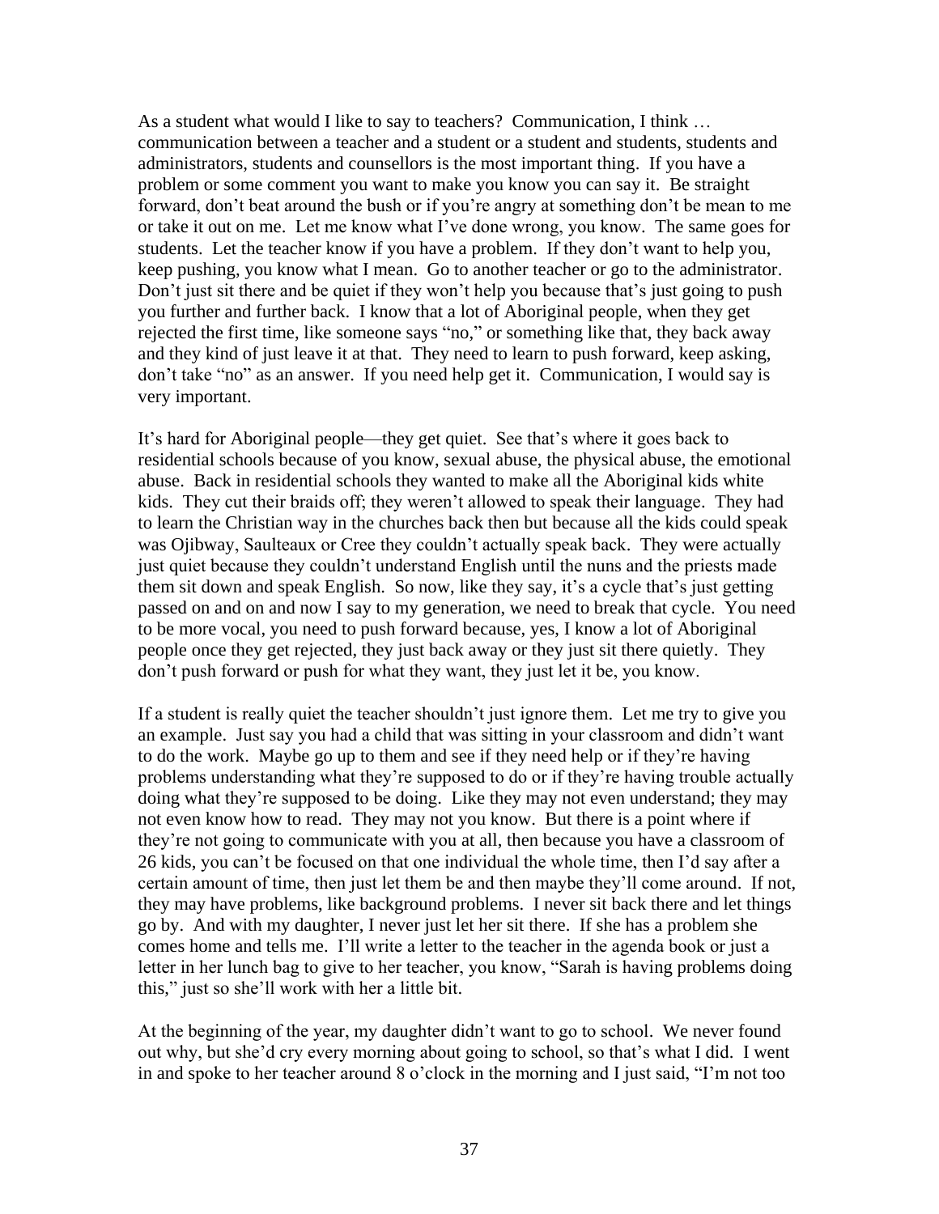As a student what would I like to say to teachers? Communication, I think … communication between a teacher and a student or a student and students, students and administrators, students and counsellors is the most important thing. If you have a problem or some comment you want to make you know you can say it. Be straight forward, don't beat around the bush or if you're angry at something don't be mean to me or take it out on me. Let me know what I've done wrong, you know. The same goes for students. Let the teacher know if you have a problem. If they don't want to help you, keep pushing, you know what I mean. Go to another teacher or go to the administrator. Don't just sit there and be quiet if they won't help you because that's just going to push you further and further back. I know that a lot of Aboriginal people, when they get rejected the first time, like someone says "no," or something like that, they back away and they kind of just leave it at that. They need to learn to push forward, keep asking, don't take "no" as an answer. If you need help get it. Communication, I would say is very important.

It's hard for Aboriginal people—they get quiet. See that's where it goes back to residential schools because of you know, sexual abuse, the physical abuse, the emotional abuse. Back in residential schools they wanted to make all the Aboriginal kids white kids. They cut their braids off; they weren't allowed to speak their language. They had to learn the Christian way in the churches back then but because all the kids could speak was Ojibway, Saulteaux or Cree they couldn't actually speak back. They were actually just quiet because they couldn't understand English until the nuns and the priests made them sit down and speak English. So now, like they say, it's a cycle that's just getting passed on and on and now I say to my generation, we need to break that cycle. You need to be more vocal, you need to push forward because, yes, I know a lot of Aboriginal people once they get rejected, they just back away or they just sit there quietly. They don't push forward or push for what they want, they just let it be, you know.

If a student is really quiet the teacher shouldn't just ignore them. Let me try to give you an example. Just say you had a child that was sitting in your classroom and didn't want to do the work. Maybe go up to them and see if they need help or if they're having problems understanding what they're supposed to do or if they're having trouble actually doing what they're supposed to be doing. Like they may not even understand; they may not even know how to read. They may not you know. But there is a point where if they're not going to communicate with you at all, then because you have a classroom of 26 kids, you can't be focused on that one individual the whole time, then I'd say after a certain amount of time, then just let them be and then maybe they'll come around. If not, they may have problems, like background problems. I never sit back there and let things go by. And with my daughter, I never just let her sit there. If she has a problem she comes home and tells me. I'll write a letter to the teacher in the agenda book or just a letter in her lunch bag to give to her teacher, you know, "Sarah is having problems doing this," just so she'll work with her a little bit.

At the beginning of the year, my daughter didn't want to go to school. We never found out why, but she'd cry every morning about going to school, so that's what I did. I went in and spoke to her teacher around 8 o'clock in the morning and I just said, "I'm not too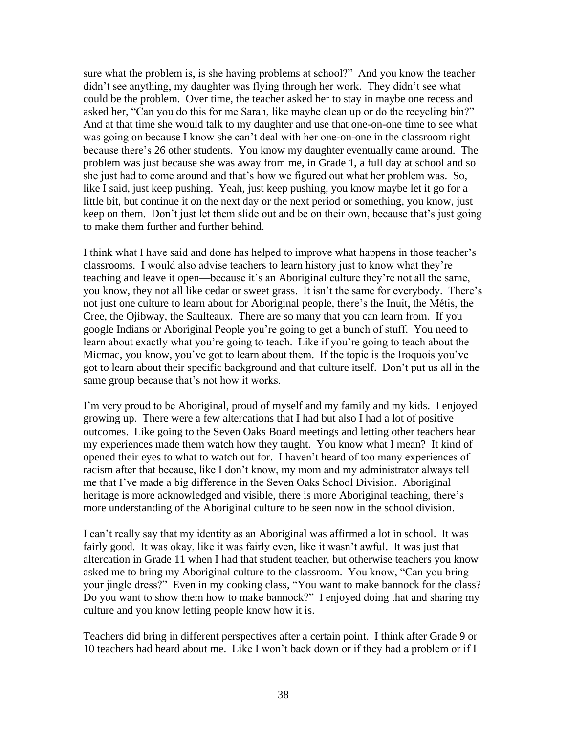sure what the problem is, is she having problems at school?" And you know the teacher didn't see anything, my daughter was flying through her work. They didn't see what could be the problem. Over time, the teacher asked her to stay in maybe one recess and asked her, "Can you do this for me Sarah, like maybe clean up or do the recycling bin?" And at that time she would talk to my daughter and use that one-on-one time to see what was going on because I know she can't deal with her one-on-one in the classroom right because there's 26 other students. You know my daughter eventually came around. The problem was just because she was away from me, in Grade 1, a full day at school and so she just had to come around and that's how we figured out what her problem was. So, like I said, just keep pushing. Yeah, just keep pushing, you know maybe let it go for a little bit, but continue it on the next day or the next period or something, you know, just keep on them. Don't just let them slide out and be on their own, because that's just going to make them further and further behind.

I think what I have said and done has helped to improve what happens in those teacher's classrooms. I would also advise teachers to learn history just to know what they're teaching and leave it open—because it's an Aboriginal culture they're not all the same, you know, they not all like cedar or sweet grass. It isn't the same for everybody. There's not just one culture to learn about for Aboriginal people, there's the Inuit, the Métis, the Cree, the Ojibway, the Saulteaux. There are so many that you can learn from. If you google Indians or Aboriginal People you're going to get a bunch of stuff. You need to learn about exactly what you're going to teach. Like if you're going to teach about the Micmac, you know, you've got to learn about them. If the topic is the Iroquois you've got to learn about their specific background and that culture itself. Don't put us all in the same group because that's not how it works.

I'm very proud to be Aboriginal, proud of myself and my family and my kids. I enjoyed growing up. There were a few altercations that I had but also I had a lot of positive outcomes. Like going to the Seven Oaks Board meetings and letting other teachers hear my experiences made them watch how they taught. You know what I mean? It kind of opened their eyes to what to watch out for. I haven't heard of too many experiences of racism after that because, like I don't know, my mom and my administrator always tell me that I've made a big difference in the Seven Oaks School Division. Aboriginal heritage is more acknowledged and visible, there is more Aboriginal teaching, there's more understanding of the Aboriginal culture to be seen now in the school division.

I can't really say that my identity as an Aboriginal was affirmed a lot in school. It was fairly good. It was okay, like it was fairly even, like it wasn't awful. It was just that altercation in Grade 11 when I had that student teacher, but otherwise teachers you know asked me to bring my Aboriginal culture to the classroom. You know, "Can you bring your jingle dress?" Even in my cooking class, "You want to make bannock for the class? Do you want to show them how to make bannock?" I enjoyed doing that and sharing my culture and you know letting people know how it is.

Teachers did bring in different perspectives after a certain point. I think after Grade 9 or 10 teachers had heard about me. Like I won't back down or if they had a problem or if I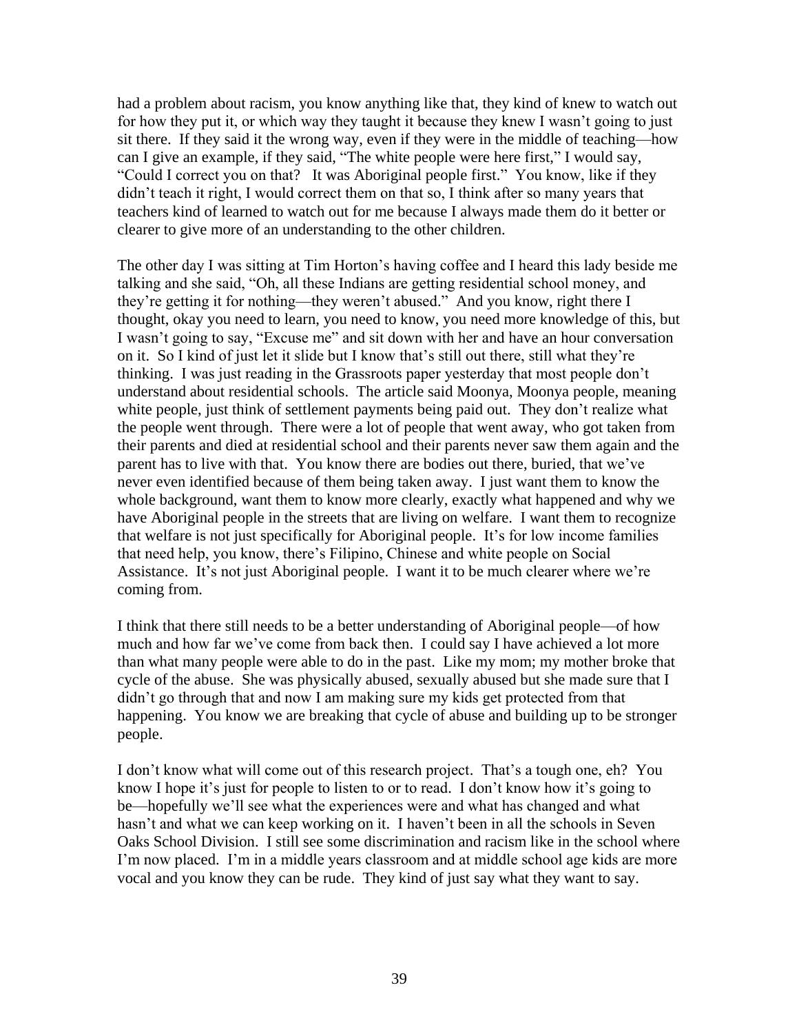had a problem about racism, you know anything like that, they kind of knew to watch out for how they put it, or which way they taught it because they knew I wasn't going to just sit there. If they said it the wrong way, even if they were in the middle of teaching—how can I give an example, if they said, "The white people were here first," I would say, "Could I correct you on that? It was Aboriginal people first." You know, like if they didn't teach it right, I would correct them on that so, I think after so many years that teachers kind of learned to watch out for me because I always made them do it better or clearer to give more of an understanding to the other children.

The other day I was sitting at Tim Horton's having coffee and I heard this lady beside me talking and she said, "Oh, all these Indians are getting residential school money, and they're getting it for nothing—they weren't abused." And you know, right there I thought, okay you need to learn, you need to know, you need more knowledge of this, but I wasn't going to say, "Excuse me" and sit down with her and have an hour conversation on it. So I kind of just let it slide but I know that's still out there, still what they're thinking. I was just reading in the Grassroots paper yesterday that most people don't understand about residential schools. The article said Moonya, Moonya people, meaning white people, just think of settlement payments being paid out. They don't realize what the people went through. There were a lot of people that went away, who got taken from their parents and died at residential school and their parents never saw them again and the parent has to live with that. You know there are bodies out there, buried, that we've never even identified because of them being taken away. I just want them to know the whole background, want them to know more clearly, exactly what happened and why we have Aboriginal people in the streets that are living on welfare. I want them to recognize that welfare is not just specifically for Aboriginal people. It's for low income families that need help, you know, there's Filipino, Chinese and white people on Social Assistance. It's not just Aboriginal people. I want it to be much clearer where we're coming from.

I think that there still needs to be a better understanding of Aboriginal people—of how much and how far we've come from back then. I could say I have achieved a lot more than what many people were able to do in the past. Like my mom; my mother broke that cycle of the abuse. She was physically abused, sexually abused but she made sure that I didn't go through that and now I am making sure my kids get protected from that happening. You know we are breaking that cycle of abuse and building up to be stronger people.

I don't know what will come out of this research project. That's a tough one, eh? You know I hope it's just for people to listen to or to read. I don't know how it's going to be—hopefully we'll see what the experiences were and what has changed and what hasn't and what we can keep working on it. I haven't been in all the schools in Seven Oaks School Division. I still see some discrimination and racism like in the school where I'm now placed. I'm in a middle years classroom and at middle school age kids are more vocal and you know they can be rude. They kind of just say what they want to say.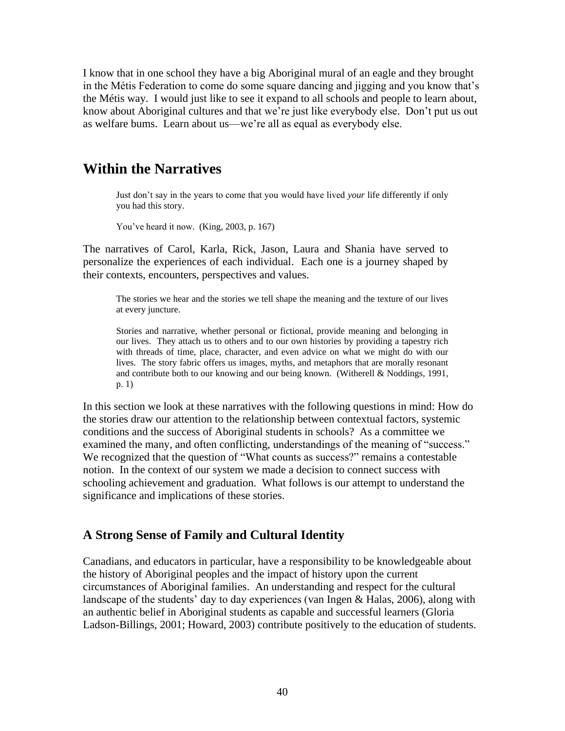I know that in one school they have a big Aboriginal mural of an eagle and they brought in the Métis Federation to come do some square dancing and jigging and you know that's the Métis way. I would just like to see it expand to all schools and people to learn about, know about Aboriginal cultures and that we're just like everybody else. Don't put us out as welfare bums. Learn about us—we're all as equal as everybody else.

## Within the Narratives

> Just don't say in the years to come that you would have lived *your* life differently if only you had this story.
>
> You've heard it now. (King, 2003, p. 167)

The narratives of Carol, Karla, Rick, Jason, Laura and Shania have served to personalize the experiences of each individual. Each one is a journey shaped by their contexts, encounters, perspectives and values.

> The stories we hear and the stories we tell shape the meaning and the texture of our lives at every juncture.
>
> Stories and narrative, whether personal or fictional, provide meaning and belonging in our lives. They attach us to others and to our own histories by providing a tapestry rich with threads of time, place, character, and even advice on what we might do with our lives. The story fabric offers us images, myths, and metaphors that are morally resonant and contribute both to our knowing and our being known. (Witherell & Noddings, 1991, p. 1)

In this section we look at these narratives with the following questions in mind: How do the stories draw our attention to the relationship between contextual factors, systemic conditions and the success of Aboriginal students in schools? As a committee we examined the many, and often conflicting, understandings of the meaning of "success." We recognized that the question of "What counts as success?" remains a contestable notion. In the context of our system we made a decision to connect success with schooling achievement and graduation. What follows is our attempt to understand the significance and implications of these stories.

### A Strong Sense of Family and Cultural Identity

Canadians, and educators in particular, have a responsibility to be knowledgeable about the history of Aboriginal peoples and the impact of history upon the current circumstances of Aboriginal families. An understanding and respect for the cultural landscape of the students' day to day experiences (van Ingen & Halas, 2006), along with an authentic belief in Aboriginal students as capable and successful learners (Gloria Ladson-Billings, 2001; Howard, 2003) contribute positively to the education of students.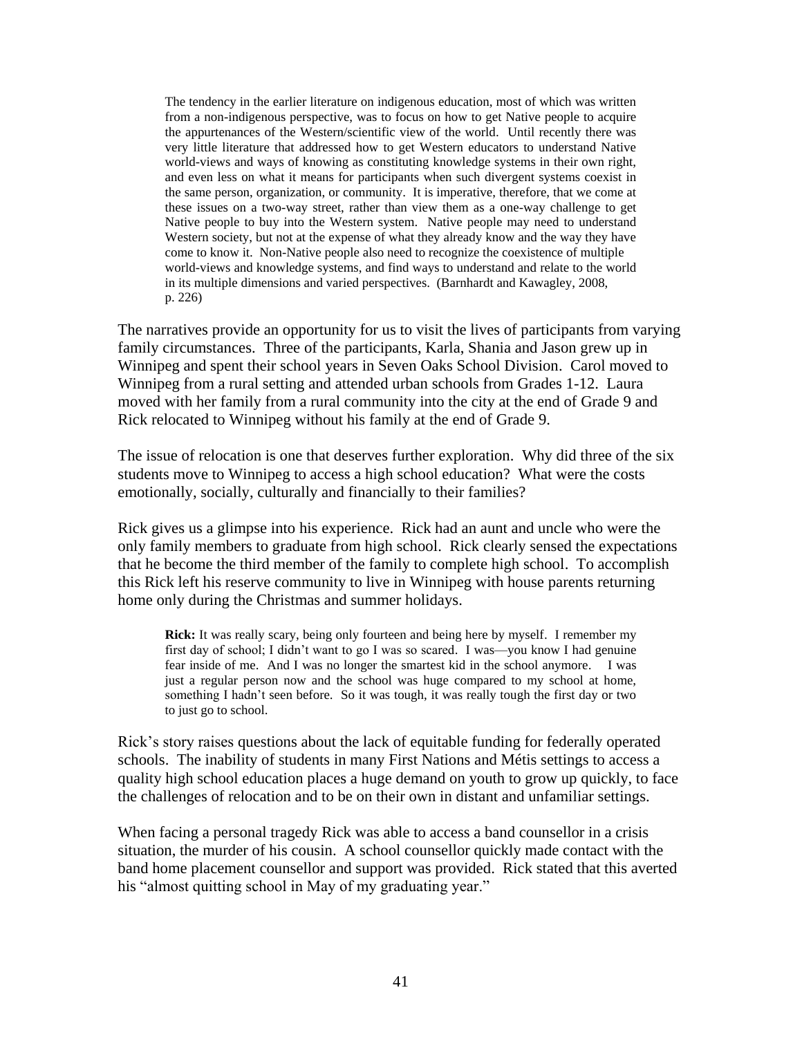> The tendency in the earlier literature on indigenous education, most of which was written from a non-indigenous perspective, was to focus on how to get Native people to acquire the appurtenances of the Western/scientific view of the world. Until recently there was very little literature that addressed how to get Western educators to understand Native world-views and ways of knowing as constituting knowledge systems in their own right, and even less on what it means for participants when such divergent systems coexist in the same person, organization, or community. It is imperative, therefore, that we come at these issues on a two-way street, rather than view them as a one-way challenge to get Native people to buy into the Western system. Native people may need to understand Western society, but not at the expense of what they already know and the way they have come to know it. Non-Native people also need to recognize the coexistence of multiple world-views and knowledge systems, and find ways to understand and relate to the world in its multiple dimensions and varied perspectives. (Barnhardt and Kawagley, 2008, p. 226)

The narratives provide an opportunity for us to visit the lives of participants from varying family circumstances. Three of the participants, Karla, Shania and Jason grew up in Winnipeg and spent their school years in Seven Oaks School Division. Carol moved to Winnipeg from a rural setting and attended urban schools from Grades 1-12. Laura moved with her family from a rural community into the city at the end of Grade 9 and Rick relocated to Winnipeg without his family at the end of Grade 9.

The issue of relocation is one that deserves further exploration. Why did three of the six students move to Winnipeg to access a high school education? What were the costs emotionally, socially, culturally and financially to their families?

Rick gives us a glimpse into his experience. Rick had an aunt and uncle who were the only family members to graduate from high school. Rick clearly sensed the expectations that he become the third member of the family to complete high school. To accomplish this Rick left his reserve community to live in Winnipeg with house parents returning home only during the Christmas and summer holidays.

> **Rick:** It was really scary, being only fourteen and being here by myself. I remember my first day of school; I didn't want to go I was so scared. I was—you know I had genuine fear inside of me. And I was no longer the smartest kid in the school anymore. I was just a regular person now and the school was huge compared to my school at home, something I hadn't seen before. So it was tough, it was really tough the first day or two to just go to school.

Rick's story raises questions about the lack of equitable funding for federally operated schools. The inability of students in many First Nations and Métis settings to access a quality high school education places a huge demand on youth to grow up quickly, to face the challenges of relocation and to be on their own in distant and unfamiliar settings.

When facing a personal tragedy Rick was able to access a band counsellor in a crisis situation, the murder of his cousin. A school counsellor quickly made contact with the band home placement counsellor and support was provided. Rick stated that this averted his "almost quitting school in May of my graduating year."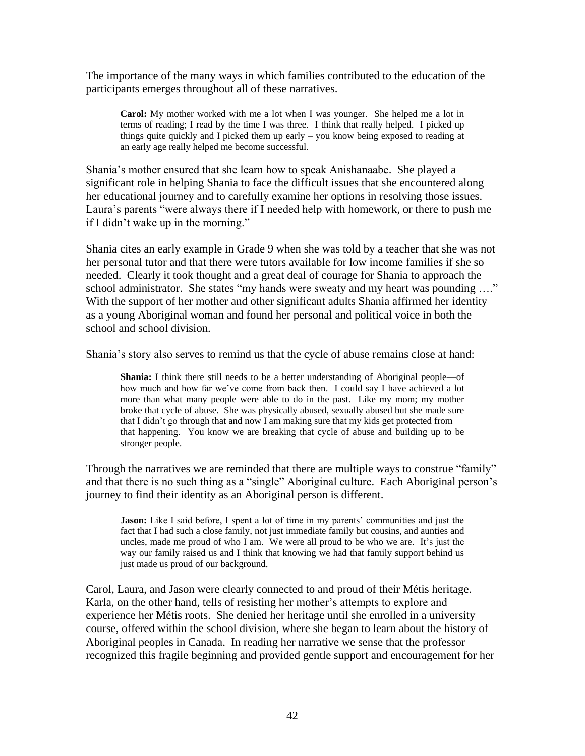The importance of the many ways in which families contributed to the education of the participants emerges throughout all of these narratives.

> **Carol:** My mother worked with me a lot when I was younger. She helped me a lot in terms of reading; I read by the time I was three. I think that really helped. I picked up things quite quickly and I picked them up early – you know being exposed to reading at an early age really helped me become successful.

Shania's mother ensured that she learn how to speak Anishanaabe. She played a significant role in helping Shania to face the difficult issues that she encountered along her educational journey and to carefully examine her options in resolving those issues. Laura's parents "were always there if I needed help with homework, or there to push me if I didn't wake up in the morning."

Shania cites an early example in Grade 9 when she was told by a teacher that she was not her personal tutor and that there were tutors available for low income families if she so needed. Clearly it took thought and a great deal of courage for Shania to approach the school administrator. She states "my hands were sweaty and my heart was pounding …." With the support of her mother and other significant adults Shania affirmed her identity as a young Aboriginal woman and found her personal and political voice in both the school and school division.

Shania's story also serves to remind us that the cycle of abuse remains close at hand:

> **Shania:** I think there still needs to be a better understanding of Aboriginal people—of how much and how far we've come from back then. I could say I have achieved a lot more than what many people were able to do in the past. Like my mom; my mother broke that cycle of abuse. She was physically abused, sexually abused but she made sure that I didn't go through that and now I am making sure that my kids get protected from that happening. You know we are breaking that cycle of abuse and building up to be stronger people.

Through the narratives we are reminded that there are multiple ways to construe "family" and that there is no such thing as a "single" Aboriginal culture. Each Aboriginal person's journey to find their identity as an Aboriginal person is different.

> **Jason:** Like I said before, I spent a lot of time in my parents' communities and just the fact that I had such a close family, not just immediate family but cousins, and aunties and uncles, made me proud of who I am. We were all proud to be who we are. It's just the way our family raised us and I think that knowing we had that family support behind us just made us proud of our background.

Carol, Laura, and Jason were clearly connected to and proud of their Métis heritage. Karla, on the other hand, tells of resisting her mother's attempts to explore and experience her Métis roots. She denied her heritage until she enrolled in a university course, offered within the school division, where she began to learn about the history of Aboriginal peoples in Canada. In reading her narrative we sense that the professor recognized this fragile beginning and provided gentle support and encouragement for her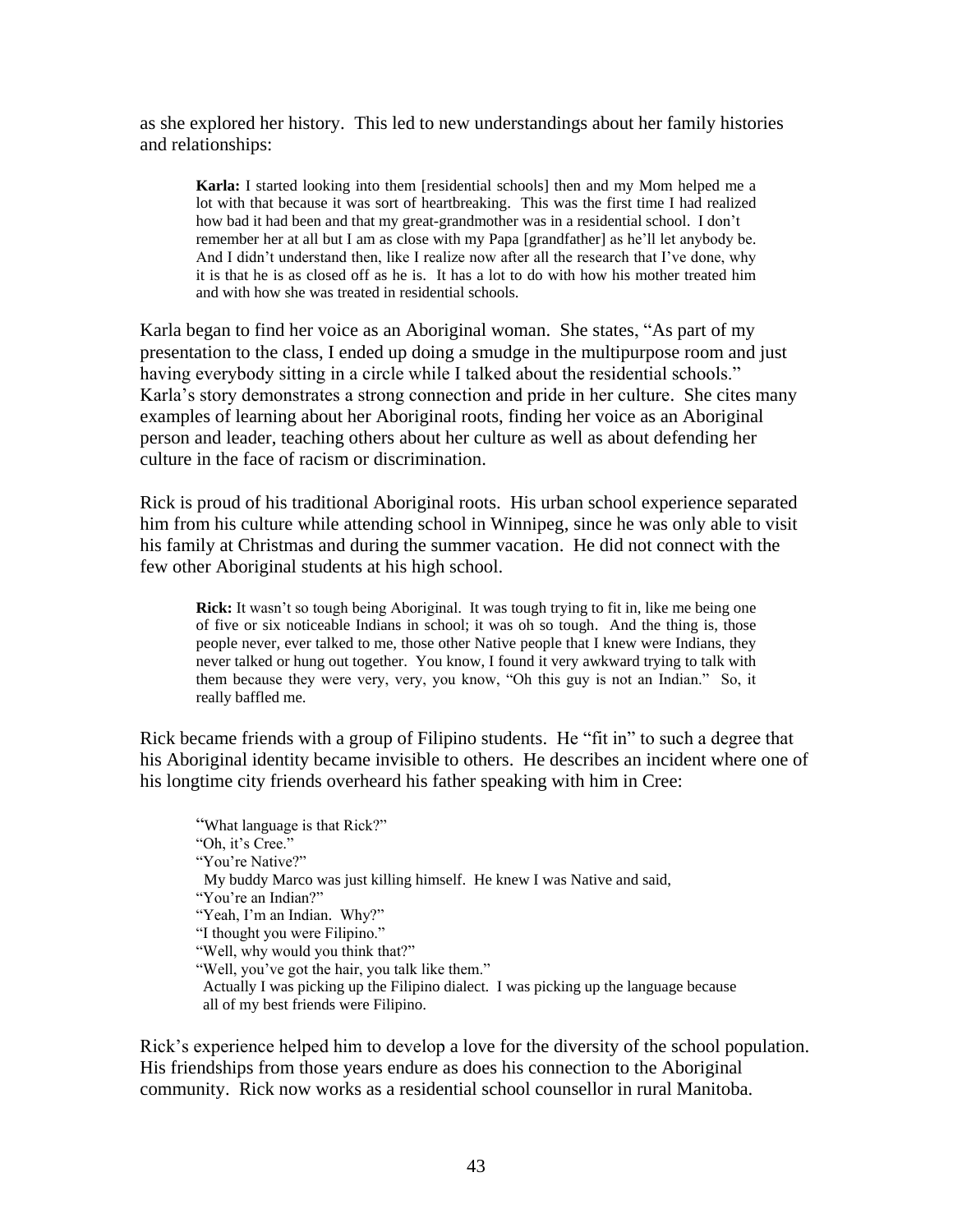as she explored her history. This led to new understandings about her family histories and relationships:

> **Karla:** I started looking into them [residential schools] then and my Mom helped me a lot with that because it was sort of heartbreaking. This was the first time I had realized how bad it had been and that my great-grandmother was in a residential school. I don't remember her at all but I am as close with my Papa [grandfather] as he'll let anybody be. And I didn't understand then, like I realize now after all the research that I've done, why it is that he is as closed off as he is. It has a lot to do with how his mother treated him and with how she was treated in residential schools.

Karla began to find her voice as an Aboriginal woman. She states, "As part of my presentation to the class, I ended up doing a smudge in the multipurpose room and just having everybody sitting in a circle while I talked about the residential schools." Karla's story demonstrates a strong connection and pride in her culture. She cites many examples of learning about her Aboriginal roots, finding her voice as an Aboriginal person and leader, teaching others about her culture as well as about defending her culture in the face of racism or discrimination.

Rick is proud of his traditional Aboriginal roots. His urban school experience separated him from his culture while attending school in Winnipeg, since he was only able to visit his family at Christmas and during the summer vacation. He did not connect with the few other Aboriginal students at his high school.

> **Rick:** It wasn't so tough being Aboriginal. It was tough trying to fit in, like me being one of five or six noticeable Indians in school; it was oh so tough. And the thing is, those people never, ever talked to me, those other Native people that I knew were Indians, they never talked or hung out together. You know, I found it very awkward trying to talk with them because they were very, very, you know, "Oh this guy is not an Indian." So, it really baffled me.

Rick became friends with a group of Filipino students. He "fit in" to such a degree that his Aboriginal identity became invisible to others. He describes an incident where one of his longtime city friends overheard his father speaking with him in Cree:

> "What language is that Rick?"
> "Oh, it's Cree."
> "You're Native?"
> My buddy Marco was just killing himself. He knew I was Native and said,
> "You're an Indian?"
> "Yeah, I'm an Indian. Why?"
> "I thought you were Filipino."
> "Well, why would you think that?"
> "Well, you've got the hair, you talk like them."
> Actually I was picking up the Filipino dialect. I was picking up the language because all of my best friends were Filipino.

Rick's experience helped him to develop a love for the diversity of the school population. His friendships from those years endure as does his connection to the Aboriginal community. Rick now works as a residential school counsellor in rural Manitoba.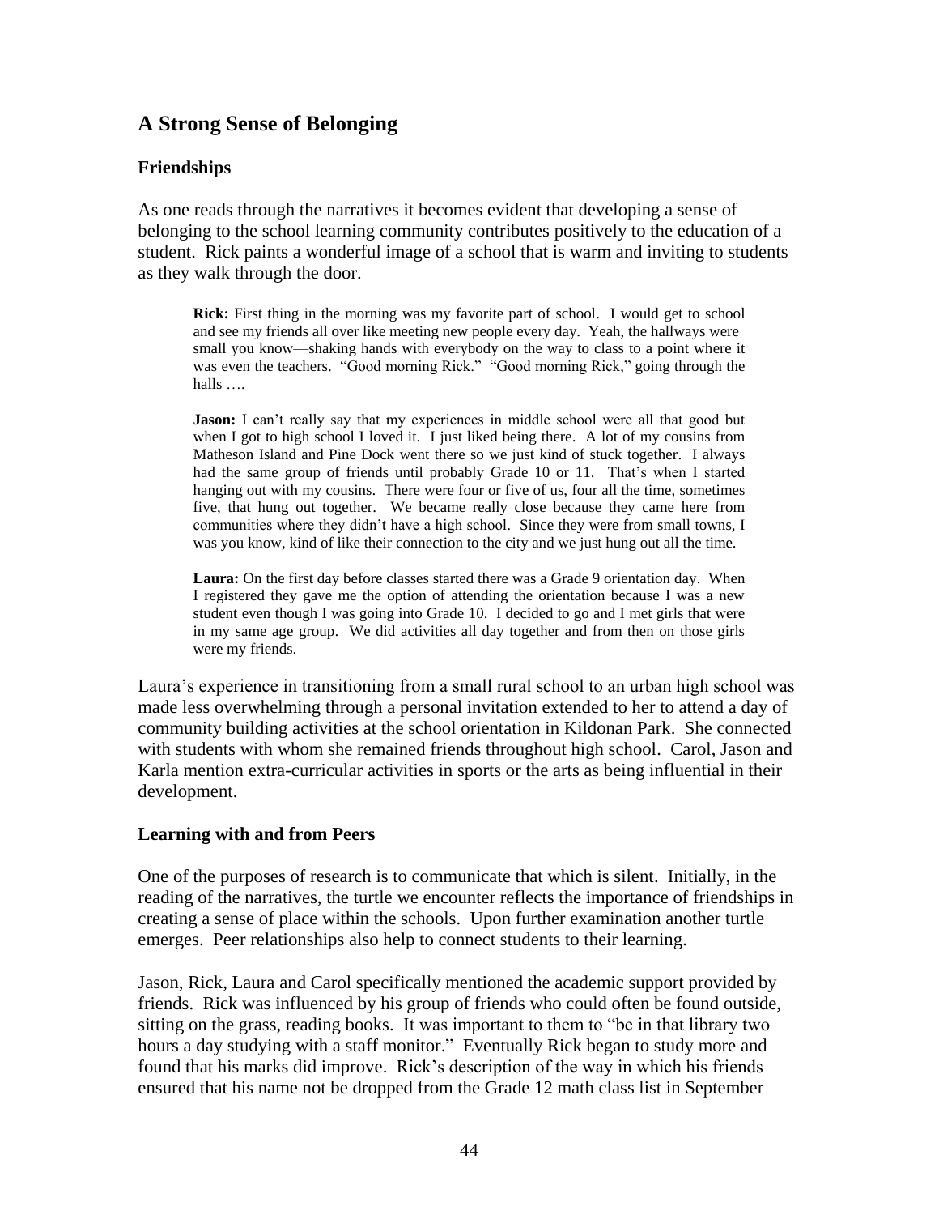## A Strong Sense of Belonging

### Friendships

As one reads through the narratives it becomes evident that developing a sense of belonging to the school learning community contributes positively to the education of a student. Rick paints a wonderful image of a school that is warm and inviting to students as they walk through the door.

> **Rick:** First thing in the morning was my favorite part of school. I would get to school and see my friends all over like meeting new people every day. Yeah, the hallways were small you know—shaking hands with everybody on the way to class to a point where it was even the teachers. "Good morning Rick." "Good morning Rick," going through the halls ….
>
> **Jason:** I can't really say that my experiences in middle school were all that good but when I got to high school I loved it. I just liked being there. A lot of my cousins from Matheson Island and Pine Dock went there so we just kind of stuck together. I always had the same group of friends until probably Grade 10 or 11. That's when I started hanging out with my cousins. There were four or five of us, four all the time, sometimes five, that hung out together. We became really close because they came here from communities where they didn't have a high school. Since they were from small towns, I was you know, kind of like their connection to the city and we just hung out all the time.
>
> **Laura:** On the first day before classes started there was a Grade 9 orientation day. When I registered they gave me the option of attending the orientation because I was a new student even though I was going into Grade 10. I decided to go and I met girls that were in my same age group. We did activities all day together and from then on those girls were my friends.

Laura's experience in transitioning from a small rural school to an urban high school was made less overwhelming through a personal invitation extended to her to attend a day of community building activities at the school orientation in Kildonan Park. She connected with students with whom she remained friends throughout high school. Carol, Jason and Karla mention extra-curricular activities in sports or the arts as being influential in their development.

### Learning with and from Peers

One of the purposes of research is to communicate that which is silent. Initially, in the reading of the narratives, the turtle we encounter reflects the importance of friendships in creating a sense of place within the schools. Upon further examination another turtle emerges. Peer relationships also help to connect students to their learning.

Jason, Rick, Laura and Carol specifically mentioned the academic support provided by friends. Rick was influenced by his group of friends who could often be found outside, sitting on the grass, reading books. It was important to them to "be in that library two hours a day studying with a staff monitor." Eventually Rick began to study more and found that his marks did improve. Rick's description of the way in which his friends ensured that his name not be dropped from the Grade 12 math class list in September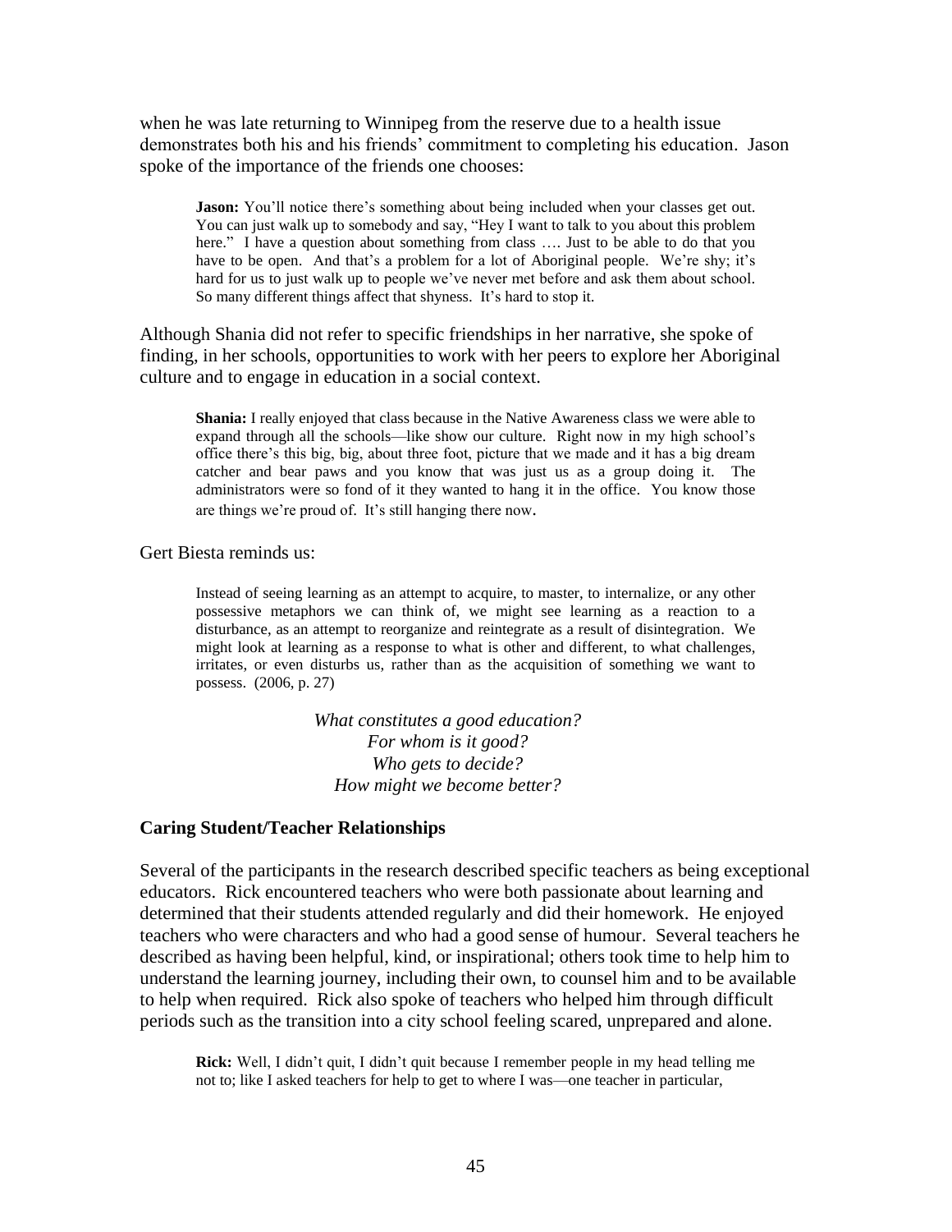when he was late returning to Winnipeg from the reserve due to a health issue demonstrates both his and his friends' commitment to completing his education. Jason spoke of the importance of the friends one chooses:

> **Jason:** You'll notice there's something about being included when your classes get out. You can just walk up to somebody and say, "Hey I want to talk to you about this problem here." I have a question about something from class …. Just to be able to do that you have to be open. And that's a problem for a lot of Aboriginal people. We're shy; it's hard for us to just walk up to people we've never met before and ask them about school. So many different things affect that shyness. It's hard to stop it.

Although Shania did not refer to specific friendships in her narrative, she spoke of finding, in her schools, opportunities to work with her peers to explore her Aboriginal culture and to engage in education in a social context.

> **Shania:** I really enjoyed that class because in the Native Awareness class we were able to expand through all the schools—like show our culture. Right now in my high school's office there's this big, big, about three foot, picture that we made and it has a big dream catcher and bear paws and you know that was just us as a group doing it. The administrators were so fond of it they wanted to hang it in the office. You know those are things we're proud of. It's still hanging there now.

Gert Biesta reminds us:

> Instead of seeing learning as an attempt to acquire, to master, to internalize, or any other possessive metaphors we can think of, we might see learning as a reaction to a disturbance, as an attempt to reorganize and reintegrate as a result of disintegration. We might look at learning as a response to what is other and different, to what challenges, irritates, or even disturbs us, rather than as the acquisition of something we want to possess. (2006, p. 27)

*What constitutes a good education?*
*For whom is it good?*
*Who gets to decide?*
*How might we become better?*

### Caring Student/Teacher Relationships

Several of the participants in the research described specific teachers as being exceptional educators. Rick encountered teachers who were both passionate about learning and determined that their students attended regularly and did their homework. He enjoyed teachers who were characters and who had a good sense of humour. Several teachers he described as having been helpful, kind, or inspirational; others took time to help him to understand the learning journey, including their own, to counsel him and to be available to help when required. Rick also spoke of teachers who helped him through difficult periods such as the transition into a city school feeling scared, unprepared and alone.

> **Rick:** Well, I didn't quit, I didn't quit because I remember people in my head telling me not to; like I asked teachers for help to get to where I was—one teacher in particular,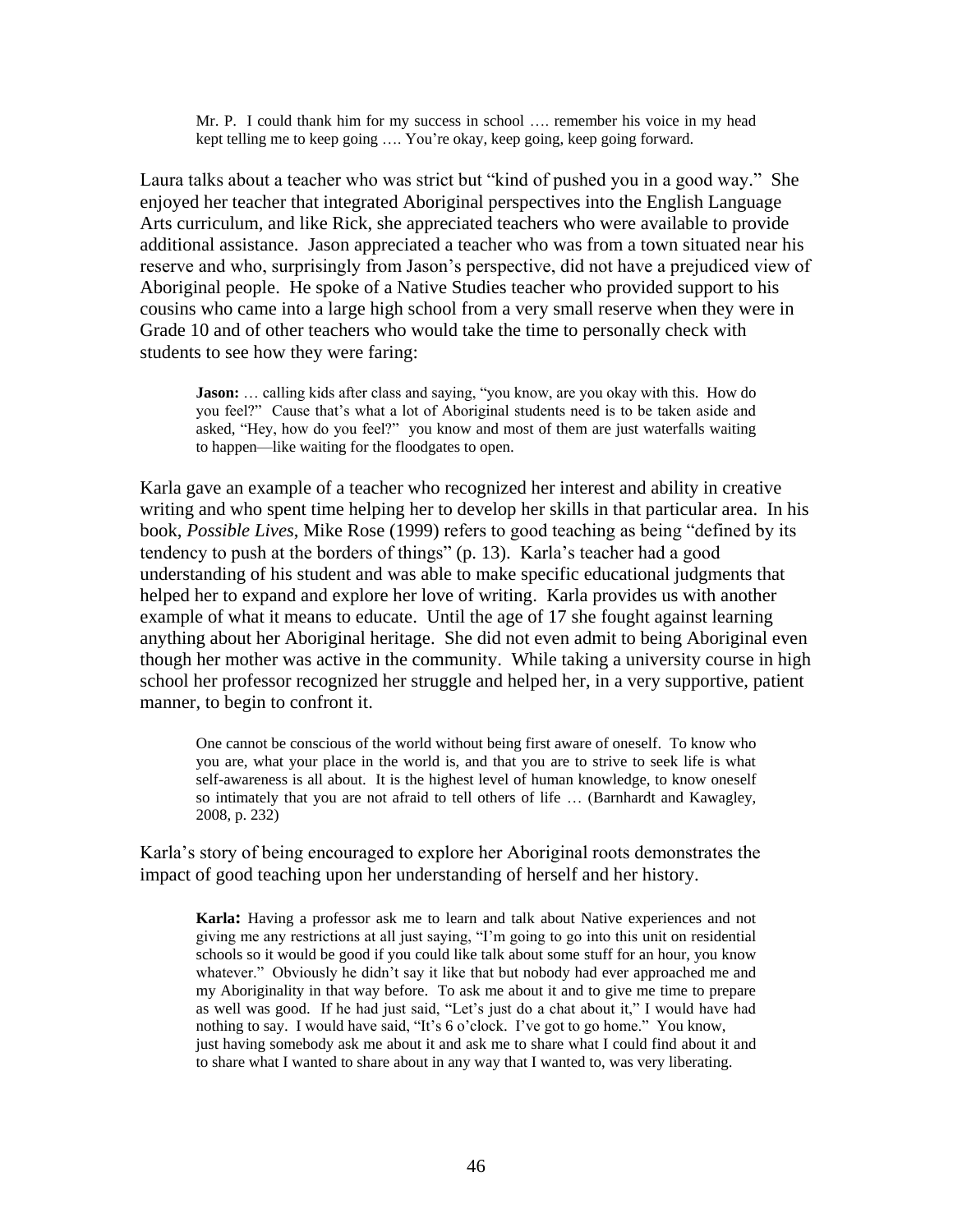> Mr. P. I could thank him for my success in school …. remember his voice in my head kept telling me to keep going …. You're okay, keep going, keep going forward.

Laura talks about a teacher who was strict but "kind of pushed you in a good way." She enjoyed her teacher that integrated Aboriginal perspectives into the English Language Arts curriculum, and like Rick, she appreciated teachers who were available to provide additional assistance. Jason appreciated a teacher who was from a town situated near his reserve and who, surprisingly from Jason's perspective, did not have a prejudiced view of Aboriginal people. He spoke of a Native Studies teacher who provided support to his cousins who came into a large high school from a very small reserve when they were in Grade 10 and of other teachers who would take the time to personally check with students to see how they were faring:

> **Jason:** … calling kids after class and saying, "you know, are you okay with this. How do you feel?" Cause that's what a lot of Aboriginal students need is to be taken aside and asked, "Hey, how do you feel?" you know and most of them are just waterfalls waiting to happen—like waiting for the floodgates to open.

Karla gave an example of a teacher who recognized her interest and ability in creative writing and who spent time helping her to develop her skills in that particular area. In his book, *Possible Lives*, Mike Rose (1999) refers to good teaching as being "defined by its tendency to push at the borders of things" (p. 13). Karla's teacher had a good understanding of his student and was able to make specific educational judgments that helped her to expand and explore her love of writing. Karla provides us with another example of what it means to educate. Until the age of 17 she fought against learning anything about her Aboriginal heritage. She did not even admit to being Aboriginal even though her mother was active in the community. While taking a university course in high school her professor recognized her struggle and helped her, in a very supportive, patient manner, to begin to confront it.

> One cannot be conscious of the world without being first aware of oneself. To know who you are, what your place in the world is, and that you are to strive to seek life is what self-awareness is all about. It is the highest level of human knowledge, to know oneself so intimately that you are not afraid to tell others of life … (Barnhardt and Kawagley, 2008, p. 232)

Karla's story of being encouraged to explore her Aboriginal roots demonstrates the impact of good teaching upon her understanding of herself and her history.

> **Karla:** Having a professor ask me to learn and talk about Native experiences and not giving me any restrictions at all just saying, "I'm going to go into this unit on residential schools so it would be good if you could like talk about some stuff for an hour, you know whatever." Obviously he didn't say it like that but nobody had ever approached me and my Aboriginality in that way before. To ask me about it and to give me time to prepare as well was good. If he had just said, "Let's just do a chat about it," I would have had nothing to say. I would have said, "It's 6 o'clock. I've got to go home." You know, just having somebody ask me about it and ask me to share what I could find about it and to share what I wanted to share about in any way that I wanted to, was very liberating.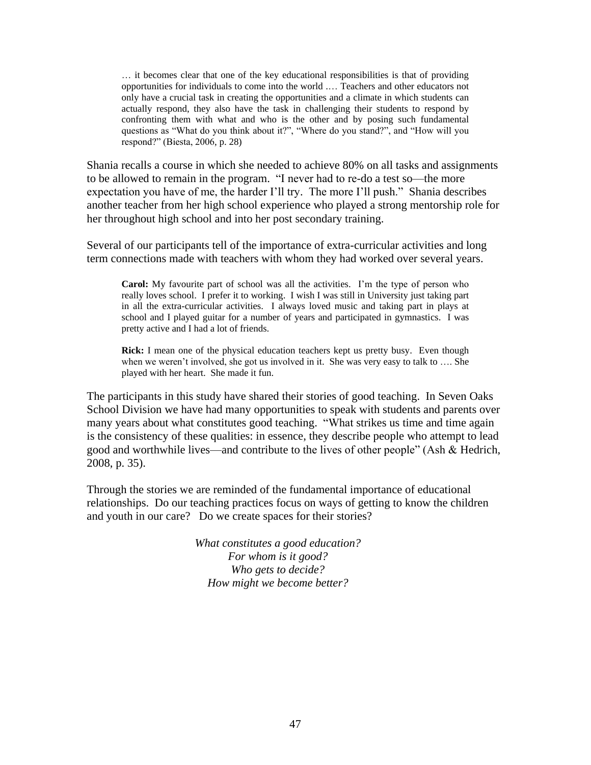> … it becomes clear that one of the key educational responsibilities is that of providing opportunities for individuals to come into the world .… Teachers and other educators not only have a crucial task in creating the opportunities and a climate in which students can actually respond, they also have the task in challenging their students to respond by confronting them with what and who is the other and by posing such fundamental questions as "What do you think about it?", "Where do you stand?", and "How will you respond?" (Biesta, 2006, p. 28)

Shania recalls a course in which she needed to achieve 80% on all tasks and assignments to be allowed to remain in the program. "I never had to re-do a test so—the more expectation you have of me, the harder I'll try. The more I'll push." Shania describes another teacher from her high school experience who played a strong mentorship role for her throughout high school and into her post secondary training.

Several of our participants tell of the importance of extra-curricular activities and long term connections made with teachers with whom they had worked over several years.

> **Carol:** My favourite part of school was all the activities. I'm the type of person who really loves school. I prefer it to working. I wish I was still in University just taking part in all the extra-curricular activities. I always loved music and taking part in plays at school and I played guitar for a number of years and participated in gymnastics. I was pretty active and I had a lot of friends.
>
> **Rick:** I mean one of the physical education teachers kept us pretty busy. Even though when we weren't involved, she got us involved in it. She was very easy to talk to …. She played with her heart. She made it fun.

The participants in this study have shared their stories of good teaching. In Seven Oaks School Division we have had many opportunities to speak with students and parents over many years about what constitutes good teaching. "What strikes us time and time again is the consistency of these qualities: in essence, they describe people who attempt to lead good and worthwhile lives—and contribute to the lives of other people" (Ash & Hedrich, 2008, p. 35).

Through the stories we are reminded of the fundamental importance of educational relationships. Do our teaching practices focus on ways of getting to know the children and youth in our care? Do we create spaces for their stories?

*What constitutes a good education?*
*For whom is it good?*
*Who gets to decide?*
*How might we become better?*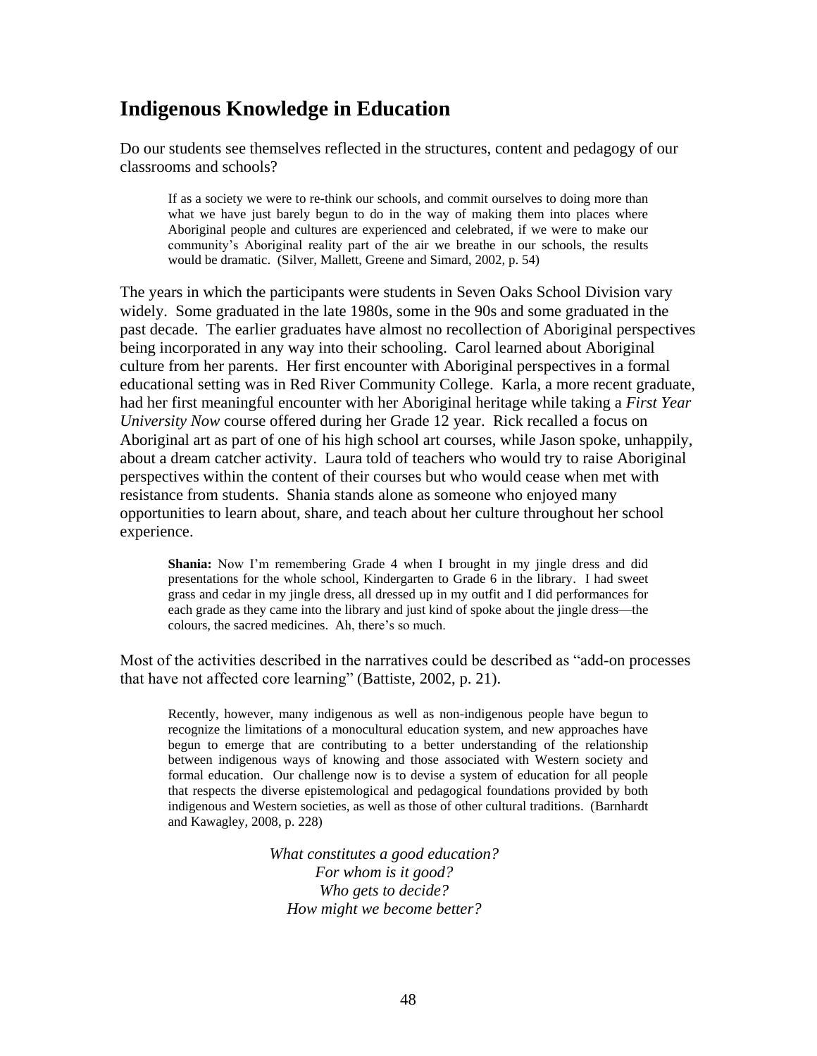## Indigenous Knowledge in Education

Do our students see themselves reflected in the structures, content and pedagogy of our classrooms and schools?

> If as a society we were to re-think our schools, and commit ourselves to doing more than what we have just barely begun to do in the way of making them into places where Aboriginal people and cultures are experienced and celebrated, if we were to make our community's Aboriginal reality part of the air we breathe in our schools, the results would be dramatic. (Silver, Mallett, Greene and Simard, 2002, p. 54)

The years in which the participants were students in Seven Oaks School Division vary widely. Some graduated in the late 1980s, some in the 90s and some graduated in the past decade. The earlier graduates have almost no recollection of Aboriginal perspectives being incorporated in any way into their schooling. Carol learned about Aboriginal culture from her parents. Her first encounter with Aboriginal perspectives in a formal educational setting was in Red River Community College. Karla, a more recent graduate, had her first meaningful encounter with her Aboriginal heritage while taking a *First Year University Now* course offered during her Grade 12 year. Rick recalled a focus on Aboriginal art as part of one of his high school art courses, while Jason spoke, unhappily, about a dream catcher activity. Laura told of teachers who would try to raise Aboriginal perspectives within the content of their courses but who would cease when met with resistance from students. Shania stands alone as someone who enjoyed many opportunities to learn about, share, and teach about her culture throughout her school experience.

> **Shania:** Now I'm remembering Grade 4 when I brought in my jingle dress and did presentations for the whole school, Kindergarten to Grade 6 in the library. I had sweet grass and cedar in my jingle dress, all dressed up in my outfit and I did performances for each grade as they came into the library and just kind of spoke about the jingle dress—the colours, the sacred medicines. Ah, there's so much.

Most of the activities described in the narratives could be described as "add-on processes that have not affected core learning" (Battiste, 2002, p. 21).

> Recently, however, many indigenous as well as non-indigenous people have begun to recognize the limitations of a monocultural education system, and new approaches have begun to emerge that are contributing to a better understanding of the relationship between indigenous ways of knowing and those associated with Western society and formal education. Our challenge now is to devise a system of education for all people that respects the diverse epistemological and pedagogical foundations provided by both indigenous and Western societies, as well as those of other cultural traditions. (Barnhardt and Kawagley, 2008, p. 228)

*What constitutes a good education?*
*For whom is it good?*
*Who gets to decide?*
*How might we become better?*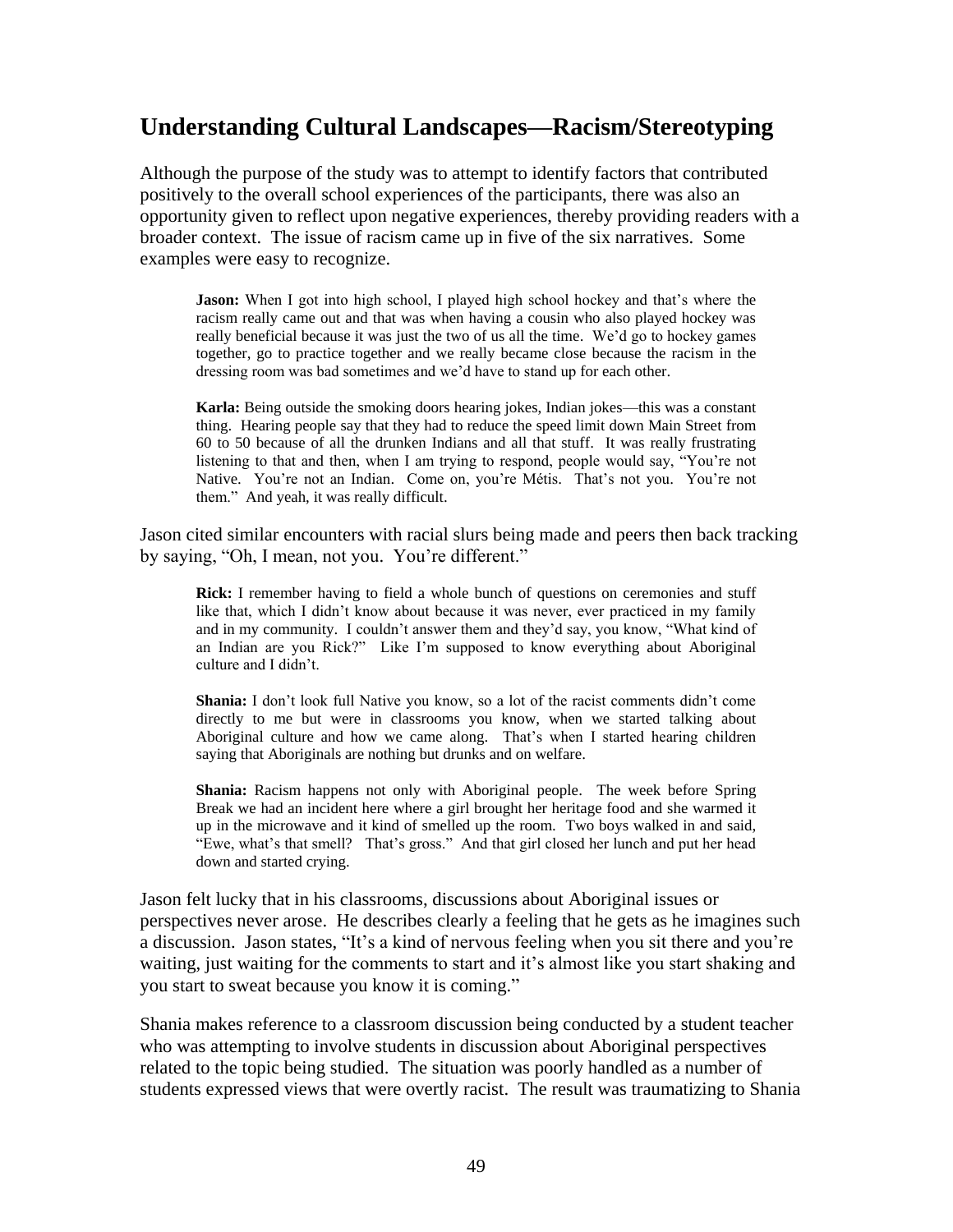## Understanding Cultural Landscapes—Racism/Stereotyping

Although the purpose of the study was to attempt to identify factors that contributed positively to the overall school experiences of the participants, there was also an opportunity given to reflect upon negative experiences, thereby providing readers with a broader context. The issue of racism came up in five of the six narratives. Some examples were easy to recognize.

> **Jason:** When I got into high school, I played high school hockey and that's where the racism really came out and that was when having a cousin who also played hockey was really beneficial because it was just the two of us all the time. We'd go to hockey games together, go to practice together and we really became close because the racism in the dressing room was bad sometimes and we'd have to stand up for each other.

> **Karla:** Being outside the smoking doors hearing jokes, Indian jokes—this was a constant thing. Hearing people say that they had to reduce the speed limit down Main Street from 60 to 50 because of all the drunken Indians and all that stuff. It was really frustrating listening to that and then, when I am trying to respond, people would say, "You're not Native. You're not an Indian. Come on, you're Métis. That's not you. You're not them." And yeah, it was really difficult.

Jason cited similar encounters with racial slurs being made and peers then back tracking by saying, "Oh, I mean, not you. You're different."

> **Rick:** I remember having to field a whole bunch of questions on ceremonies and stuff like that, which I didn't know about because it was never, ever practiced in my family and in my community. I couldn't answer them and they'd say, you know, "What kind of an Indian are you Rick?" Like I'm supposed to know everything about Aboriginal culture and I didn't.

> **Shania:** I don't look full Native you know, so a lot of the racist comments didn't come directly to me but were in classrooms you know, when we started talking about Aboriginal culture and how we came along. That's when I started hearing children saying that Aboriginals are nothing but drunks and on welfare.

> **Shania:** Racism happens not only with Aboriginal people. The week before Spring Break we had an incident here where a girl brought her heritage food and she warmed it up in the microwave and it kind of smelled up the room. Two boys walked in and said, "Ewe, what's that smell? That's gross." And that girl closed her lunch and put her head down and started crying.

Jason felt lucky that in his classrooms, discussions about Aboriginal issues or perspectives never arose. He describes clearly a feeling that he gets as he imagines such a discussion. Jason states, "It's a kind of nervous feeling when you sit there and you're waiting, just waiting for the comments to start and it's almost like you start shaking and you start to sweat because you know it is coming."

Shania makes reference to a classroom discussion being conducted by a student teacher who was attempting to involve students in discussion about Aboriginal perspectives related to the topic being studied. The situation was poorly handled as a number of students expressed views that were overtly racist. The result was traumatizing to Shania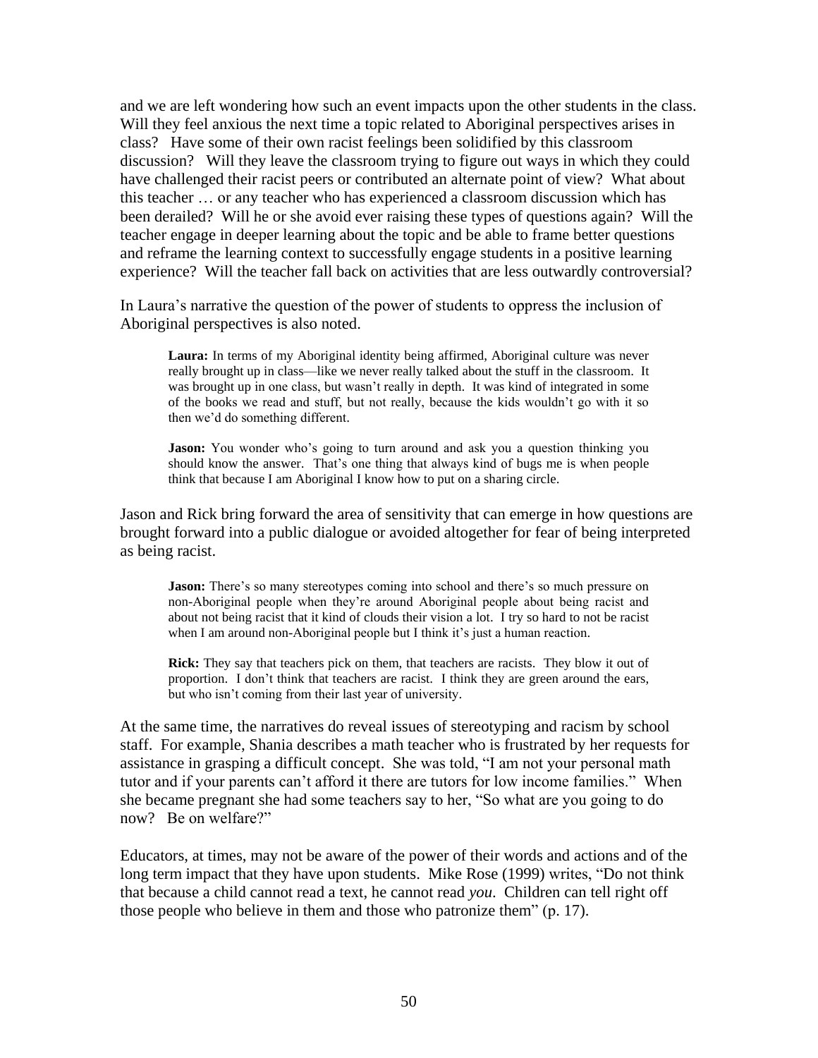and we are left wondering how such an event impacts upon the other students in the class. Will they feel anxious the next time a topic related to Aboriginal perspectives arises in class? Have some of their own racist feelings been solidified by this classroom discussion? Will they leave the classroom trying to figure out ways in which they could have challenged their racist peers or contributed an alternate point of view? What about this teacher … or any teacher who has experienced a classroom discussion which has been derailed? Will he or she avoid ever raising these types of questions again? Will the teacher engage in deeper learning about the topic and be able to frame better questions and reframe the learning context to successfully engage students in a positive learning experience? Will the teacher fall back on activities that are less outwardly controversial?

In Laura's narrative the question of the power of students to oppress the inclusion of Aboriginal perspectives is also noted.

> **Laura:** In terms of my Aboriginal identity being affirmed, Aboriginal culture was never really brought up in class—like we never really talked about the stuff in the classroom. It was brought up in one class, but wasn't really in depth. It was kind of integrated in some of the books we read and stuff, but not really, because the kids wouldn't go with it so then we'd do something different.
>
> **Jason:** You wonder who's going to turn around and ask you a question thinking you should know the answer. That's one thing that always kind of bugs me is when people think that because I am Aboriginal I know how to put on a sharing circle.

Jason and Rick bring forward the area of sensitivity that can emerge in how questions are brought forward into a public dialogue or avoided altogether for fear of being interpreted as being racist.

> **Jason:** There's so many stereotypes coming into school and there's so much pressure on non-Aboriginal people when they're around Aboriginal people about being racist and about not being racist that it kind of clouds their vision a lot. I try so hard to not be racist when I am around non-Aboriginal people but I think it's just a human reaction.
>
> **Rick:** They say that teachers pick on them, that teachers are racists. They blow it out of proportion. I don't think that teachers are racist. I think they are green around the ears, but who isn't coming from their last year of university.

At the same time, the narratives do reveal issues of stereotyping and racism by school staff. For example, Shania describes a math teacher who is frustrated by her requests for assistance in grasping a difficult concept. She was told, "I am not your personal math tutor and if your parents can't afford it there are tutors for low income families." When she became pregnant she had some teachers say to her, "So what are you going to do now? Be on welfare?"

Educators, at times, may not be aware of the power of their words and actions and of the long term impact that they have upon students. Mike Rose (1999) writes, "Do not think that because a child cannot read a text, he cannot read *you*. Children can tell right off those people who believe in them and those who patronize them" (p. 17).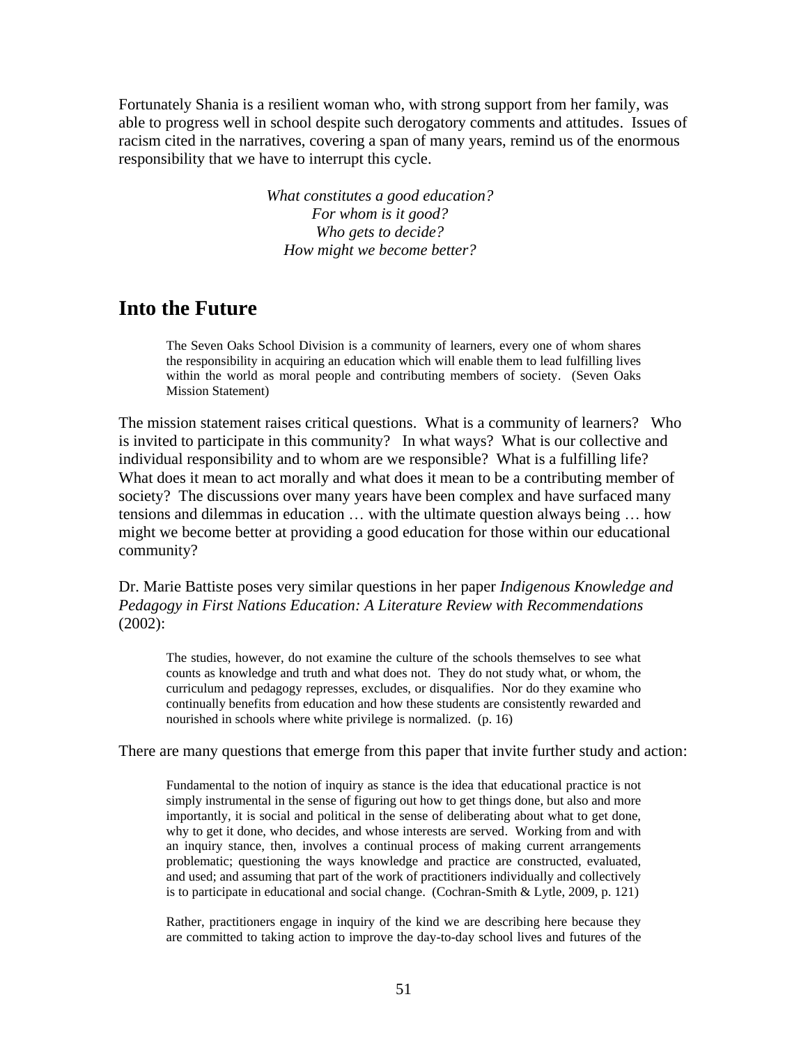Fortunately Shania is a resilient woman who, with strong support from her family, was able to progress well in school despite such derogatory comments and attitudes. Issues of racism cited in the narratives, covering a span of many years, remind us of the enormous responsibility that we have to interrupt this cycle.

*What constitutes a good education?*
*For whom is it good?*
*Who gets to decide?*
*How might we become better?*

## Into the Future

> The Seven Oaks School Division is a community of learners, every one of whom shares the responsibility in acquiring an education which will enable them to lead fulfilling lives within the world as moral people and contributing members of society. (Seven Oaks Mission Statement)

The mission statement raises critical questions. What is a community of learners? Who is invited to participate in this community? In what ways? What is our collective and individual responsibility and to whom are we responsible? What is a fulfilling life? What does it mean to act morally and what does it mean to be a contributing member of society? The discussions over many years have been complex and have surfaced many tensions and dilemmas in education … with the ultimate question always being … how might we become better at providing a good education for those within our educational community?

Dr. Marie Battiste poses very similar questions in her paper *Indigenous Knowledge and Pedagogy in First Nations Education: A Literature Review with Recommendations* (2002):

> The studies, however, do not examine the culture of the schools themselves to see what counts as knowledge and truth and what does not. They do not study what, or whom, the curriculum and pedagogy represses, excludes, or disqualifies. Nor do they examine who continually benefits from education and how these students are consistently rewarded and nourished in schools where white privilege is normalized. (p. 16)

There are many questions that emerge from this paper that invite further study and action:

> Fundamental to the notion of inquiry as stance is the idea that educational practice is not simply instrumental in the sense of figuring out how to get things done, but also and more importantly, it is social and political in the sense of deliberating about what to get done, why to get it done, who decides, and whose interests are served. Working from and with an inquiry stance, then, involves a continual process of making current arrangements problematic; questioning the ways knowledge and practice are constructed, evaluated, and used; and assuming that part of the work of practitioners individually and collectively is to participate in educational and social change. (Cochran-Smith & Lytle, 2009, p. 121)

> Rather, practitioners engage in inquiry of the kind we are describing here because they are committed to taking action to improve the day-to-day school lives and futures of the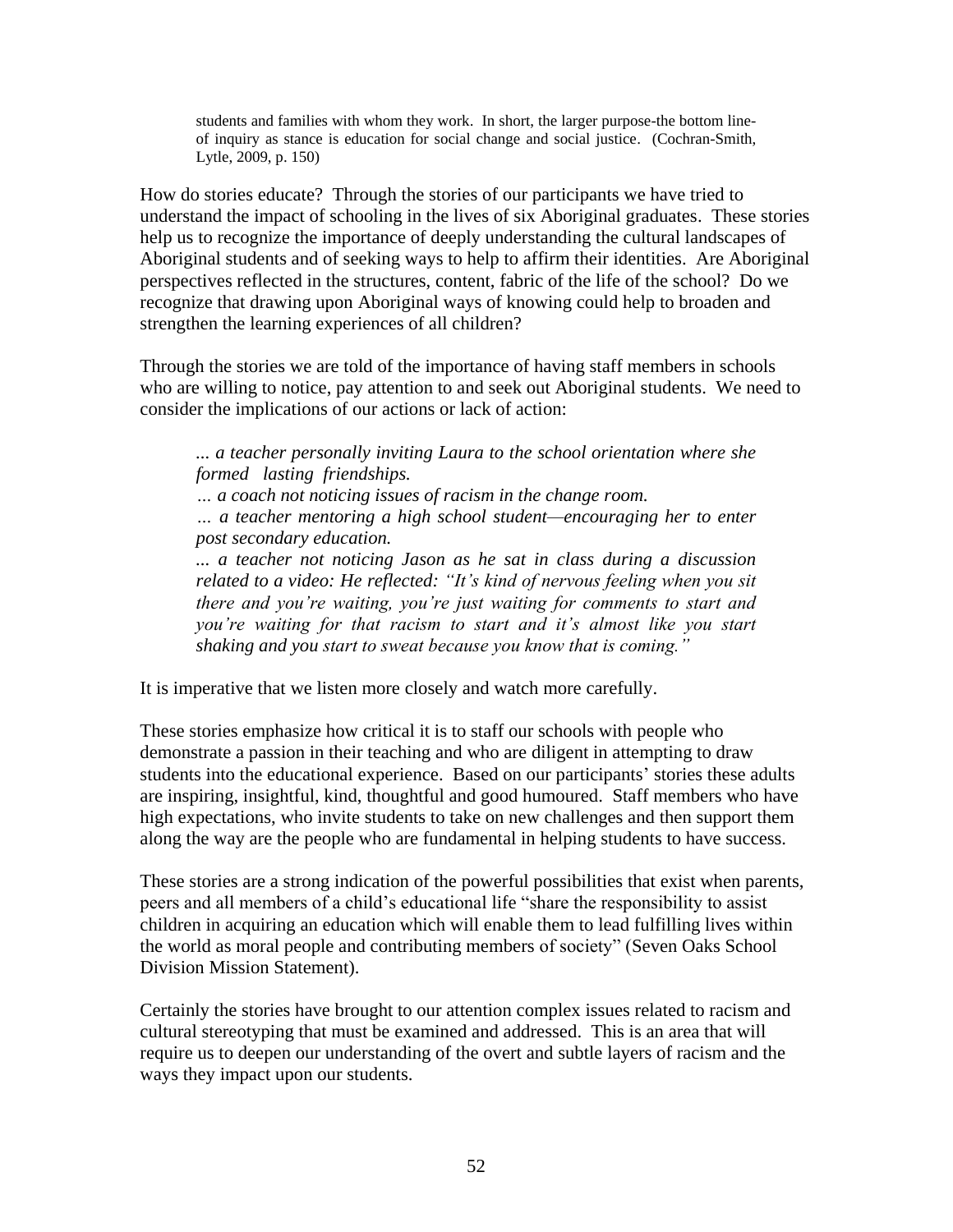> students and families with whom they work. In short, the larger purpose-the bottom line-of inquiry as stance is education for social change and social justice. (Cochran-Smith, Lytle, 2009, p. 150)

How do stories educate? Through the stories of our participants we have tried to understand the impact of schooling in the lives of six Aboriginal graduates. These stories help us to recognize the importance of deeply understanding the cultural landscapes of Aboriginal students and of seeking ways to help to affirm their identities. Are Aboriginal perspectives reflected in the structures, content, fabric of the life of the school? Do we recognize that drawing upon Aboriginal ways of knowing could help to broaden and strengthen the learning experiences of all children?

Through the stories we are told of the importance of having staff members in schools who are willing to notice, pay attention to and seek out Aboriginal students. We need to consider the implications of our actions or lack of action:

> *... a teacher personally inviting Laura to the school orientation where she formed lasting friendships.*
>
> *… a coach not noticing issues of racism in the change room.*
>
> *… a teacher mentoring a high school student—encouraging her to enter post secondary education.*
>
> *... a teacher not noticing Jason as he sat in class during a discussion related to a video: He reflected: "It's kind of nervous feeling when you sit there and you're waiting, you're just waiting for comments to start and you're waiting for that racism to start and it's almost like you start shaking and you start to sweat because you know that is coming."*

It is imperative that we listen more closely and watch more carefully.

These stories emphasize how critical it is to staff our schools with people who demonstrate a passion in their teaching and who are diligent in attempting to draw students into the educational experience. Based on our participants' stories these adults are inspiring, insightful, kind, thoughtful and good humoured. Staff members who have high expectations, who invite students to take on new challenges and then support them along the way are the people who are fundamental in helping students to have success.

These stories are a strong indication of the powerful possibilities that exist when parents, peers and all members of a child's educational life "share the responsibility to assist children in acquiring an education which will enable them to lead fulfilling lives within the world as moral people and contributing members of society" (Seven Oaks School Division Mission Statement).

Certainly the stories have brought to our attention complex issues related to racism and cultural stereotyping that must be examined and addressed. This is an area that will require us to deepen our understanding of the overt and subtle layers of racism and the ways they impact upon our students.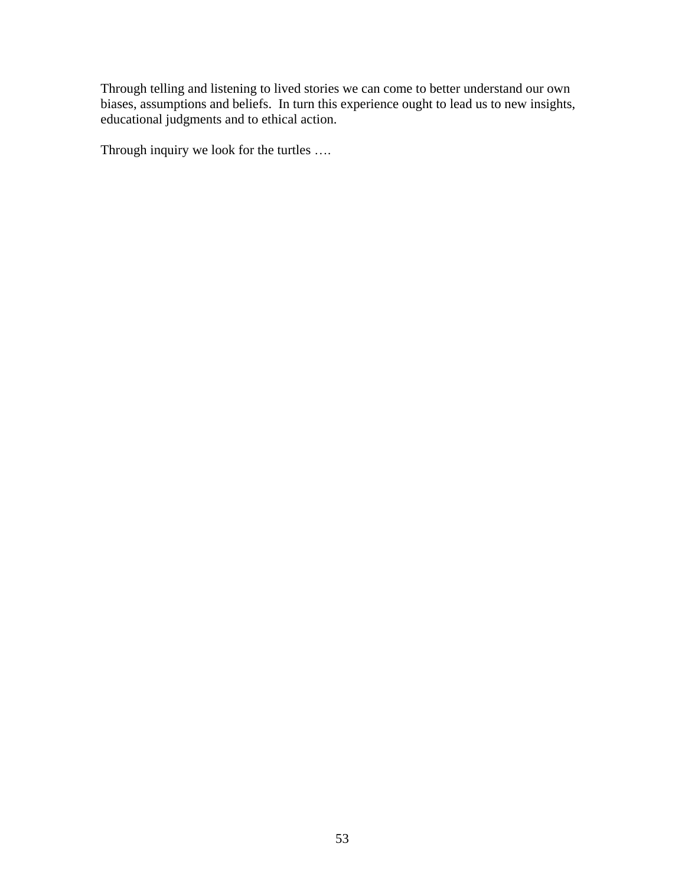Through telling and listening to lived stories we can come to better understand our own biases, assumptions and beliefs.  In turn this experience ought to lead us to new insights, educational judgments and to ethical action.

Through inquiry we look for the turtles ….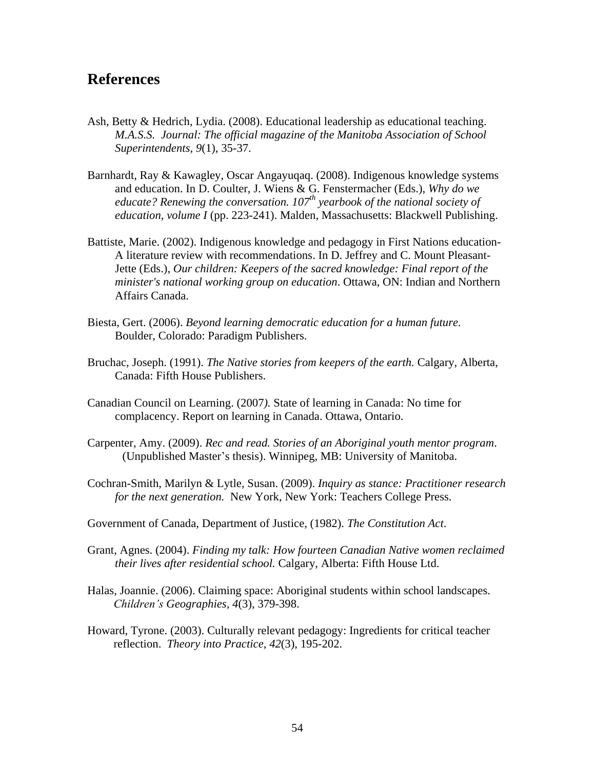## References

Ash, Betty & Hedrich, Lydia. (2008). Educational leadership as educational teaching. *M.A.S.S. Journal: The official magazine of the Manitoba Association of School Superintendents, 9*(1), 35-37.

Barnhardt, Ray & Kawagley, Oscar Angayuqaq. (2008). Indigenous knowledge systems and education. In D. Coulter, J. Wiens & G. Fenstermacher (Eds.), *Why do we educate? Renewing the conversation. 107th yearbook of the national society of education, volume I* (pp. 223-241). Malden, Massachusetts: Blackwell Publishing.

Battiste, Marie. (2002). Indigenous knowledge and pedagogy in First Nations education-A literature review with recommendations. In D. Jeffrey and C. Mount Pleasant-Jette (Eds.), *Our children: Keepers of the sacred knowledge: Final report of the minister's national working group on education*. Ottawa, ON: Indian and Northern Affairs Canada.

Biesta, Gert. (2006). *Beyond learning democratic education for a human future.* Boulder, Colorado: Paradigm Publishers.

Bruchac, Joseph. (1991). *The Native stories from keepers of the earth.* Calgary, Alberta, Canada: Fifth House Publishers.

Canadian Council on Learning. (2007*).* State of learning in Canada: No time for complacency. Report on learning in Canada. Ottawa, Ontario.

Carpenter, Amy. (2009). *Rec and read. Stories of an Aboriginal youth mentor program*. (Unpublished Master's thesis). Winnipeg, MB: University of Manitoba.

Cochran-Smith, Marilyn & Lytle, Susan. (2009). *Inquiry as stance: Practitioner research for the next generation.* New York, New York: Teachers College Press.

Government of Canada, Department of Justice, (1982). *The Constitution Act*.

Grant, Agnes. (2004). *Finding my talk: How fourteen Canadian Native women reclaimed their lives after residential school.* Calgary, Alberta: Fifth House Ltd.

Halas, Joannie. (2006). Claiming space: Aboriginal students within school landscapes. *Children's Geographies*, *4*(3), 379-398.

Howard, Tyrone. (2003). Culturally relevant pedagogy: Ingredients for critical teacher reflection. *Theory into Practice*, *42*(3), 195-202.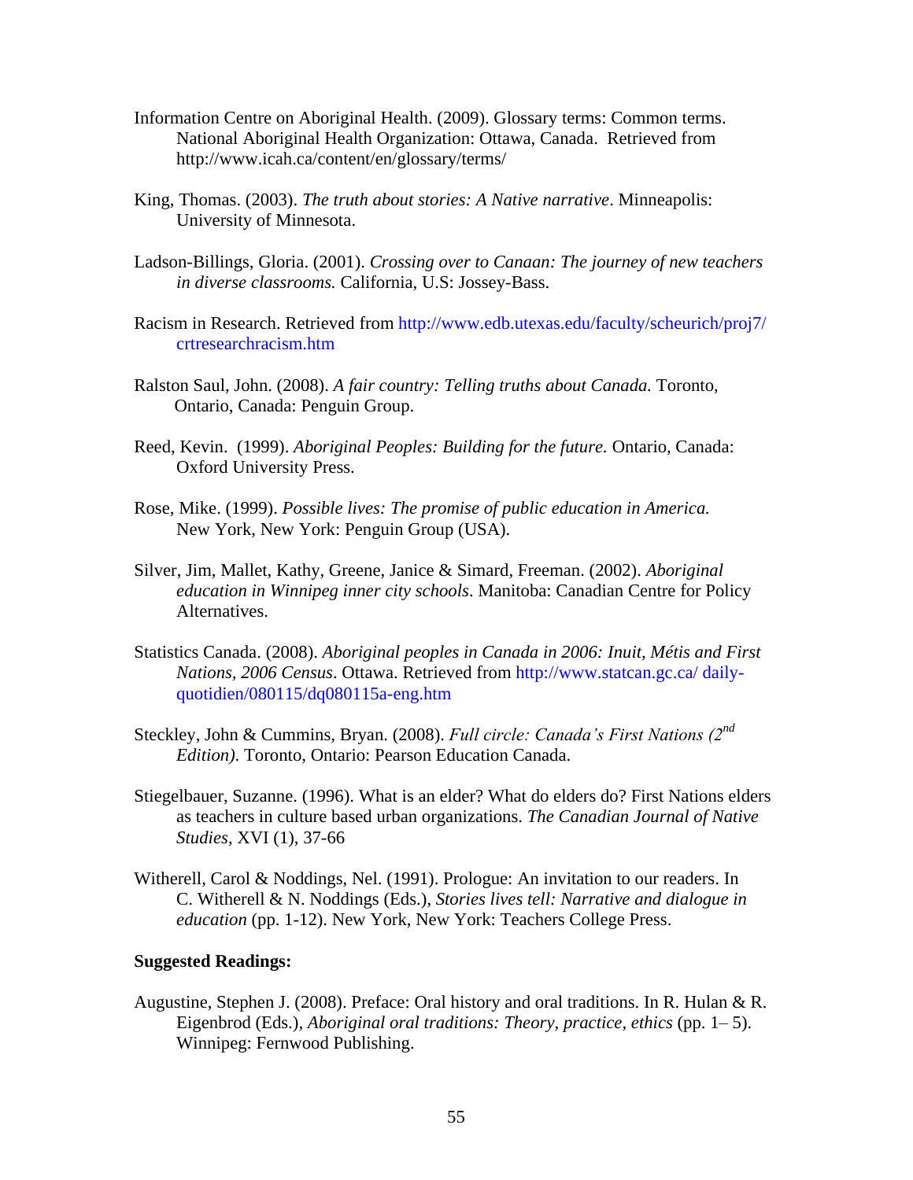Information Centre on Aboriginal Health. (2009). Glossary terms: Common terms. National Aboriginal Health Organization: Ottawa, Canada. Retrieved from http://www.icah.ca/content/en/glossary/terms/

King, Thomas. (2003). *The truth about stories: A Native narrative*. Minneapolis: University of Minnesota.

Ladson-Billings, Gloria. (2001). *Crossing over to Canaan: The journey of new teachers in diverse classrooms.* California, U.S: Jossey-Bass.

Racism in Research. Retrieved from http://www.edb.utexas.edu/faculty/scheurich/proj7/crtresearchracism.htm

Ralston Saul, John. (2008). *A fair country: Telling truths about Canada.* Toronto, Ontario, Canada: Penguin Group.

Reed, Kevin. (1999). *Aboriginal Peoples: Building for the future.* Ontario, Canada: Oxford University Press.

Rose, Mike. (1999). *Possible lives: The promise of public education in America.* New York, New York: Penguin Group (USA).

Silver, Jim, Mallet, Kathy, Greene, Janice & Simard, Freeman. (2002). *Aboriginal education in Winnipeg inner city schools*. Manitoba: Canadian Centre for Policy Alternatives.

Statistics Canada. (2008). *Aboriginal peoples in Canada in 2006: Inuit, Métis and First Nations, 2006 Census*. Ottawa. Retrieved from http://www.statcan.gc.ca/ daily-quotidien/080115/dq080115a-eng.htm

Steckley, John & Cummins, Bryan. (2008). *Full circle: Canada's First Nations (2nd Edition).* Toronto, Ontario: Pearson Education Canada.

Stiegelbauer, Suzanne. (1996). What is an elder? What do elders do? First Nations elders as teachers in culture based urban organizations. *The Canadian Journal of Native Studies*, XVI (1), 37-66

Witherell, Carol & Noddings, Nel. (1991). Prologue: An invitation to our readers. In C. Witherell & N. Noddings (Eds.), *Stories lives tell: Narrative and dialogue in education* (pp. 1-12). New York, New York: Teachers College Press.

**Suggested Readings:**

Augustine, Stephen J. (2008). Preface: Oral history and oral traditions. In R. Hulan & R. Eigenbrod (Eds.), *Aboriginal oral traditions: Theory, practice, ethics* (pp. 1– 5). Winnipeg: Fernwood Publishing.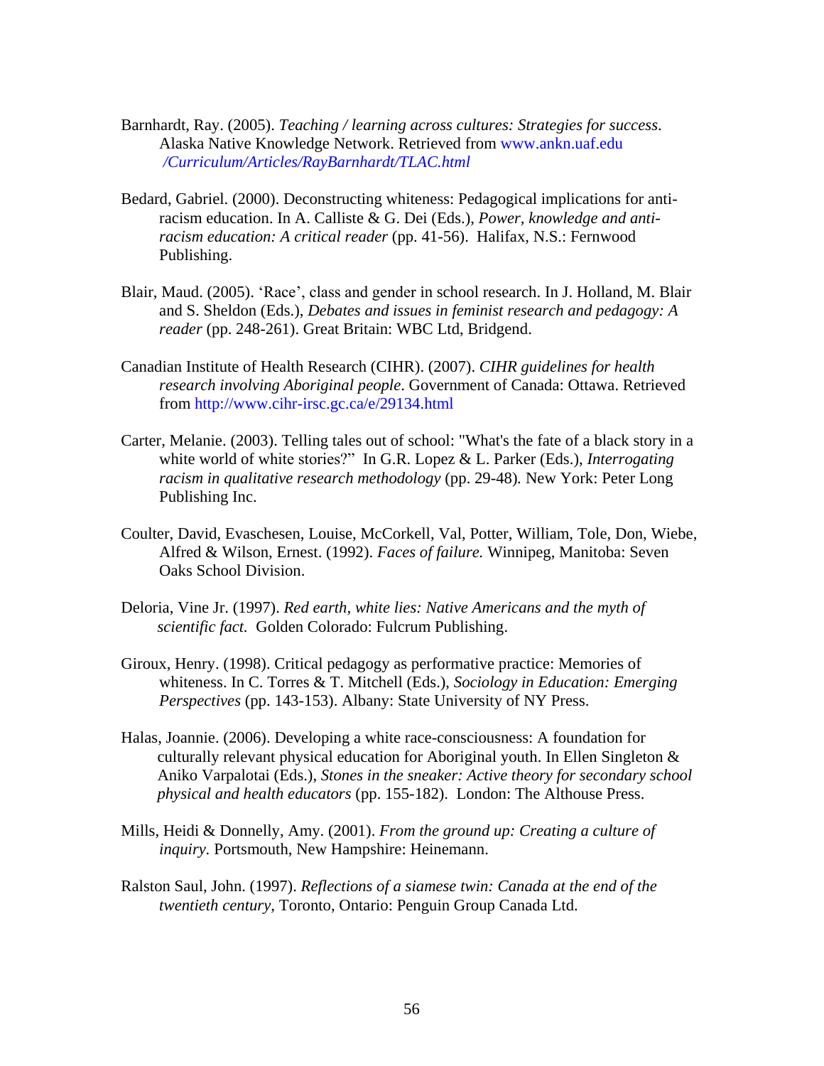Barnhardt, Ray. (2005). *Teaching / learning across cultures: Strategies for success*. Alaska Native Knowledge Network. Retrieved from www.ankn.uaf.edu */Curriculum/Articles/RayBarnhardt/TLAC.html*

Bedard, Gabriel. (2000). Deconstructing whiteness: Pedagogical implications for anti-racism education. In A. Calliste & G. Dei (Eds.), *Power, knowledge and anti-racism education: A critical reader* (pp. 41-56). Halifax, N.S.: Fernwood Publishing.

Blair, Maud. (2005). 'Race', class and gender in school research. In J. Holland, M. Blair and S. Sheldon (Eds.), *Debates and issues in feminist research and pedagogy: A reader* (pp. 248-261). Great Britain: WBC Ltd, Bridgend.

Canadian Institute of Health Research (CIHR). (2007). *CIHR guidelines for health research involving Aboriginal people*. Government of Canada: Ottawa. Retrieved from http://www.cihr-irsc.gc.ca/e/29134.html

Carter, Melanie. (2003). Telling tales out of school: "What's the fate of a black story in a white world of white stories?" In G.R. Lopez & L. Parker (Eds.), *Interrogating racism in qualitative research methodology* (pp. 29-48). New York: Peter Long Publishing Inc.

Coulter, David, Evaschesen, Louise, McCorkell, Val, Potter, William, Tole, Don, Wiebe, Alfred & Wilson, Ernest. (1992). *Faces of failure.* Winnipeg, Manitoba: Seven Oaks School Division.

Deloria, Vine Jr. (1997). *Red earth, white lies: Native Americans and the myth of scientific fact.* Golden Colorado: Fulcrum Publishing.

Giroux, Henry. (1998). Critical pedagogy as performative practice: Memories of whiteness. In C. Torres & T. Mitchell (Eds.), *Sociology in Education: Emerging Perspectives* (pp. 143-153). Albany: State University of NY Press.

Halas, Joannie. (2006). Developing a white race-consciousness: A foundation for culturally relevant physical education for Aboriginal youth. In Ellen Singleton & Aniko Varpalotai (Eds.), *Stones in the sneaker: Active theory for secondary school physical and health educators* (pp. 155-182). London: The Althouse Press.

Mills, Heidi & Donnelly, Amy. (2001). *From the ground up: Creating a culture of inquiry.* Portsmouth, New Hampshire: Heinemann.

Ralston Saul, John. (1997). *Reflections of a siamese twin: Canada at the end of the twentieth century,* Toronto, Ontario: Penguin Group Canada Ltd.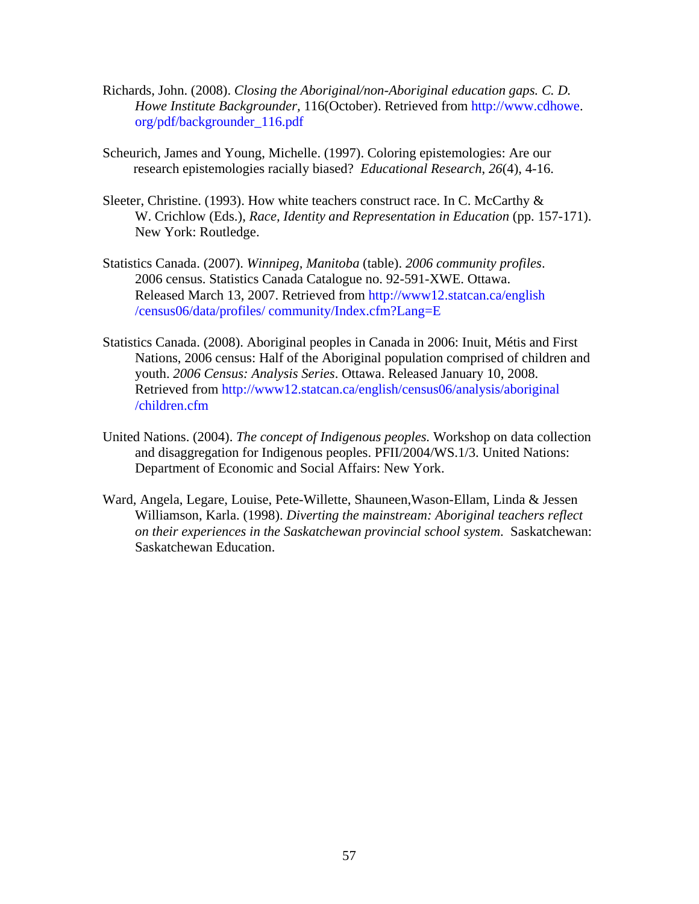Richards, John. (2008). *Closing the Aboriginal/non-Aboriginal education gaps. C. D. Howe Institute Backgrounder,* 116(October). Retrieved from http://www.cdhowe.org/pdf/backgrounder_116.pdf

Scheurich, James and Young, Michelle. (1997). Coloring epistemologies: Are our research epistemologies racially biased? *Educational Research*, *26*(4), 4-16.

Sleeter, Christine. (1993). How white teachers construct race. In C. McCarthy & W. Crichlow (Eds.), *Race, Identity and Representation in Education* (pp. 157-171). New York: Routledge.

Statistics Canada. (2007). *Winnipeg, Manitoba* (table). *2006 community profiles*. 2006 census. Statistics Canada Catalogue no. 92-591-XWE. Ottawa. Released March 13, 2007. Retrieved from http://www12.statcan.ca/english/census06/data/profiles/ community/Index.cfm?Lang=E

Statistics Canada. (2008). Aboriginal peoples in Canada in 2006: Inuit, Métis and First Nations, 2006 census: Half of the Aboriginal population comprised of children and youth. *2006 Census: Analysis Series*. Ottawa. Released January 10, 2008. Retrieved from http://www12.statcan.ca/english/census06/analysis/aboriginal/children.cfm

United Nations. (2004). *The concept of Indigenous peoples.* Workshop on data collection and disaggregation for Indigenous peoples. PFII/2004/WS.1/3. United Nations: Department of Economic and Social Affairs: New York.

Ward, Angela, Legare, Louise, Pete-Willette, Shauneen,Wason-Ellam, Linda & Jessen Williamson, Karla. (1998). *Diverting the mainstream: Aboriginal teachers reflect on their experiences in the Saskatchewan provincial school system.* Saskatchewan: Saskatchewan Education.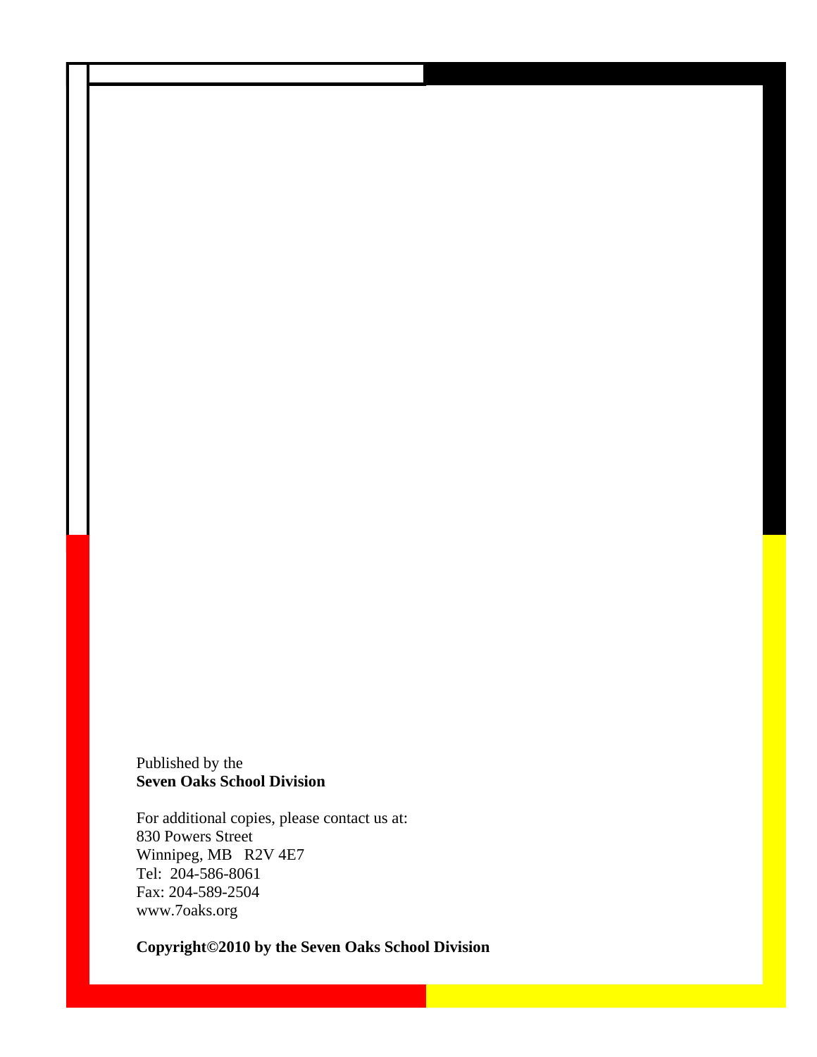Published by the
**Seven Oaks School Division**

For additional copies, please contact us at:
830 Powers Street
Winnipeg, MB   R2V 4E7
Tel:  204-586-8061
Fax: 204-589-2504
www.7oaks.org

**Copyright©2010 by the Seven Oaks School Division**